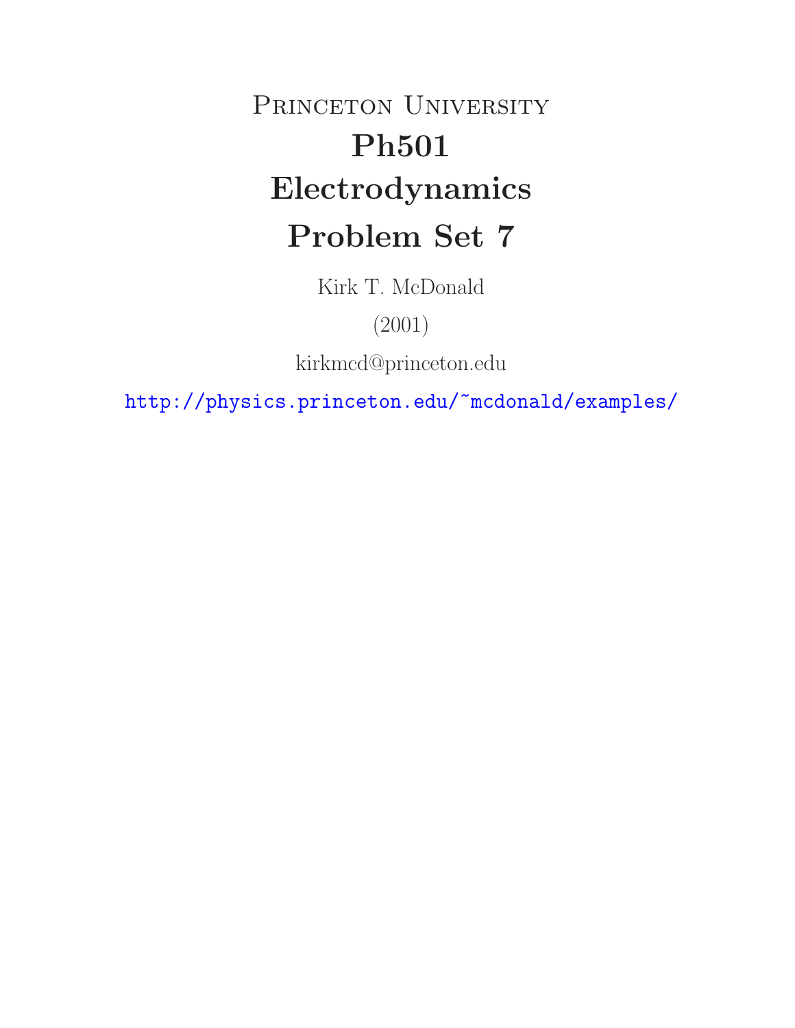# Princeton University

# Ph501

# Electrodynamics

# Problem Set 7

Kirk T. McDonald

(2001)

kirkmcd@princeton.edu

http://physics.princeton.edu/~mcdonald/examples/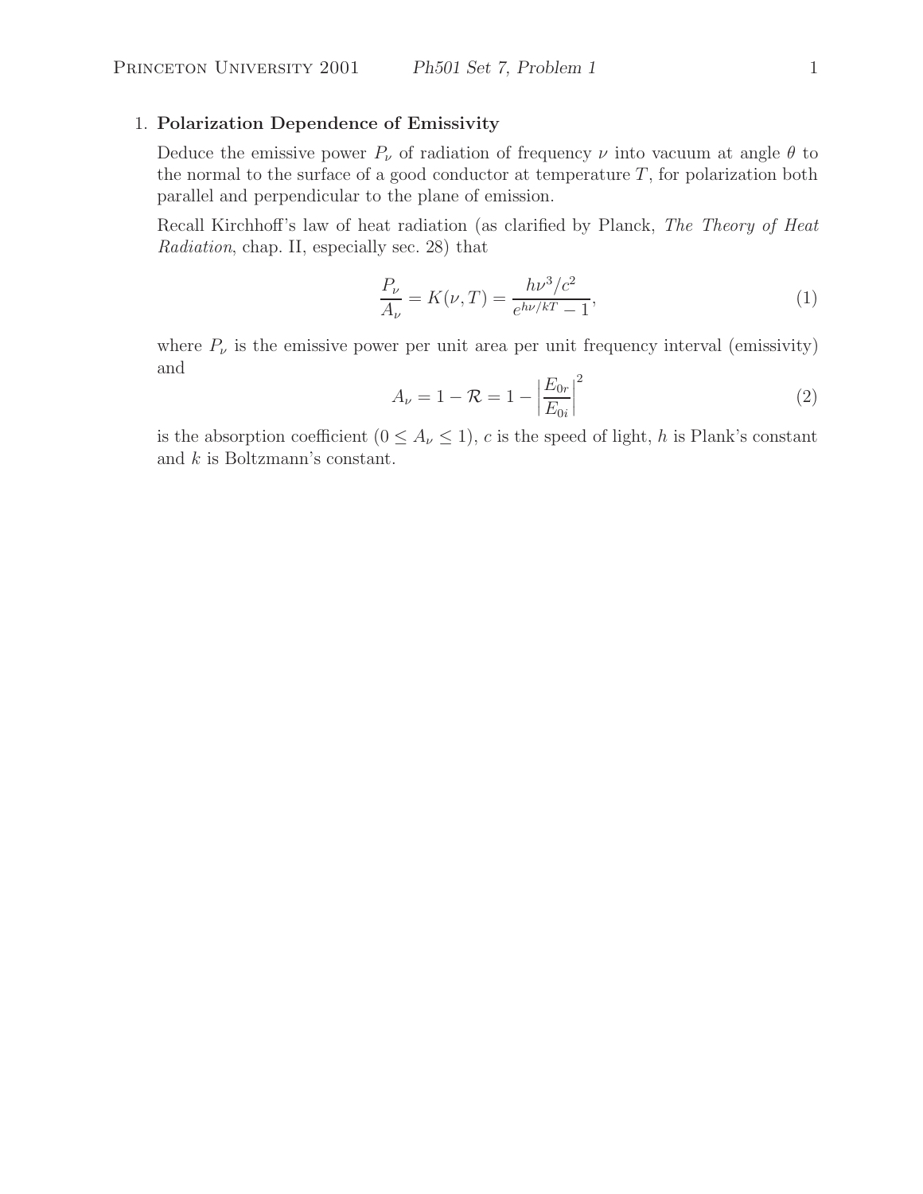1. **Polarization Dependence of Emissivity**

   Deduce the emissive power $P_\nu$ of radiation of frequency $\nu$ into vacuum at angle $\theta$ to the normal to the surface of a good conductor at temperature $T$, for polarization both parallel and perpendicular to the plane of emission.

   Recall Kirchhoff's law of heat radiation (as clarified by Planck, *The Theory of Heat Radiation*, chap. II, especially sec. 28) that

$$\frac{P_\nu}{A_\nu} = K(\nu, T) = \frac{h\nu^3/c^2}{e^{h\nu/kT} - 1}, \tag{1}$$

   where $P_\nu$ is the emissive power per unit area per unit frequency interval (emissivity) and

$$A_\nu = 1 - \mathcal{R} = 1 - \left|\frac{E_{0r}}{E_{0i}}\right|^2 \tag{2}$$

   is the absorption coefficient ($0 \le A_\nu \le 1$), $c$ is the speed of light, $h$ is Plank's constant and $k$ is Boltzmann's constant.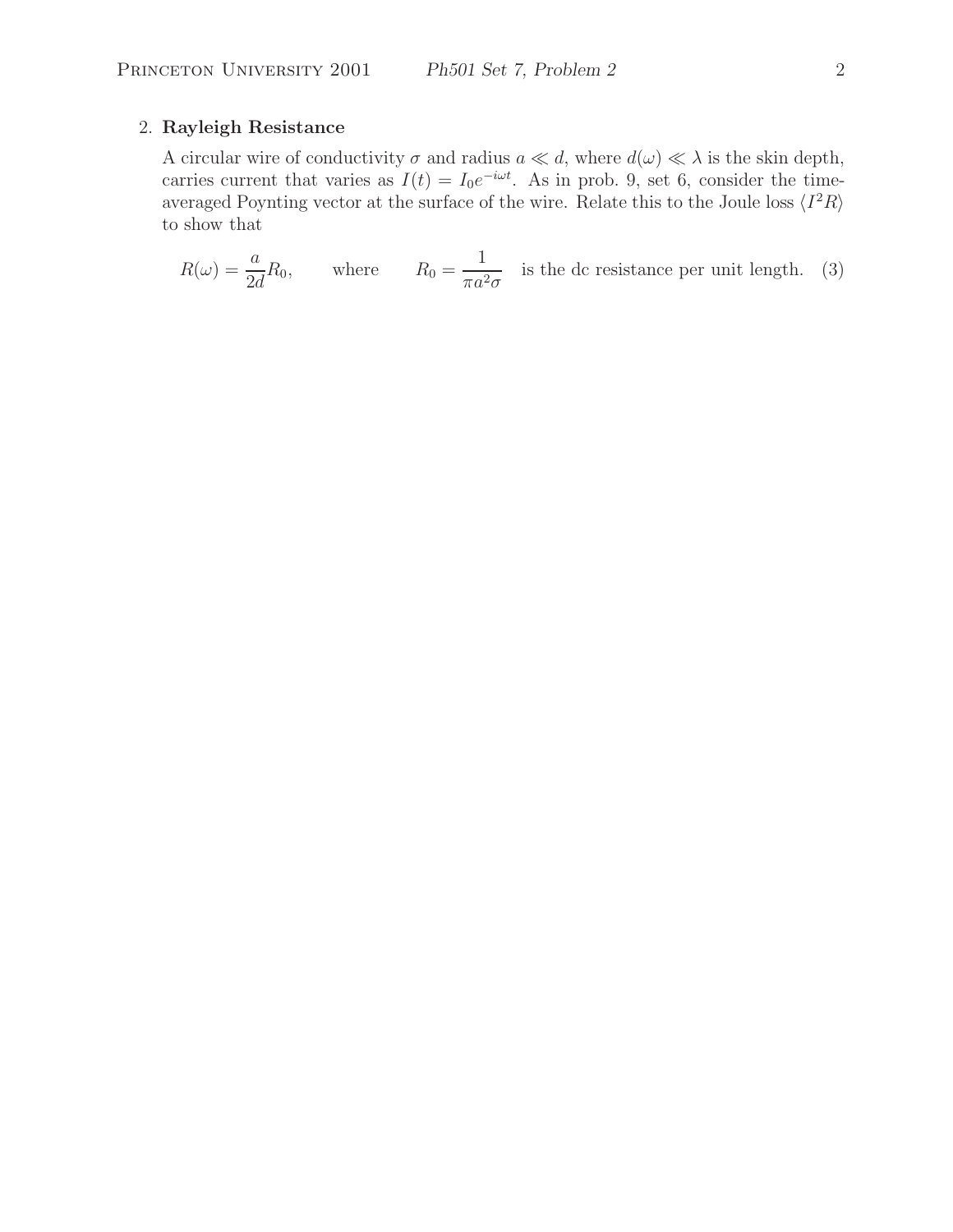2. **Rayleigh Resistance**

A circular wire of conductivity $\sigma$ and radius $a \ll d$, where $d(\omega) \ll \lambda$ is the skin depth, carries current that varies as $I(t) = I_0 e^{-i\omega t}$. As in prob. 9, set 6, consider the time-averaged Poynting vector at the surface of the wire. Relate this to the Joule loss $\langle I^2 R \rangle$ to show that

$$R(\omega) = \frac{a}{2d} R_0, \qquad \text{where} \qquad R_0 = \frac{1}{\pi a^2 \sigma} \quad \text{is the dc resistance per unit length.} \tag{3}$$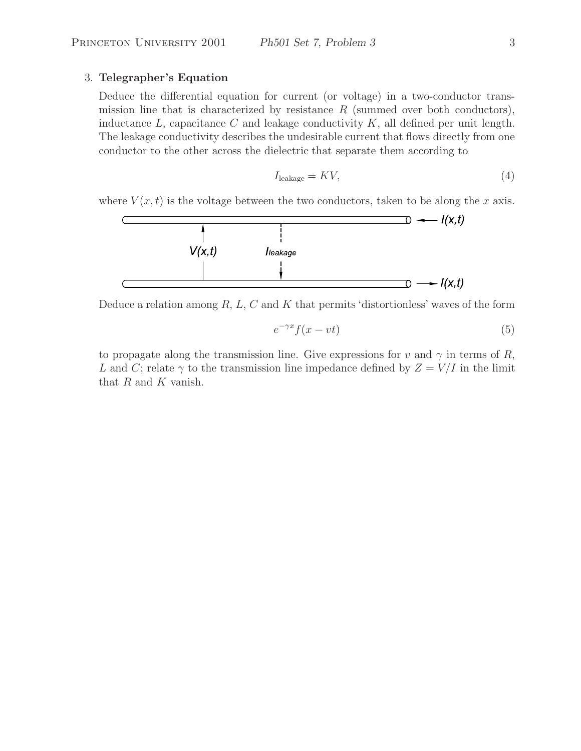3. **Telegrapher's Equation**

Deduce the differential equation for current (or voltage) in a two-conductor transmission line that is characterized by resistance $R$ (summed over both conductors), inductance $L$, capacitance $C$ and leakage conductivity $K$, all defined per unit length. The leakage conductivity describes the undesirable current that flows directly from one conductor to the other across the dielectric that separate them according to

$$I_{\text{leakage}} = KV, \tag{4}$$

where $V(x,t)$ is the voltage between the two conductors, taken to be along the $x$ axis.

Deduce a relation among $R$, $L$, $C$ and $K$ that permits 'distortionless' waves of the form

$$e^{-\gamma x} f(x - vt) \tag{5}$$

to propagate along the transmission line. Give expressions for $v$ and $\gamma$ in terms of $R$, $L$ and $C$; relate $\gamma$ to the transmission line impedance defined by $Z = V/I$ in the limit that $R$ and $K$ vanish.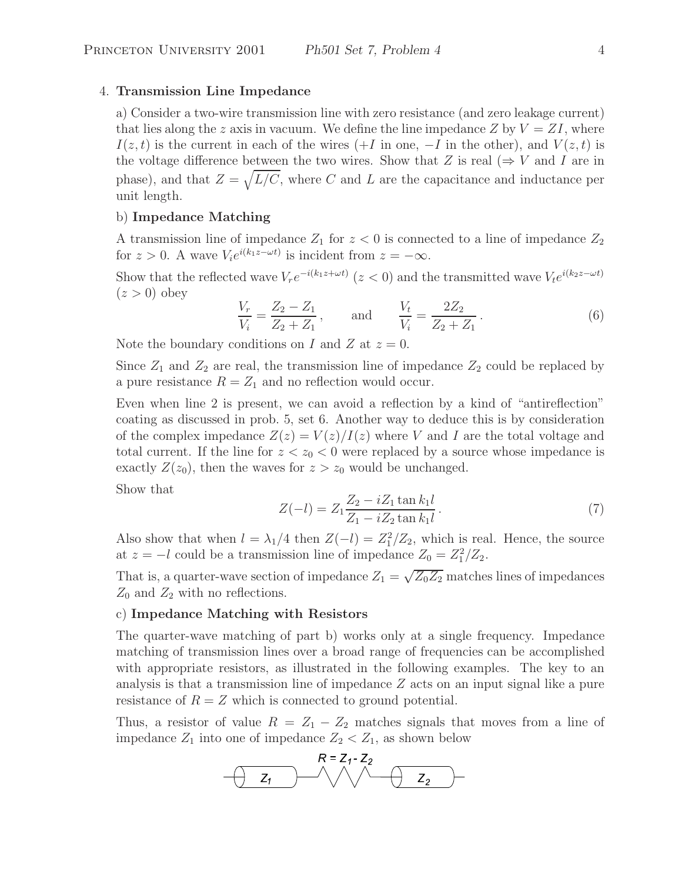4. **Transmission Line Impedance**

a) Consider a two-wire transmission line with zero resistance (and zero leakage current) that lies along the $z$ axis in vacuum. We define the line impedance $Z$ by $V = ZI$, where $I(z,t)$ is the current in each of the wires ($+I$ in one, $-I$ in the other), and $V(z,t)$ is the voltage difference between the two wires. Show that $Z$ is real ($\Rightarrow V$ and $I$ are in phase), and that $Z = \sqrt{L/C}$, where $C$ and $L$ are the capacitance and inductance per unit length.

b) **Impedance Matching**

A transmission line of impedance $Z_1$ for $z < 0$ is connected to a line of impedance $Z_2$ for $z > 0$. A wave $V_i e^{i(k_1 z - \omega t)}$ is incident from $z = -\infty$.

Show that the reflected wave $V_r e^{-i(k_1 z + \omega t)}$ ($z < 0$) and the transmitted wave $V_t e^{i(k_2 z - \omega t)}$ ($z > 0$) obey

$$\frac{V_r}{V_i} = \frac{Z_2 - Z_1}{Z_2 + Z_1}, \qquad \text{and} \qquad \frac{V_t}{V_i} = \frac{2Z_2}{Z_2 + Z_1}. \tag{6}$$

Note the boundary conditions on $I$ and $Z$ at $z = 0$.

Since $Z_1$ and $Z_2$ are real, the transmission line of impedance $Z_2$ could be replaced by a pure resistance $R = Z_1$ and no reflection would occur.

Even when line 2 is present, we can avoid a reflection by a kind of "antireflection" coating as discussed in prob. 5, set 6. Another way to deduce this is by consideration of the complex impedance $Z(z) = V(z)/I(z)$ where $V$ and $I$ are the total voltage and total current. If the line for $z < z_0 < 0$ were replaced by a source whose impedance is exactly $Z(z_0)$, then the waves for $z > z_0$ would be unchanged.

Show that

$$Z(-l) = Z_1 \frac{Z_2 - iZ_1 \tan k_1 l}{Z_1 - iZ_2 \tan k_1 l}. \tag{7}$$

Also show that when $l = \lambda_1/4$ then $Z(-l) = Z_1^2/Z_2$, which is real. Hence, the source at $z = -l$ could be a transmission line of impedance $Z_0 = Z_1^2/Z_2$.

That is, a quarter-wave section of impedance $Z_1 = \sqrt{Z_0 Z_2}$ matches lines of impedances $Z_0$ and $Z_2$ with no reflections.

c) **Impedance Matching with Resistors**

The quarter-wave matching of part b) works only at a single frequency. Impedance matching of transmission lines over a broad range of frequencies can be accomplished with appropriate resistors, as illustrated in the following examples. The key to an analysis is that a transmission line of impedance $Z$ acts on an input signal like a pure resistance of $R = Z$ which is connected to ground potential.

Thus, a resistor of value $R = Z_1 - Z_2$ matches signals that moves from a line of impedance $Z_1$ into one of impedance $Z_2 < Z_1$, as shown below

$R = Z_1 - Z_2$

$Z_1$ $\quad$ $Z_2$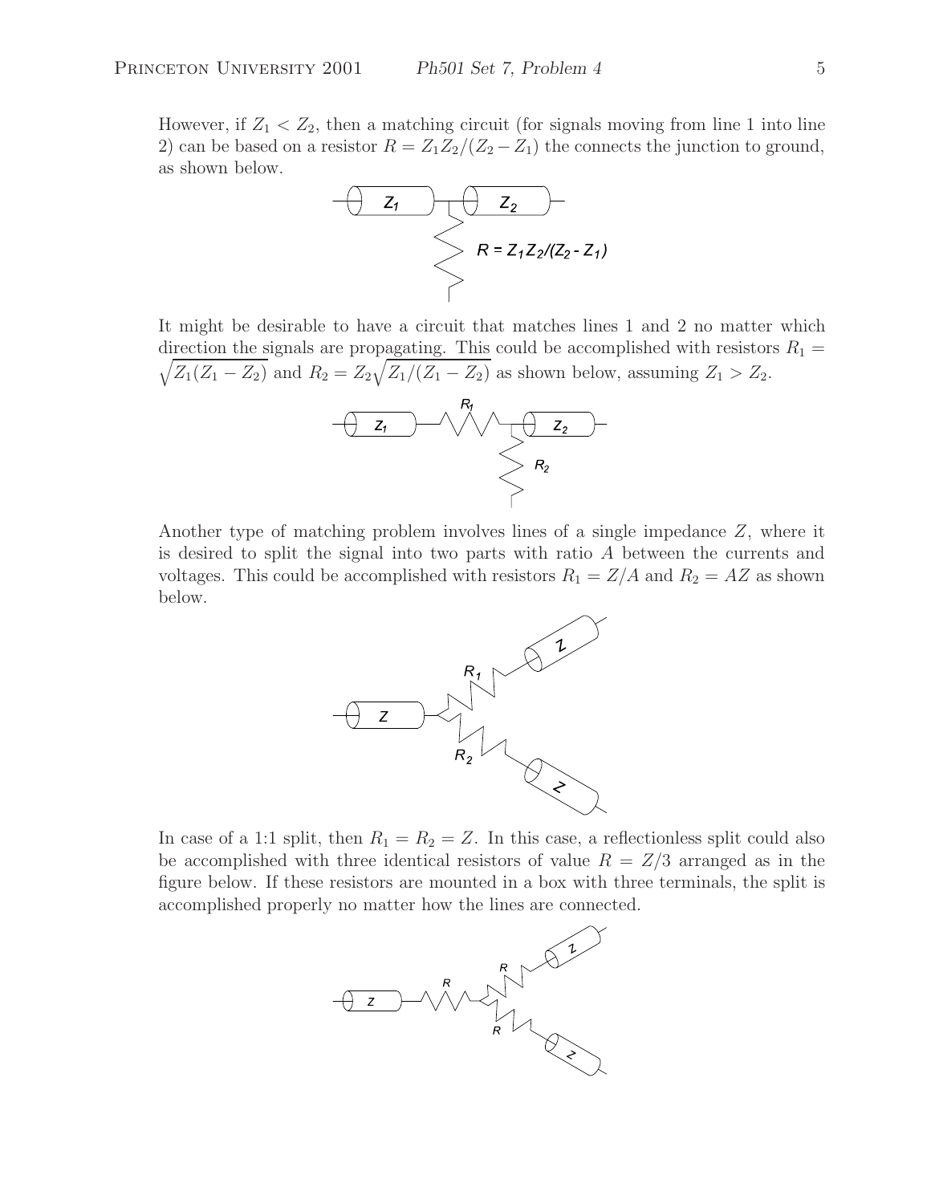However, if $Z_1 < Z_2$, then a matching circuit (for signals moving from line 1 into line 2) can be based on a resistor $R = Z_1 Z_2/(Z_2 - Z_1)$ the connects the junction to ground, as shown below.

It might be desirable to have a circuit that matches lines 1 and 2 no matter which direction the signals are propagating. This could be accomplished with resistors $R_1 = \sqrt{Z_1(Z_1 - Z_2)}$ and $R_2 = Z_2\sqrt{Z_1/(Z_1 - Z_2)}$ as shown below, assuming $Z_1 > Z_2$.

Another type of matching problem involves lines of a single impedance $Z$, where it is desired to split the signal into two parts with ratio $A$ between the currents and voltages. This could be accomplished with resistors $R_1 = Z/A$ and $R_2 = AZ$ as shown below.

In case of a 1:1 split, then $R_1 = R_2 = Z$. In this case, a reflectionless split could also be accomplished with three identical resistors of value $R = Z/3$ arranged as in the figure below. If these resistors are mounted in a box with three terminals, the split is accomplished properly no matter how the lines are connected.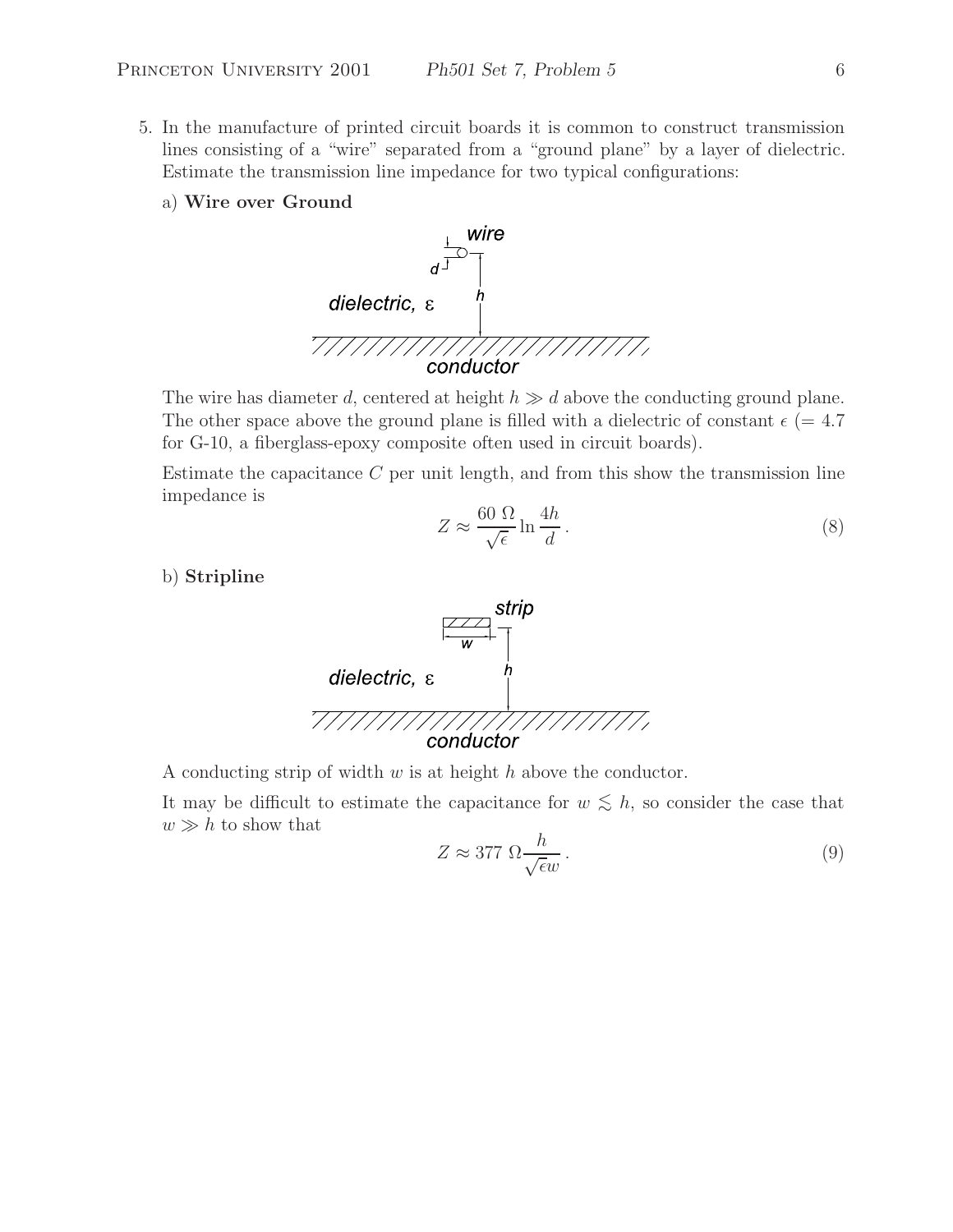5. In the manufacture of printed circuit boards it is common to construct transmission lines consisting of a "wire" separated from a "ground plane" by a layer of dielectric. Estimate the transmission line impedance for two typical configurations:

   a) **Wire over Ground**

   The wire has diameter $d$, centered at height $h \gg d$ above the conducting ground plane. The other space above the ground plane is filled with a dielectric of constant $\epsilon$ (= 4.7 for G-10, a fiberglass-epoxy composite often used in circuit boards).

   Estimate the capacitance $C$ per unit length, and from this show the transmission line impedance is

$$Z \approx \frac{60\ \Omega}{\sqrt{\epsilon}} \ln \frac{4h}{d}\,. \tag{8}$$

   b) **Stripline**

   A conducting strip of width $w$ is at height $h$ above the conductor.

   It may be difficult to estimate the capacitance for $w \lesssim h$, so consider the case that $w \gg h$ to show that

$$Z \approx 377\ \Omega \frac{h}{\sqrt{\epsilon} w}\,. \tag{9}$$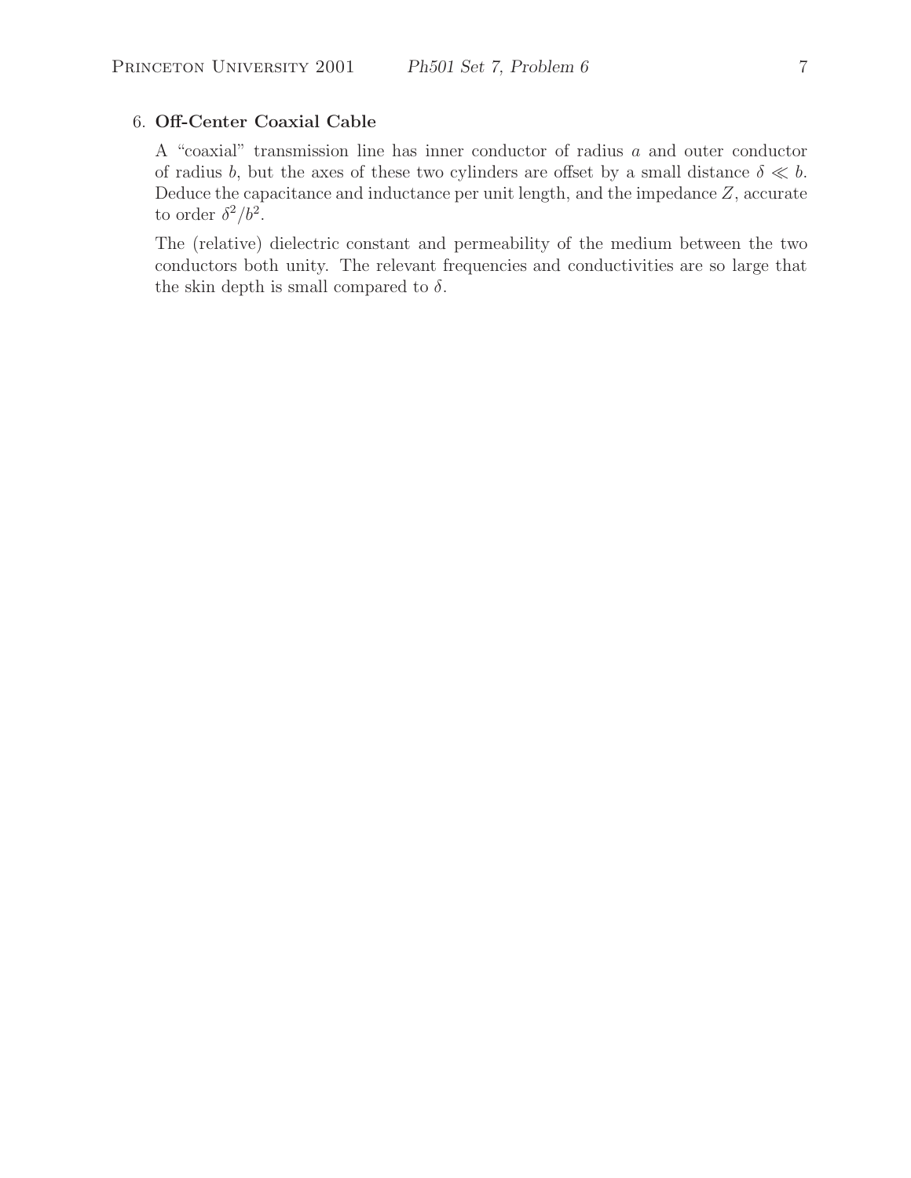6. **Off-Center Coaxial Cable**

A "coaxial" transmission line has inner conductor of radius $a$ and outer conductor of radius $b$, but the axes of these two cylinders are offset by a small distance $\delta \ll b$. Deduce the capacitance and inductance per unit length, and the impedance $Z$, accurate to order $\delta^2/b^2$.

The (relative) dielectric constant and permeability of the medium between the two conductors both unity. The relevant frequencies and conductivities are so large that the skin depth is small compared to $\delta$.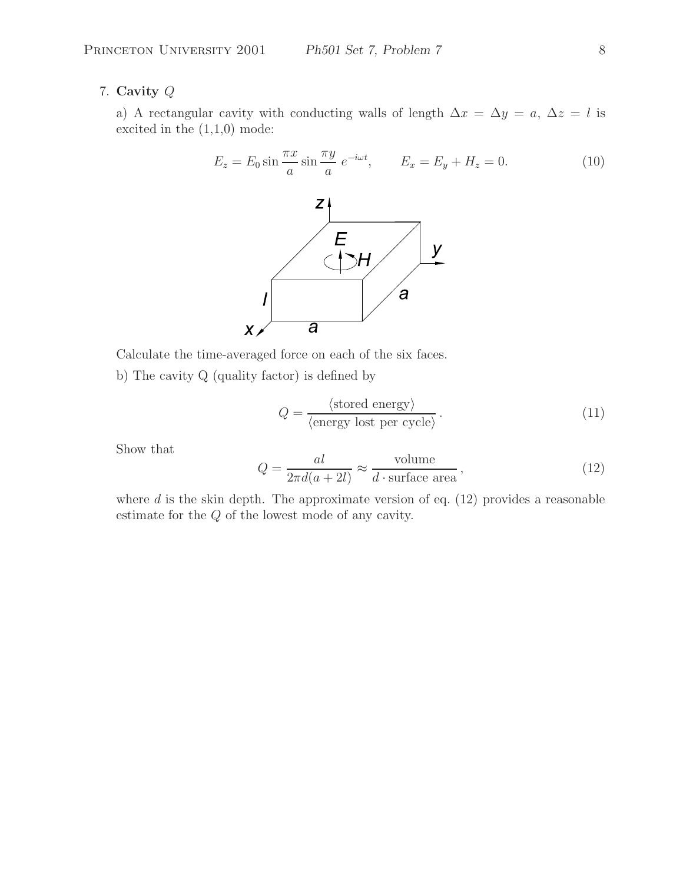7. **Cavity** $Q$

a) A rectangular cavity with conducting walls of length $\Delta x = \Delta y = a$, $\Delta z = l$ is excited in the (1,1,0) mode:

$$E_z = E_0 \sin \frac{\pi x}{a} \sin \frac{\pi y}{a} \, e^{-i\omega t}, \qquad E_x = E_y + H_z = 0. \tag{10}$$

Calculate the time-averaged force on each of the six faces.

b) The cavity Q (quality factor) is defined by

$$Q = \frac{\langle \text{stored energy} \rangle}{\langle \text{energy lost per cycle} \rangle}. \tag{11}$$

Show that

$$Q = \frac{al}{2\pi d(a + 2l)} \approx \frac{\text{volume}}{d \cdot \text{surface area}}, \tag{12}$$

where $d$ is the skin depth. The approximate version of eq. (12) provides a reasonable estimate for the $Q$ of the lowest mode of any cavity.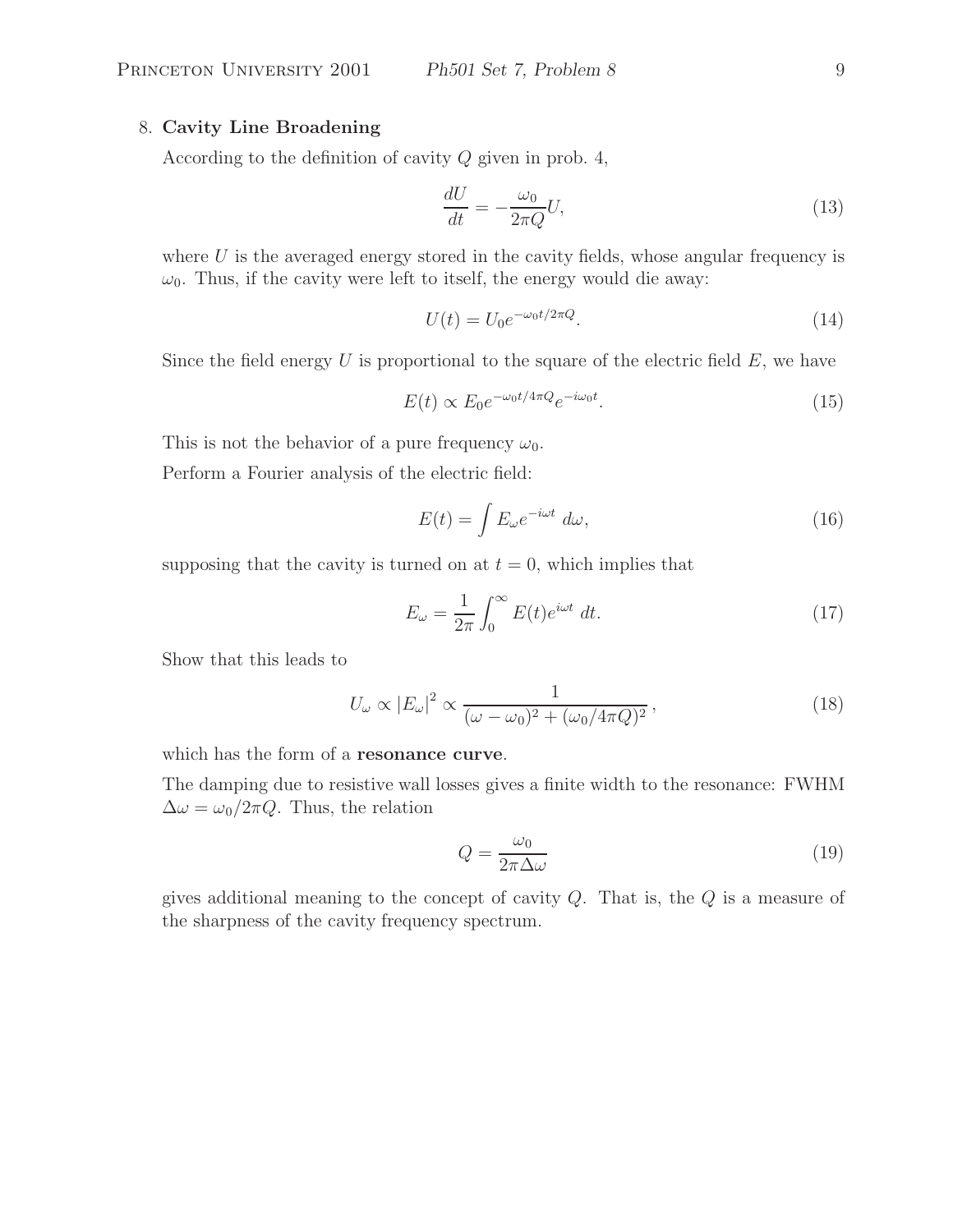## 8. **Cavity Line Broadening**

According to the definition of cavity $Q$ given in prob. 4,

$$\frac{dU}{dt} = -\frac{\omega_0}{2\pi Q} U, \tag{13}$$

where $U$ is the averaged energy stored in the cavity fields, whose angular frequency is $\omega_0$. Thus, if the cavity were left to itself, the energy would die away:

$$U(t) = U_0 e^{-\omega_0 t/2\pi Q}. \tag{14}$$

Since the field energy $U$ is proportional to the square of the electric field $E$, we have

$$E(t) \propto E_0 e^{-\omega_0 t/4\pi Q} e^{-i\omega_0 t}. \tag{15}$$

This is not the behavior of a pure frequency $\omega_0$.

Perform a Fourier analysis of the electric field:

$$E(t) = \int E_\omega e^{-i\omega t}\, d\omega, \tag{16}$$

supposing that the cavity is turned on at $t = 0$, which implies that

$$E_\omega = \frac{1}{2\pi} \int_0^\infty E(t) e^{i\omega t}\, dt. \tag{17}$$

Show that this leads to

$$U_\omega \propto |E_\omega|^2 \propto \frac{1}{(\omega - \omega_0)^2 + (\omega_0/4\pi Q)^2}, \tag{18}$$

which has the form of a **resonance curve**.

The damping due to resistive wall losses gives a finite width to the resonance: FWHM $\Delta\omega = \omega_0/2\pi Q$. Thus, the relation

$$Q = \frac{\omega_0}{2\pi \Delta\omega} \tag{19}$$

gives additional meaning to the concept of cavity $Q$. That is, the $Q$ is a measure of the sharpness of the cavity frequency spectrum.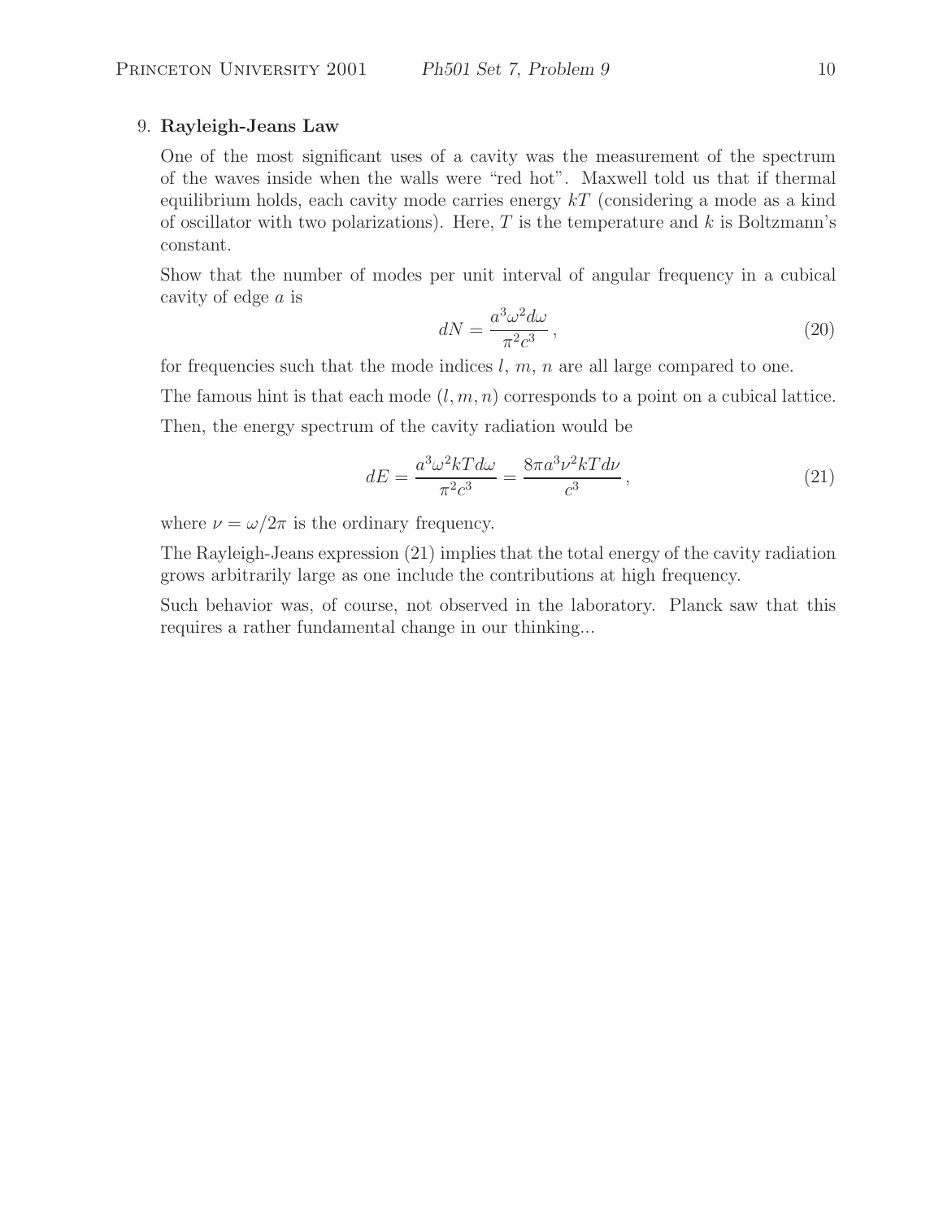9. **Rayleigh-Jeans Law**

One of the most significant uses of a cavity was the measurement of the spectrum of the waves inside when the walls were "red hot". Maxwell told us that if thermal equilibrium holds, each cavity mode carries energy $kT$ (considering a mode as a kind of oscillator with two polarizations). Here, $T$ is the temperature and $k$ is Boltzmann's constant.

Show that the number of modes per unit interval of angular frequency in a cubical cavity of edge $a$ is

$$dN = \frac{a^3 \omega^2 d\omega}{\pi^2 c^3}, \tag{20}$$

for frequencies such that the mode indices $l$, $m$, $n$ are all large compared to one.

The famous hint is that each mode $(l, m, n)$ corresponds to a point on a cubical lattice.

Then, the energy spectrum of the cavity radiation would be

$$dE = \frac{a^3 \omega^2 kT d\omega}{\pi^2 c^3} = \frac{8\pi a^3 \nu^2 kT d\nu}{c^3}, \tag{21}$$

where $\nu = \omega/2\pi$ is the ordinary frequency.

The Rayleigh-Jeans expression (21) implies that the total energy of the cavity radiation grows arbitrarily large as one include the contributions at high frequency.

Such behavior was, of course, not observed in the laboratory. Planck saw that this requires a rather fundamental change in our thinking...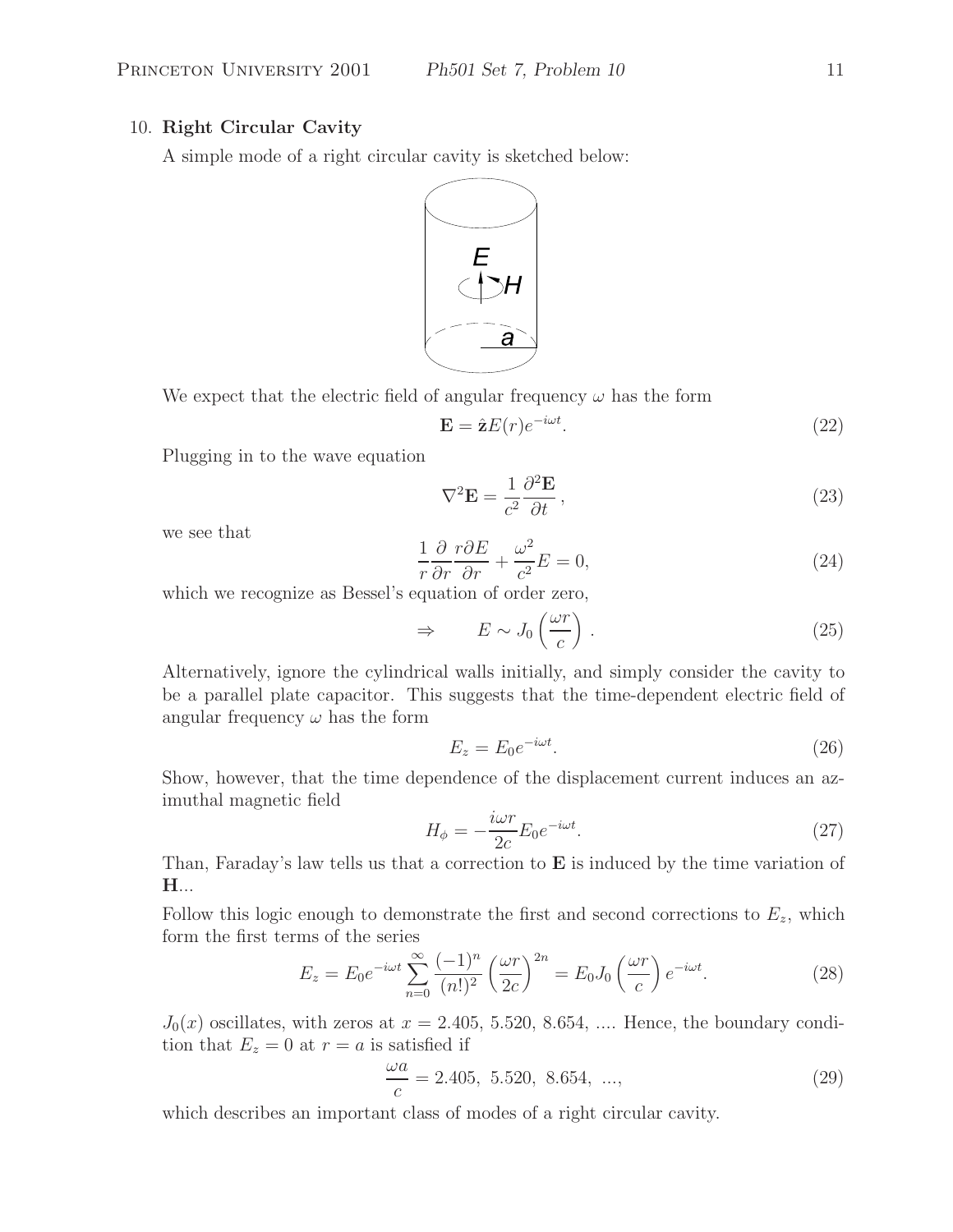10. **Right Circular Cavity**

A simple mode of a right circular cavity is sketched below:

We expect that the electric field of angular frequency $\omega$ has the form

$$\mathbf{E} = \hat{\mathbf{z}} E(r) e^{-i\omega t}. \tag{22}$$

Plugging in to the wave equation

$$\nabla^2 \mathbf{E} = \frac{1}{c^2} \frac{\partial^2 \mathbf{E}}{\partial t}, \tag{23}$$

we see that

$$\frac{1}{r} \frac{\partial}{\partial r} \frac{r \partial E}{\partial r} + \frac{\omega^2}{c^2} E = 0, \tag{24}$$

which we recognize as Bessel's equation of order zero,

$$\Rightarrow \qquad E \sim J_0 \left( \frac{\omega r}{c} \right). \tag{25}$$

Alternatively, ignore the cylindrical walls initially, and simply consider the cavity to be a parallel plate capacitor. This suggests that the time-dependent electric field of angular frequency $\omega$ has the form

$$E_z = E_0 e^{-i\omega t}. \tag{26}$$

Show, however, that the time dependence of the displacement current induces an azimuthal magnetic field

$$H_\phi = -\frac{i\omega r}{2c} E_0 e^{-i\omega t}. \tag{27}$$

Than, Faraday's law tells us that a correction to $\mathbf{E}$ is induced by the time variation of $\mathbf{H}$...

Follow this logic enough to demonstrate the first and second corrections to $E_z$, which form the first terms of the series

$$E_z = E_0 e^{-i\omega t} \sum_{n=0}^{\infty} \frac{(-1)^n}{(n!)^2} \left( \frac{\omega r}{2c} \right)^{2n} = E_0 J_0 \left( \frac{\omega r}{c} \right) e^{-i\omega t}. \tag{28}$$

$J_0(x)$ oscillates, with zeros at $x = 2.405,\ 5.520,\ 8.654,\ ....$ Hence, the boundary condition that $E_z = 0$ at $r = a$ is satisfied if

$$\frac{\omega a}{c} = 2.405,\ 5.520,\ 8.654,\ ..., \tag{29}$$

which describes an important class of modes of a right circular cavity.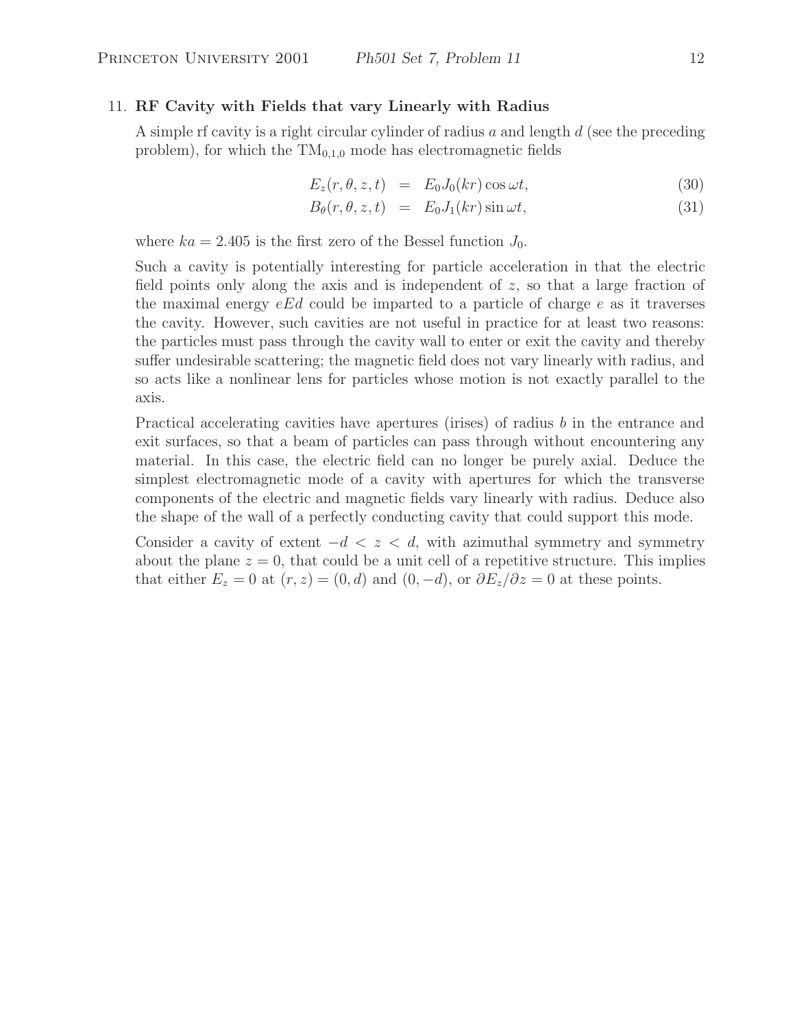11. **RF Cavity with Fields that vary Linearly with Radius**

A simple rf cavity is a right circular cylinder of radius $a$ and length $d$ (see the preceding problem), for which the $\mathrm{TM}_{0,1,0}$ mode has electromagnetic fields

$$E_z(r, \theta, z, t) = E_0 J_0(kr) \cos \omega t, \tag{30}$$

$$B_\theta(r, \theta, z, t) = E_0 J_1(kr) \sin \omega t, \tag{31}$$

where $ka = 2.405$ is the first zero of the Bessel function $J_0$.

Such a cavity is potentially interesting for particle acceleration in that the electric field points only along the axis and is independent of $z$, so that a large fraction of the maximal energy $eEd$ could be imparted to a particle of charge $e$ as it traverses the cavity. However, such cavities are not useful in practice for at least two reasons: the particles must pass through the cavity wall to enter or exit the cavity and thereby suffer undesirable scattering; the magnetic field does not vary linearly with radius, and so acts like a nonlinear lens for particles whose motion is not exactly parallel to the axis.

Practical accelerating cavities have apertures (irises) of radius $b$ in the entrance and exit surfaces, so that a beam of particles can pass through without encountering any material. In this case, the electric field can no longer be purely axial. Deduce the simplest electromagnetic mode of a cavity with apertures for which the transverse components of the electric and magnetic fields vary linearly with radius. Deduce also the shape of the wall of a perfectly conducting cavity that could support this mode.

Consider a cavity of extent $-d < z < d$, with azimuthal symmetry and symmetry about the plane $z = 0$, that could be a unit cell of a repetitive structure. This implies that either $E_z = 0$ at $(r, z) = (0, d)$ and $(0, -d)$, or $\partial E_z / \partial z = 0$ at these points.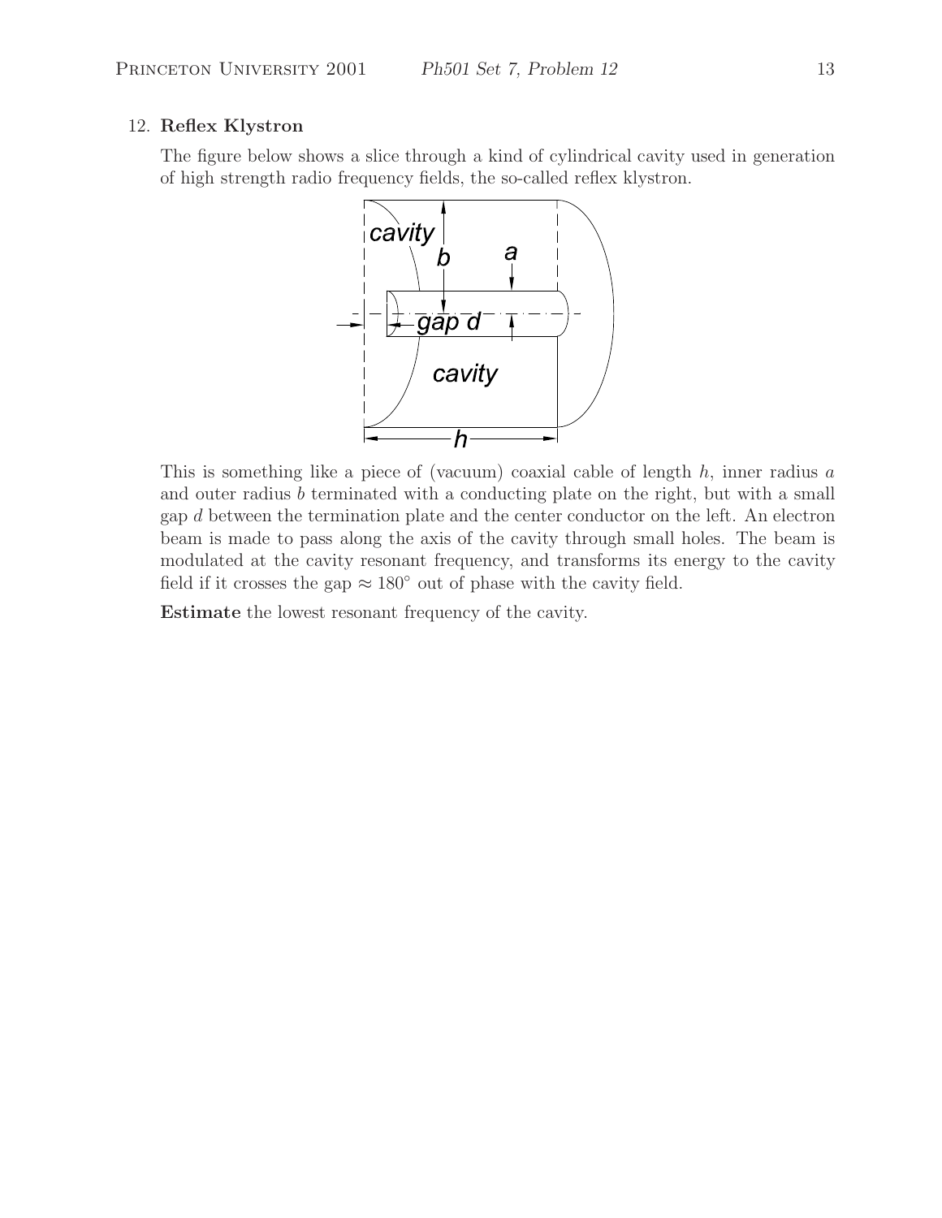12. **Reflex Klystron**

The figure below shows a slice through a kind of cylindrical cavity used in generation of high strength radio frequency fields, the so-called reflex klystron.

This is something like a piece of (vacuum) coaxial cable of length $h$, inner radius $a$ and outer radius $b$ terminated with a conducting plate on the right, but with a small gap $d$ between the termination plate and the center conductor on the left. An electron beam is made to pass along the axis of the cavity through small holes. The beam is modulated at the cavity resonant frequency, and transforms its energy to the cavity field if it crosses the gap $\approx 180°$ out of phase with the cavity field.

**Estimate** the lowest resonant frequency of the cavity.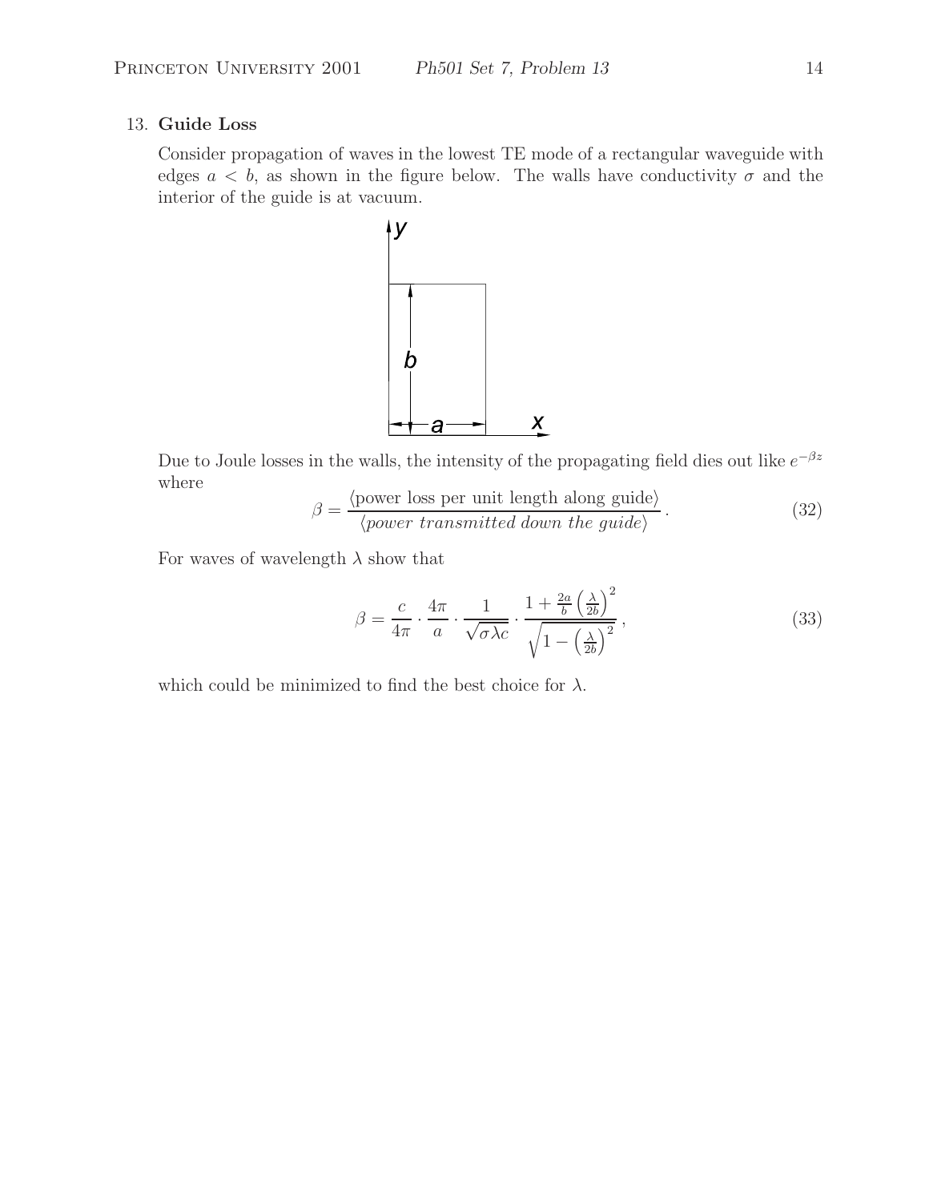13. **Guide Loss**

Consider propagation of waves in the lowest TE mode of a rectangular waveguide with edges $a < b$, as shown in the figure below. The walls have conductivity $\sigma$ and the interior of the guide is at vacuum.

Due to Joule losses in the walls, the intensity of the propagating field dies out like $e^{-\beta z}$ where

$$\beta = \frac{\langle \text{power loss per unit length along guide} \rangle}{\langle \textit{power transmitted down the guide} \rangle}. \tag{32}$$

For waves of wavelength $\lambda$ show that

$$\beta = \frac{c}{4\pi} \cdot \frac{4\pi}{a} \cdot \frac{1}{\sqrt{\sigma \lambda c}} \cdot \frac{1 + \frac{2a}{b}\left(\frac{\lambda}{2b}\right)^2}{\sqrt{1 - \left(\frac{\lambda}{2b}\right)^2}}, \tag{33}$$

which could be minimized to find the best choice for $\lambda$.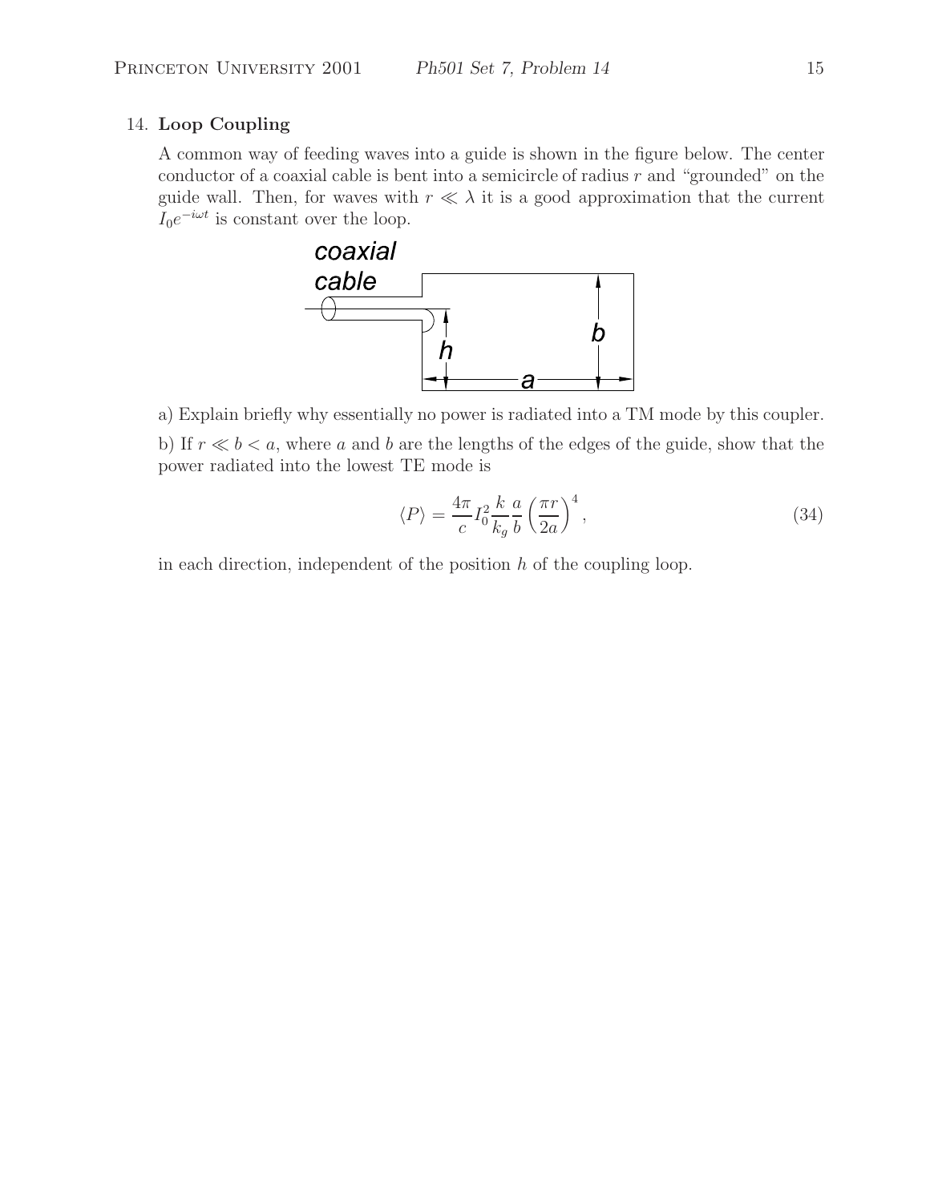14. **Loop Coupling**

A common way of feeding waves into a guide is shown in the figure below. The center conductor of a coaxial cable is bent into a semicircle of radius $r$ and "grounded" on the guide wall. Then, for waves with $r \ll \lambda$ it is a good approximation that the current $I_0 e^{-i\omega t}$ is constant over the loop.

a) Explain briefly why essentially no power is radiated into a TM mode by this coupler.

b) If $r \ll b < a$, where $a$ and $b$ are the lengths of the edges of the guide, show that the power radiated into the lowest TE mode is

$$\langle P \rangle = \frac{4\pi}{c} I_0^2 \frac{k}{k_g} \frac{a}{b} \left( \frac{\pi r}{2a} \right)^4 , \tag{34}$$

in each direction, independent of the position $h$ of the coupling loop.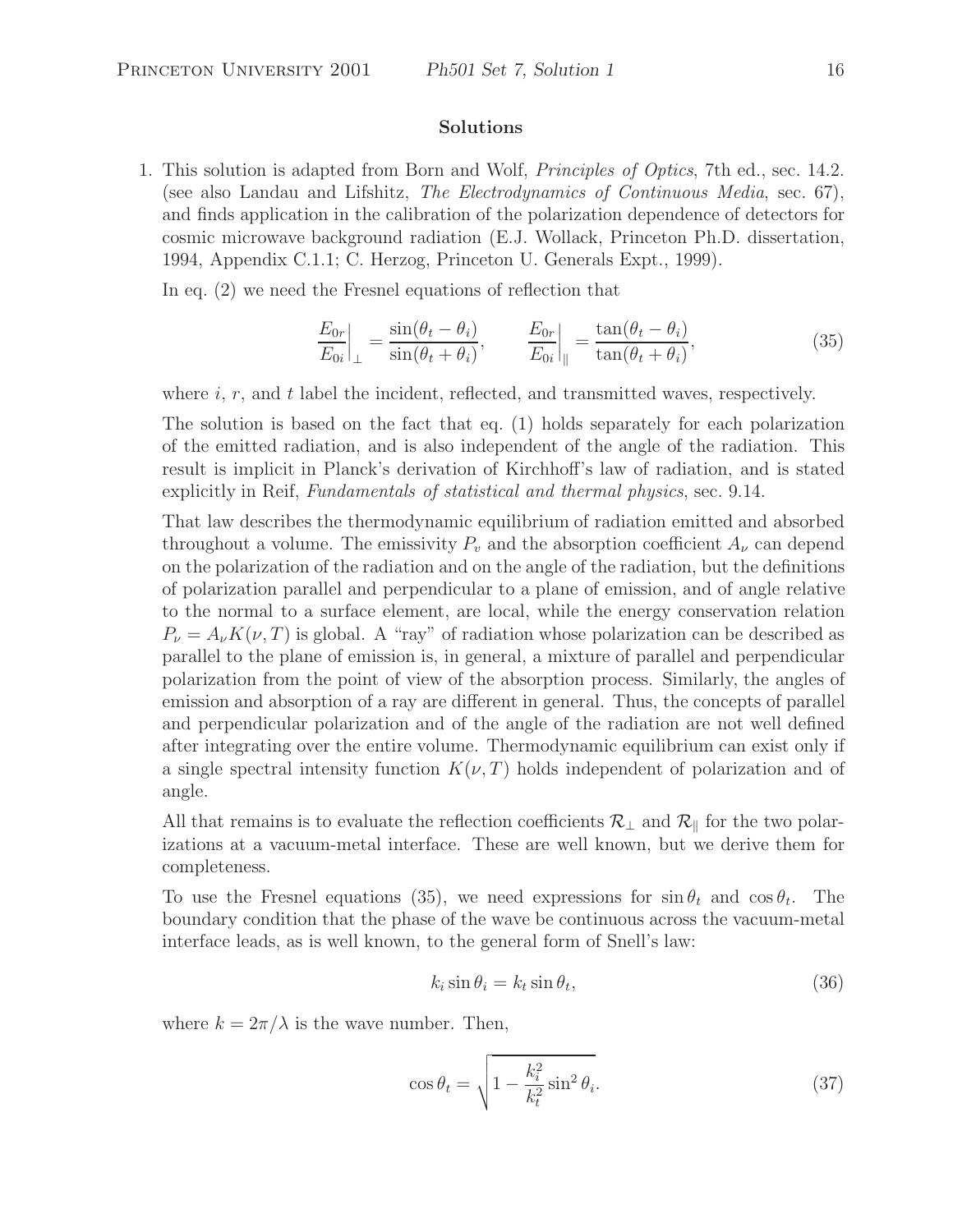**Solutions**

1. This solution is adapted from Born and Wolf, *Principles of Optics*, 7th ed., sec. 14.2. (see also Landau and Lifshitz, *The Electrodynamics of Continuous Media*, sec. 67), and finds application in the calibration of the polarization dependence of detectors for cosmic microwave background radiation (E.J. Wollack, Princeton Ph.D. dissertation, 1994, Appendix C.1.1; C. Herzog, Princeton U. Generals Expt., 1999).

   In eq. (2) we need the Fresnel equations of reflection that

$$\left.\frac{E_{0r}}{E_{0i}}\right|_{\perp} = \frac{\sin(\theta_t - \theta_i)}{\sin(\theta_t + \theta_i)}, \qquad \left.\frac{E_{0r}}{E_{0i}}\right|_{\|} = \frac{\tan(\theta_t - \theta_i)}{\tan(\theta_t + \theta_i)}, \tag{35}$$

   where $i$, $r$, and $t$ label the incident, reflected, and transmitted waves, respectively.

   The solution is based on the fact that eq. (1) holds separately for each polarization of the emitted radiation, and is also independent of the angle of the radiation. This result is implicit in Planck's derivation of Kirchhoff's law of radiation, and is stated explicitly in Reif, *Fundamentals of statistical and thermal physics*, sec. 9.14.

   That law describes the thermodynamic equilibrium of radiation emitted and absorbed throughout a volume. The emissivity $P_v$ and the absorption coefficient $A_\nu$ can depend on the polarization of the radiation and on the angle of the radiation, but the definitions of polarization parallel and perpendicular to a plane of emission, and of angle relative to the normal to a surface element, are local, while the energy conservation relation $P_\nu = A_\nu K(\nu, T)$ is global. A "ray" of radiation whose polarization can be described as parallel to the plane of emission is, in general, a mixture of parallel and perpendicular polarization from the point of view of the absorption process. Similarly, the angles of emission and absorption of a ray are different in general. Thus, the concepts of parallel and perpendicular polarization and of the angle of the radiation are not well defined after integrating over the entire volume. Thermodynamic equilibrium can exist only if a single spectral intensity function $K(\nu, T)$ holds independent of polarization and of angle.

   All that remains is to evaluate the reflection coefficients $\mathcal{R}_\perp$ and $\mathcal{R}_\|$ for the two polarizations at a vacuum-metal interface. These are well known, but we derive them for completeness.

   To use the Fresnel equations (35), we need expressions for $\sin\theta_t$ and $\cos\theta_t$. The boundary condition that the phase of the wave be continuous across the vacuum-metal interface leads, as is well known, to the general form of Snell's law:

$$k_i \sin\theta_i = k_t \sin\theta_t, \tag{36}$$

   where $k = 2\pi/\lambda$ is the wave number. Then,

$$\cos\theta_t = \sqrt{1 - \frac{k_i^2}{k_t^2}\sin^2\theta_i}. \tag{37}$$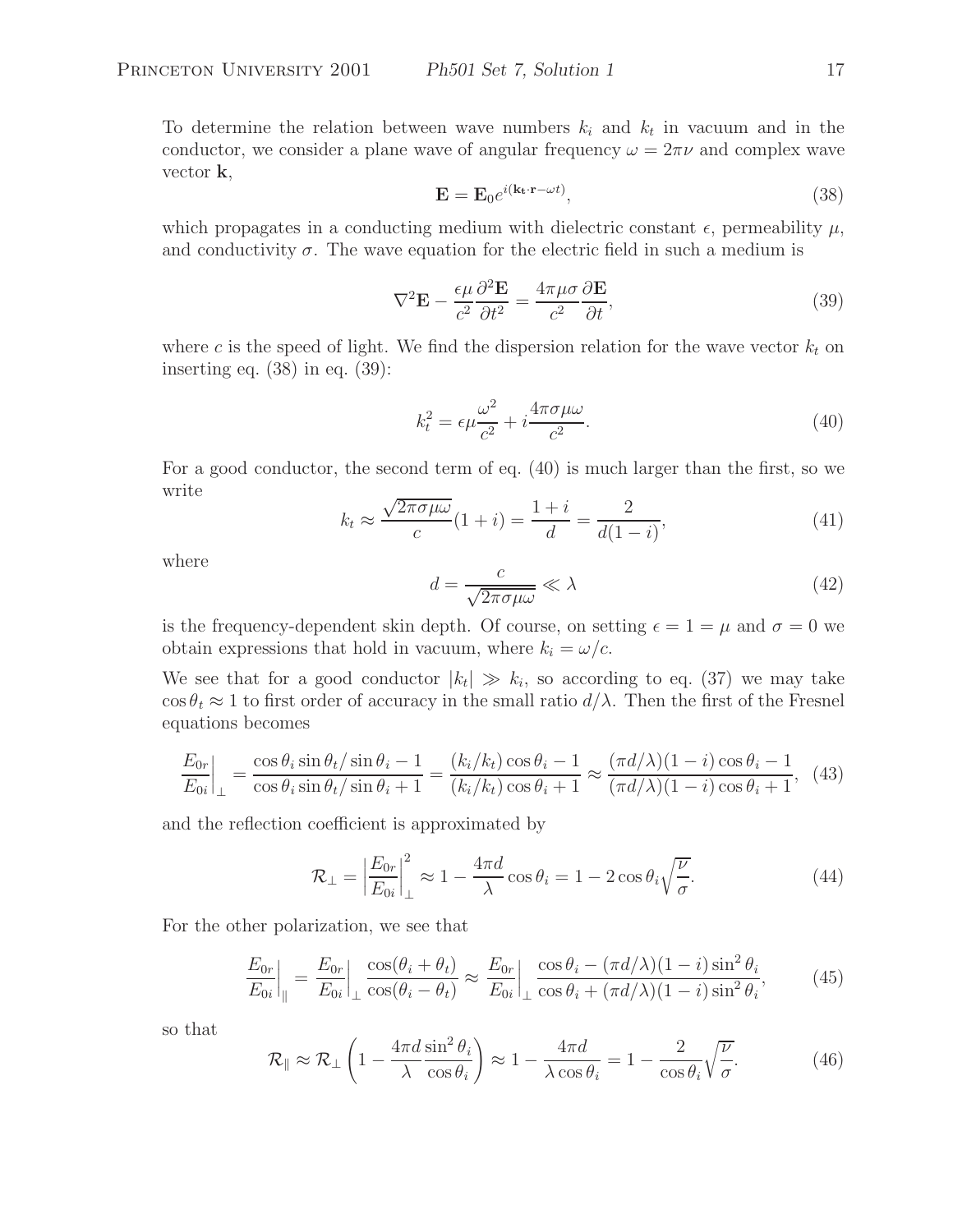To determine the relation between wave numbers $k_i$ and $k_t$ in vacuum and in the conductor, we consider a plane wave of angular frequency $\omega = 2\pi\nu$ and complex wave vector $\mathbf{k}$,

$$\mathbf{E} = \mathbf{E}_0 e^{i(\mathbf{k_t}\cdot\mathbf{r}-\omega t)}, \tag{38}$$

which propagates in a conducting medium with dielectric constant $\epsilon$, permeability $\mu$, and conductivity $\sigma$. The wave equation for the electric field in such a medium is

$$\nabla^2\mathbf{E} - \frac{\epsilon\mu}{c^2}\frac{\partial^2\mathbf{E}}{\partial t^2} = \frac{4\pi\mu\sigma}{c^2}\frac{\partial\mathbf{E}}{\partial t}, \tag{39}$$

where $c$ is the speed of light. We find the dispersion relation for the wave vector $k_t$ on inserting eq. (38) in eq. (39):

$$k_t^2 = \epsilon\mu\frac{\omega^2}{c^2} + i\frac{4\pi\sigma\mu\omega}{c^2}. \tag{40}$$

For a good conductor, the second term of eq. (40) is much larger than the first, so we write

$$k_t \approx \frac{\sqrt{2\pi\sigma\mu\omega}}{c}(1+i) = \frac{1+i}{d} = \frac{2}{d(1-i)}, \tag{41}$$

where

$$d = \frac{c}{\sqrt{2\pi\sigma\mu\omega}} \ll \lambda \tag{42}$$

is the frequency-dependent skin depth. Of course, on setting $\epsilon = 1 = \mu$ and $\sigma = 0$ we obtain expressions that hold in vacuum, where $k_i = \omega/c$.

We see that for a good conductor $|k_t| \gg k_i$, so according to eq. (37) we may take $\cos\theta_t \approx 1$ to first order of accuracy in the small ratio $d/\lambda$. Then the first of the Fresnel equations becomes

$$\left.\frac{E_{0r}}{E_{0i}}\right|_{\perp} = \frac{\cos\theta_i\sin\theta_t/\sin\theta_i - 1}{\cos\theta_i\sin\theta_t/\sin\theta_i + 1} = \frac{(k_i/k_t)\cos\theta_i - 1}{(k_i/k_t)\cos\theta_i + 1} \approx \frac{(\pi d/\lambda)(1-i)\cos\theta_i - 1}{(\pi d/\lambda)(1-i)\cos\theta_i + 1}, \tag{43}$$

and the reflection coefficient is approximated by

$$\mathcal{R}_{\perp} = \left|\frac{E_{0r}}{E_{0i}}\right|_{\perp}^2 \approx 1 - \frac{4\pi d}{\lambda}\cos\theta_i = 1 - 2\cos\theta_i\sqrt{\frac{\nu}{\sigma}}. \tag{44}$$

For the other polarization, we see that

$$\left.\frac{E_{0r}}{E_{0i}}\right|_{\parallel} = \left.\frac{E_{0r}}{E_{0i}}\right|_{\perp}\frac{\cos(\theta_i+\theta_t)}{\cos(\theta_i-\theta_t)} \approx \left.\frac{E_{0r}}{E_{0i}}\right|_{\perp}\frac{\cos\theta_i - (\pi d/\lambda)(1-i)\sin^2\theta_i}{\cos\theta_i + (\pi d/\lambda)(1-i)\sin^2\theta_i}, \tag{45}$$

so that

$$\mathcal{R}_{\parallel} \approx \mathcal{R}_{\perp}\left(1 - \frac{4\pi d}{\lambda}\frac{\sin^2\theta_i}{\cos\theta_i}\right) \approx 1 - \frac{4\pi d}{\lambda\cos\theta_i} = 1 - \frac{2}{\cos\theta_i}\sqrt{\frac{\nu}{\sigma}}. \tag{46}$$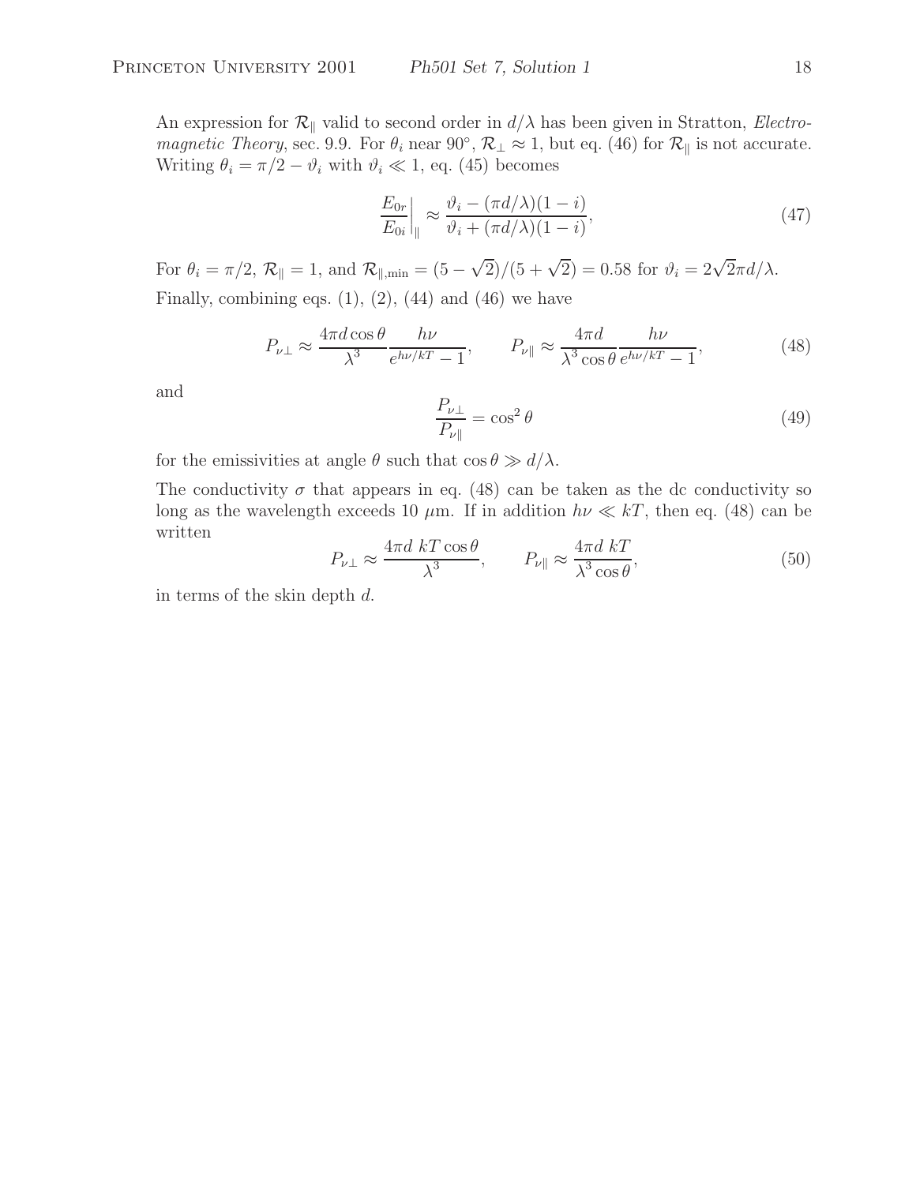An expression for $\mathcal{R}_{\parallel}$ valid to second order in $d/\lambda$ has been given in Stratton, *Electromagnetic Theory*, sec. 9.9. For $\theta_i$ near 90°, $\mathcal{R}_{\perp} \approx 1$, but eq. (46) for $\mathcal{R}_{\parallel}$ is not accurate. Writing $\theta_i = \pi/2 - \vartheta_i$ with $\vartheta_i \ll 1$, eq. (45) becomes

$$\left.\frac{E_{0r}}{E_{0i}}\right|_{\parallel} \approx \frac{\vartheta_i - (\pi d/\lambda)(1-i)}{\vartheta_i + (\pi d/\lambda)(1-i)}, \tag{47}$$

For $\theta_i = \pi/2$, $\mathcal{R}_{\parallel} = 1$, and $\mathcal{R}_{\parallel,\min} = (5-\sqrt{2})/(5+\sqrt{2}) = 0.58$ for $\vartheta_i = 2\sqrt{2}\pi d/\lambda$.

Finally, combining eqs. (1), (2), (44) and (46) we have

$$P_{\nu\perp} \approx \frac{4\pi d\cos\theta}{\lambda^3}\frac{h\nu}{e^{h\nu/kT}-1}, \qquad P_{\nu\parallel} \approx \frac{4\pi d}{\lambda^3\cos\theta}\frac{h\nu}{e^{h\nu/kT}-1}, \tag{48}$$

and

$$\frac{P_{\nu\perp}}{P_{\nu\parallel}} = \cos^2\theta \tag{49}$$

for the emissivities at angle $\theta$ such that $\cos\theta \gg d/\lambda$.

The conductivity $\sigma$ that appears in eq. (48) can be taken as the dc conductivity so long as the wavelength exceeds 10 $\mu$m. If in addition $h\nu \ll kT$, then eq. (48) can be written

$$P_{\nu\perp} \approx \frac{4\pi d\ kT\cos\theta}{\lambda^3}, \qquad P_{\nu\parallel} \approx \frac{4\pi d\ kT}{\lambda^3\cos\theta}, \tag{50}$$

in terms of the skin depth $d$.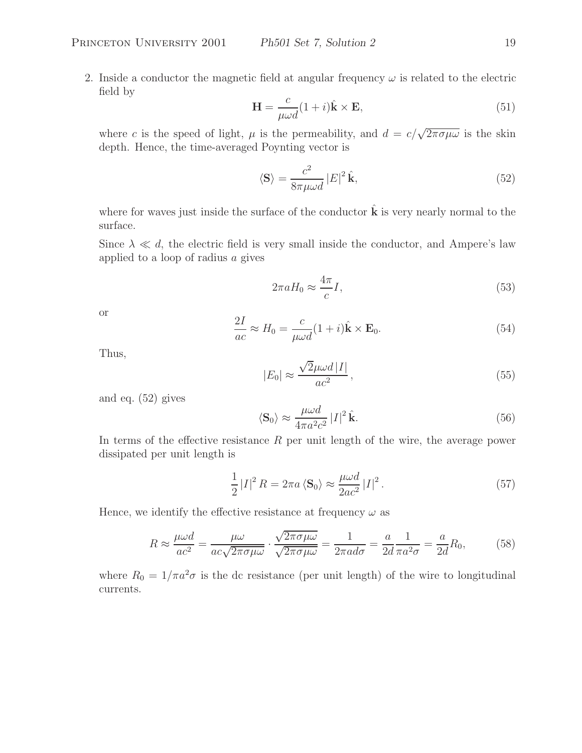2. Inside a conductor the magnetic field at angular frequency $\omega$ is related to the electric field by

$$\mathbf{H} = \frac{c}{\mu\omega d}(1+i)\hat{\mathbf{k}} \times \mathbf{E}, \tag{51}$$

where $c$ is the speed of light, $\mu$ is the permeability, and $d = c/\sqrt{2\pi\sigma\mu\omega}$ is the skin depth. Hence, the time-averaged Poynting vector is

$$\langle \mathbf{S} \rangle = \frac{c^2}{8\pi\mu\omega d} |E|^2 \hat{\mathbf{k}}, \tag{52}$$

where for waves just inside the surface of the conductor $\hat{\mathbf{k}}$ is very nearly normal to the surface.

Since $\lambda \ll d$, the electric field is very small inside the conductor, and Ampere's law applied to a loop of radius $a$ gives

$$2\pi a H_0 \approx \frac{4\pi}{c} I, \tag{53}$$

or

$$\frac{2I}{ac} \approx H_0 = \frac{c}{\mu\omega d}(1+i)\hat{\mathbf{k}} \times \mathbf{E}_0. \tag{54}$$

Thus,

$$|E_0| \approx \frac{\sqrt{2}\mu\omega d\,|I|}{ac^2}, \tag{55}$$

and eq. (52) gives

$$\langle \mathbf{S}_0 \rangle \approx \frac{\mu\omega d}{4\pi a^2 c^2} |I|^2 \hat{\mathbf{k}}. \tag{56}$$

In terms of the effective resistance $R$ per unit length of the wire, the average power dissipated per unit length is

$$\frac{1}{2} |I|^2 R = 2\pi a \langle \mathbf{S}_0 \rangle \approx \frac{\mu\omega d}{2ac^2} |I|^2. \tag{57}$$

Hence, we identify the effective resistance at frequency $\omega$ as

$$R \approx \frac{\mu\omega d}{ac^2} = \frac{\mu\omega}{ac\sqrt{2\pi\sigma\mu\omega}} \cdot \frac{\sqrt{2\pi\sigma\mu\omega}}{\sqrt{2\pi\sigma\mu\omega}} = \frac{1}{2\pi a d\sigma} = \frac{a}{2d}\frac{1}{\pi a^2\sigma} = \frac{a}{2d} R_0, \tag{58}$$

where $R_0 = 1/\pi a^2 \sigma$ is the dc resistance (per unit length) of the wire to longitudinal currents.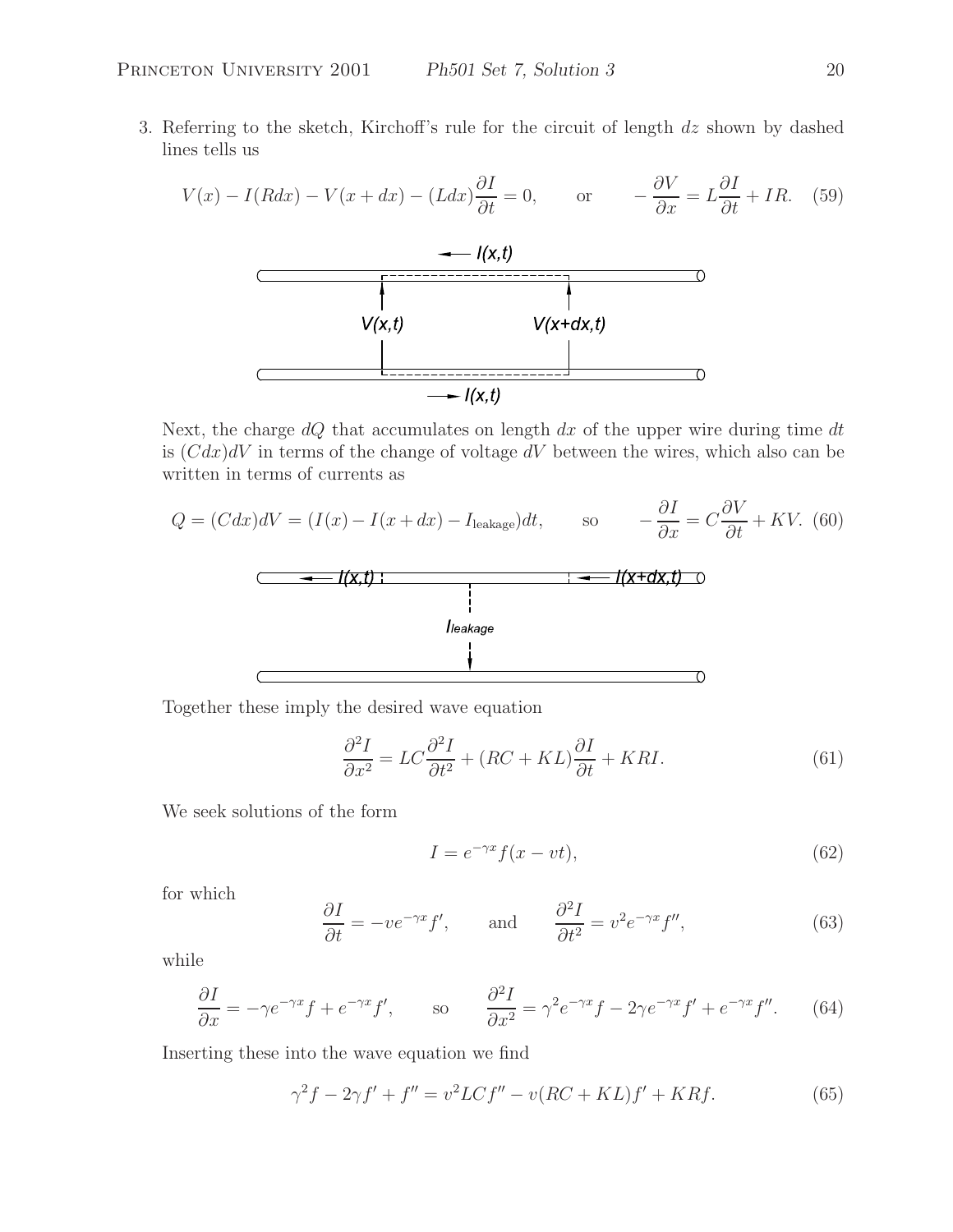3. Referring to the sketch, Kirchoff's rule for the circuit of length $dz$ shown by dashed lines tells us

$$V(x) - I(Rdx) - V(x + dx) - (Ldx)\frac{\partial I}{\partial t} = 0, \qquad \text{or} \qquad -\frac{\partial V}{\partial x} = L\frac{\partial I}{\partial t} + IR. \quad (59)$$

Next, the charge $dQ$ that accumulates on length $dx$ of the upper wire during time $dt$ is $(Cdx)dV$ in terms of the change of voltage $dV$ between the wires, which also can be written in terms of currents as

$$Q = (Cdx)dV = (I(x) - I(x + dx) - I_{\text{leakage}})dt, \qquad \text{so} \qquad -\frac{\partial I}{\partial x} = C\frac{\partial V}{\partial t} + KV. \quad (60)$$

Together these imply the desired wave equation

$$\frac{\partial^2 I}{\partial x^2} = LC\frac{\partial^2 I}{\partial t^2} + (RC + KL)\frac{\partial I}{\partial t} + KRI. \quad (61)$$

We seek solutions of the form

$$I = e^{-\gamma x} f(x - vt), \quad (62)$$

for which

$$\frac{\partial I}{\partial t} = -ve^{-\gamma x} f', \qquad \text{and} \qquad \frac{\partial^2 I}{\partial t^2} = v^2 e^{-\gamma x} f'', \quad (63)$$

while

$$\frac{\partial I}{\partial x} = -\gamma e^{-\gamma x} f + e^{-\gamma x} f', \qquad \text{so} \qquad \frac{\partial^2 I}{\partial x^2} = \gamma^2 e^{-\gamma x} f - 2\gamma e^{-\gamma x} f' + e^{-\gamma x} f''. \quad (64)$$

Inserting these into the wave equation we find

$$\gamma^2 f - 2\gamma f' + f'' = v^2 LC f'' - v(RC + KL)f' + KRf. \quad (65)$$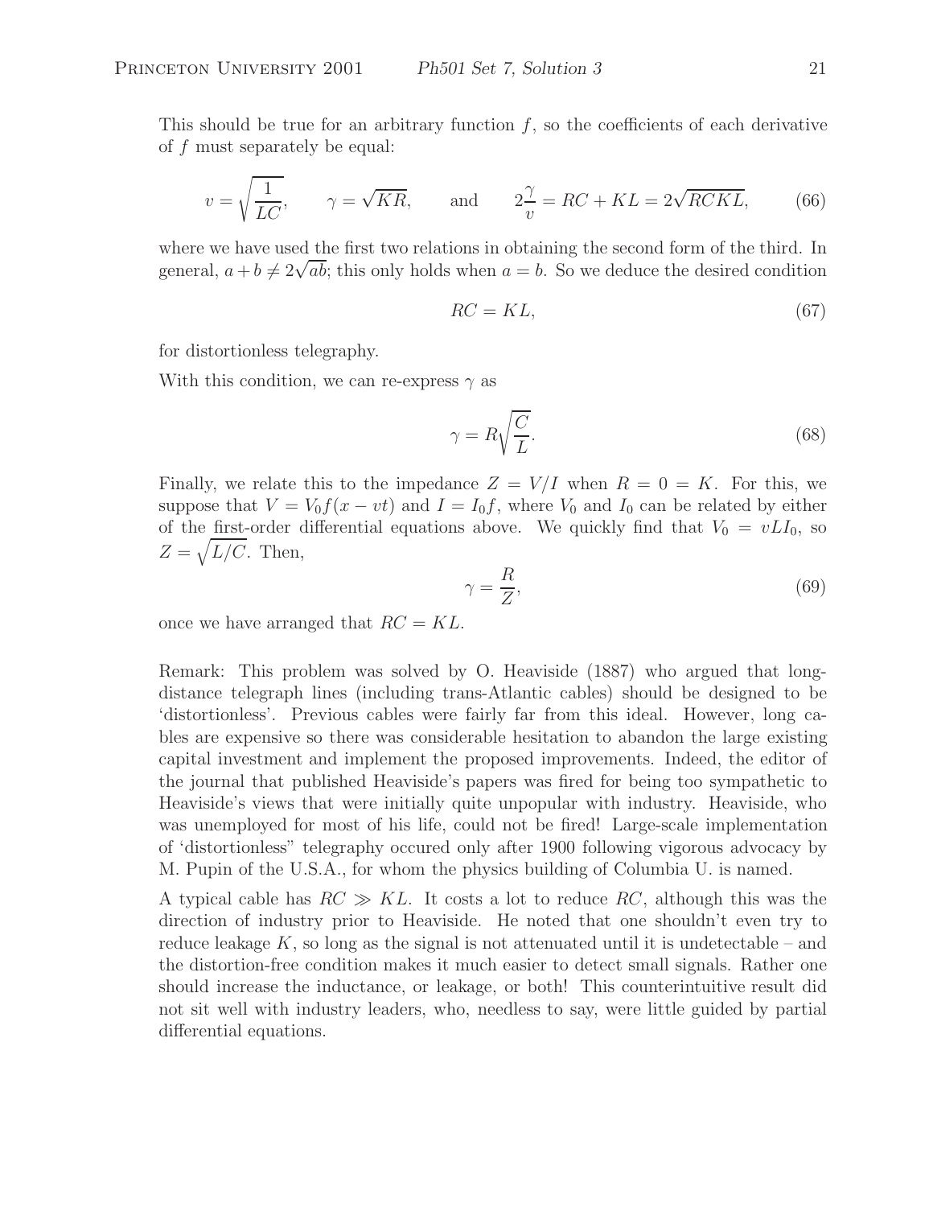This should be true for an arbitrary function $f$, so the coefficients of each derivative of $f$ must separately be equal:

$$v = \sqrt{\frac{1}{LC}}, \qquad \gamma = \sqrt{KR}, \qquad \text{and} \qquad 2\frac{\gamma}{v} = RC + KL = 2\sqrt{RCKL}, \tag{66}$$

where we have used the first two relations in obtaining the second form of the third. In general, $a + b \neq 2\sqrt{ab}$; this only holds when $a = b$. So we deduce the desired condition

$$RC = KL, \tag{67}$$

for distortionless telegraphy.

With this condition, we can re-express $\gamma$ as

$$\gamma = R\sqrt{\frac{C}{L}}. \tag{68}$$

Finally, we relate this to the impedance $Z = V/I$ when $R = 0 = K$. For this, we suppose that $V = V_0 f(x - vt)$ and $I = I_0 f$, where $V_0$ and $I_0$ can be related by either of the first-order differential equations above. We quickly find that $V_0 = vLI_0$, so $Z = \sqrt{L/C}$. Then,

$$\gamma = \frac{R}{Z}, \tag{69}$$

once we have arranged that $RC = KL$.

Remark: This problem was solved by O. Heaviside (1887) who argued that long-distance telegraph lines (including trans-Atlantic cables) should be designed to be 'distortionless'. Previous cables were fairly far from this ideal. However, long cables are expensive so there was considerable hesitation to abandon the large existing capital investment and implement the proposed improvements. Indeed, the editor of the journal that published Heaviside's papers was fired for being too sympathetic to Heaviside's views that were initially quite unpopular with industry. Heaviside, who was unemployed for most of his life, could not be fired! Large-scale implementation of 'distortionless" telegraphy occured only after 1900 following vigorous advocacy by M. Pupin of the U.S.A., for whom the physics building of Columbia U. is named.

A typical cable has $RC \gg KL$. It costs a lot to reduce $RC$, although this was the direction of industry prior to Heaviside. He noted that one shouldn't even try to reduce leakage $K$, so long as the signal is not attenuated until it is undetectable – and the distortion-free condition makes it much easier to detect small signals. Rather one should increase the inductance, or leakage, or both! This counterintuitive result did not sit well with industry leaders, who, needless to say, were little guided by partial differential equations.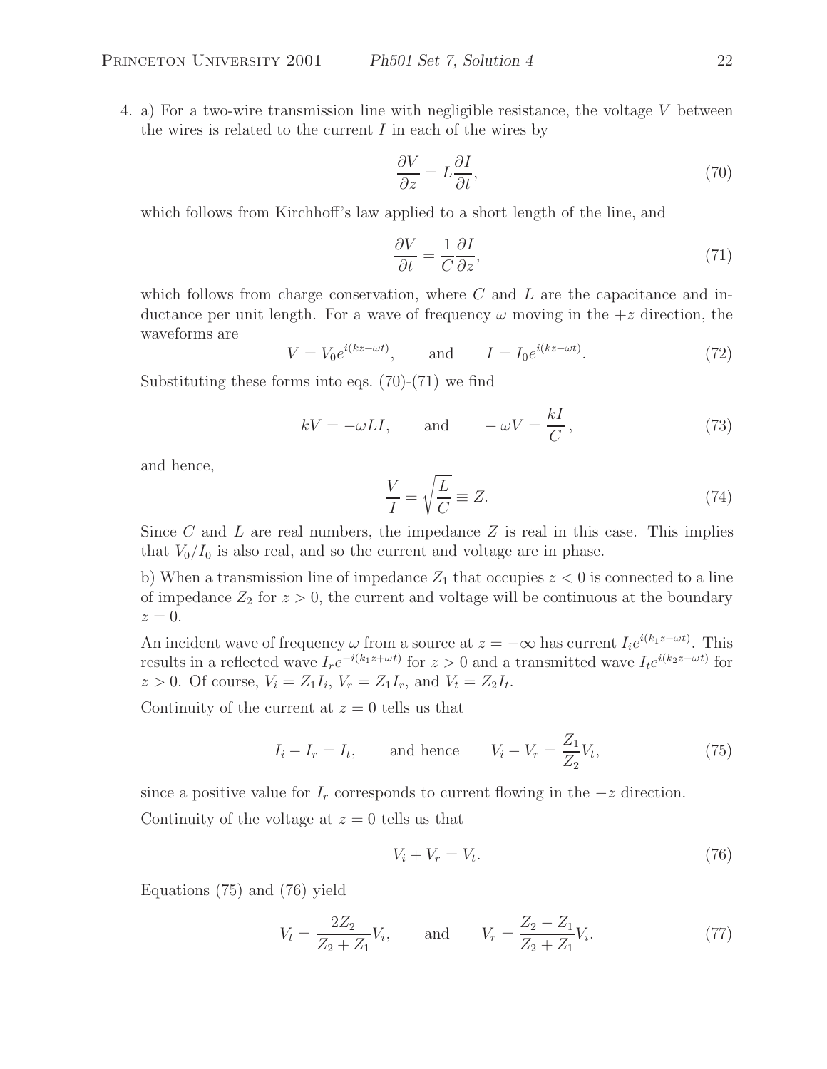4. a) For a two-wire transmission line with negligible resistance, the voltage $V$ between the wires is related to the current $I$ in each of the wires by

$$\frac{\partial V}{\partial z} = L\frac{\partial I}{\partial t}, \tag{70}$$

which follows from Kirchhoff's law applied to a short length of the line, and

$$\frac{\partial V}{\partial t} = \frac{1}{C}\frac{\partial I}{\partial z}, \tag{71}$$

which follows from charge conservation, where $C$ and $L$ are the capacitance and inductance per unit length. For a wave of frequency $\omega$ moving in the $+z$ direction, the waveforms are

$$V = V_0 e^{i(kz-\omega t)}, \qquad \text{and} \qquad I = I_0 e^{i(kz-\omega t)}. \tag{72}$$

Substituting these forms into eqs. (70)-(71) we find

$$kV = -\omega L I, \qquad \text{and} \qquad -\omega V = \frac{kI}{C}, \tag{73}$$

and hence,

$$\frac{V}{I} = \sqrt{\frac{L}{C}} \equiv Z. \tag{74}$$

Since $C$ and $L$ are real numbers, the impedance $Z$ is real in this case. This implies that $V_0/I_0$ is also real, and so the current and voltage are in phase.

b) When a transmission line of impedance $Z_1$ that occupies $z < 0$ is connected to a line of impedance $Z_2$ for $z > 0$, the current and voltage will be continuous at the boundary $z = 0$.

An incident wave of frequency $\omega$ from a source at $z = -\infty$ has current $I_i e^{i(k_1 z-\omega t)}$. This results in a reflected wave $I_r e^{-i(k_1 z+\omega t)}$ for $z > 0$ and a transmitted wave $I_t e^{i(k_2 z-\omega t)}$ for $z > 0$. Of course, $V_i = Z_1 I_i$, $V_r = Z_1 I_r$, and $V_t = Z_2 I_t$.

Continuity of the current at $z = 0$ tells us that

$$I_i - I_r = I_t, \qquad \text{and hence} \qquad V_i - V_r = \frac{Z_1}{Z_2}V_t, \tag{75}$$

since a positive value for $I_r$ corresponds to current flowing in the $-z$ direction.

Continuity of the voltage at $z = 0$ tells us that

$$V_i + V_r = V_t. \tag{76}$$

Equations (75) and (76) yield

$$V_t = \frac{2Z_2}{Z_2 + Z_1}V_i, \qquad \text{and} \qquad V_r = \frac{Z_2 - Z_1}{Z_2 + Z_1}V_i. \tag{77}$$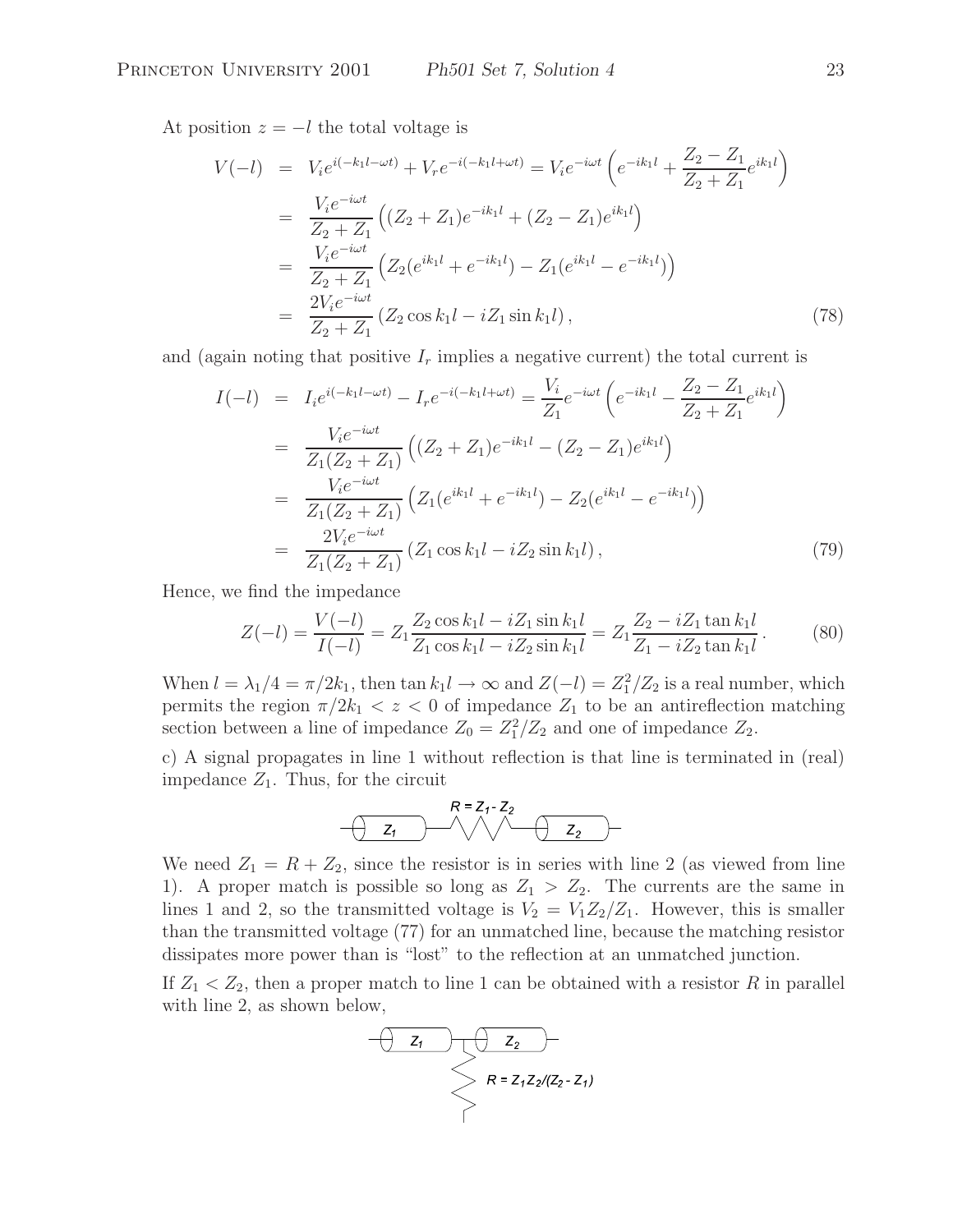At position $z = -l$ the total voltage is

$$
\begin{aligned}
V(-l) &= V_i e^{i(-k_1 l - \omega t)} + V_r e^{-i(-k_1 l + \omega t)} = V_i e^{-i\omega t}\left(e^{-ik_1 l} + \frac{Z_2 - Z_1}{Z_2 + Z_1} e^{ik_1 l}\right) \\
&= \frac{V_i e^{-i\omega t}}{Z_2 + Z_1}\left((Z_2 + Z_1)e^{-ik_1 l} + (Z_2 - Z_1)e^{ik_1 l}\right) \\
&= \frac{V_i e^{-i\omega t}}{Z_2 + Z_1}\left(Z_2(e^{ik_1 l} + e^{-ik_1 l}) - Z_1(e^{ik_1 l} - e^{-ik_1 l})\right) \\
&= \frac{2V_i e^{-i\omega t}}{Z_2 + Z_1}\left(Z_2 \cos k_1 l - i Z_1 \sin k_1 l\right),
\end{aligned} \tag{78}
$$

and (again noting that positive $I_r$ implies a negative current) the total current is

$$
\begin{aligned}
I(-l) &= I_i e^{i(-k_1 l - \omega t)} - I_r e^{-i(-k_1 l + \omega t)} = \frac{V_i}{Z_1} e^{-i\omega t}\left(e^{-ik_1 l} - \frac{Z_2 - Z_1}{Z_2 + Z_1} e^{ik_1 l}\right) \\
&= \frac{V_i e^{-i\omega t}}{Z_1(Z_2 + Z_1)}\left((Z_2 + Z_1)e^{-ik_1 l} - (Z_2 - Z_1)e^{ik_1 l}\right) \\
&= \frac{V_i e^{-i\omega t}}{Z_1(Z_2 + Z_1)}\left(Z_1(e^{ik_1 l} + e^{-ik_1 l}) - Z_2(e^{ik_1 l} - e^{-ik_1 l})\right) \\
&= \frac{2V_i e^{-i\omega t}}{Z_1(Z_2 + Z_1)}\left(Z_1 \cos k_1 l - i Z_2 \sin k_1 l\right),
\end{aligned} \tag{79}
$$

Hence, we find the impedance

$$
Z(-l) = \frac{V(-l)}{I(-l)} = Z_1 \frac{Z_2 \cos k_1 l - i Z_1 \sin k_1 l}{Z_1 \cos k_1 l - i Z_2 \sin k_1 l} = Z_1 \frac{Z_2 - i Z_1 \tan k_1 l}{Z_1 - i Z_2 \tan k_1 l}. \tag{80}
$$

When $l = \lambda_1/4 = \pi/2k_1$, then $\tan k_1 l \to \infty$ and $Z(-l) = Z_1^2/Z_2$ is a real number, which permits the region $\pi/2k_1 < z < 0$ of impedance $Z_1$ to be an antireflection matching section between a line of impedance $Z_0 = Z_1^2/Z_2$ and one of impedance $Z_2$.

c) A signal propagates in line 1 without reflection is that line is terminated in (real) impedance $Z_1$. Thus, for the circuit

$R = Z_1 - Z_2$

We need $Z_1 = R + Z_2$, since the resistor is in series with line 2 (as viewed from line 1). A proper match is possible so long as $Z_1 > Z_2$. The currents are the same in lines 1 and 2, so the transmitted voltage is $V_2 = V_1 Z_2/Z_1$. However, this is smaller than the transmitted voltage (77) for an unmatched line, because the matching resistor dissipates more power than is "lost" to the reflection at an unmatched junction.

If $Z_1 < Z_2$, then a proper match to line 1 can be obtained with a resistor $R$ in parallel with line 2, as shown below,

$R = Z_1 Z_2/(Z_2 - Z_1)$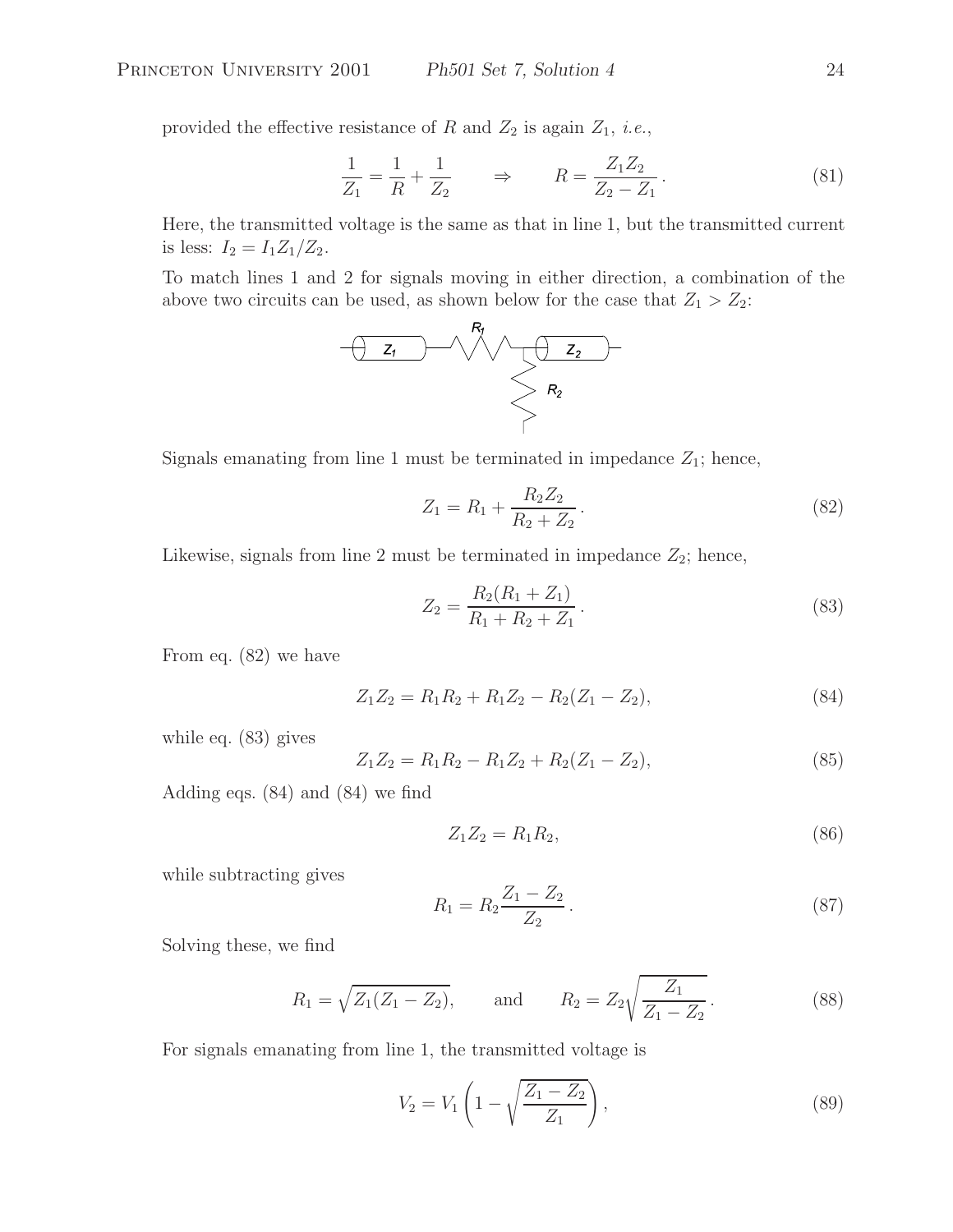provided the effective resistance of $R$ and $Z_2$ is again $Z_1$, *i.e.*,

$$\frac{1}{Z_1} = \frac{1}{R} + \frac{1}{Z_2} \qquad \Rightarrow \qquad R = \frac{Z_1 Z_2}{Z_2 - Z_1}. \tag{81}$$

Here, the transmitted voltage is the same as that in line 1, but the transmitted current is less: $I_2 = I_1 Z_1/Z_2$.

To match lines 1 and 2 for signals moving in either direction, a combination of the above two circuits can be used, as shown below for the case that $Z_1 > Z_2$:

Signals emanating from line 1 must be terminated in impedance $Z_1$; hence,

$$Z_1 = R_1 + \frac{R_2 Z_2}{R_2 + Z_2}. \tag{82}$$

Likewise, signals from line 2 must be terminated in impedance $Z_2$; hence,

$$Z_2 = \frac{R_2(R_1 + Z_1)}{R_1 + R_2 + Z_1}. \tag{83}$$

From eq. (82) we have

$$Z_1 Z_2 = R_1 R_2 + R_1 Z_2 - R_2(Z_1 - Z_2), \tag{84}$$

while eq. (83) gives

$$Z_1 Z_2 = R_1 R_2 - R_1 Z_2 + R_2(Z_1 - Z_2), \tag{85}$$

Adding eqs. (84) and (84) we find

$$Z_1 Z_2 = R_1 R_2, \tag{86}$$

while subtracting gives

$$R_1 = R_2 \frac{Z_1 - Z_2}{Z_2}. \tag{87}$$

Solving these, we find

$$R_1 = \sqrt{Z_1(Z_1 - Z_2)}, \qquad \text{and} \qquad R_2 = Z_2 \sqrt{\frac{Z_1}{Z_1 - Z_2}}. \tag{88}$$

For signals emanating from line 1, the transmitted voltage is

$$V_2 = V_1 \left(1 - \sqrt{\frac{Z_1 - Z_2}{Z_1}}\right), \tag{89}$$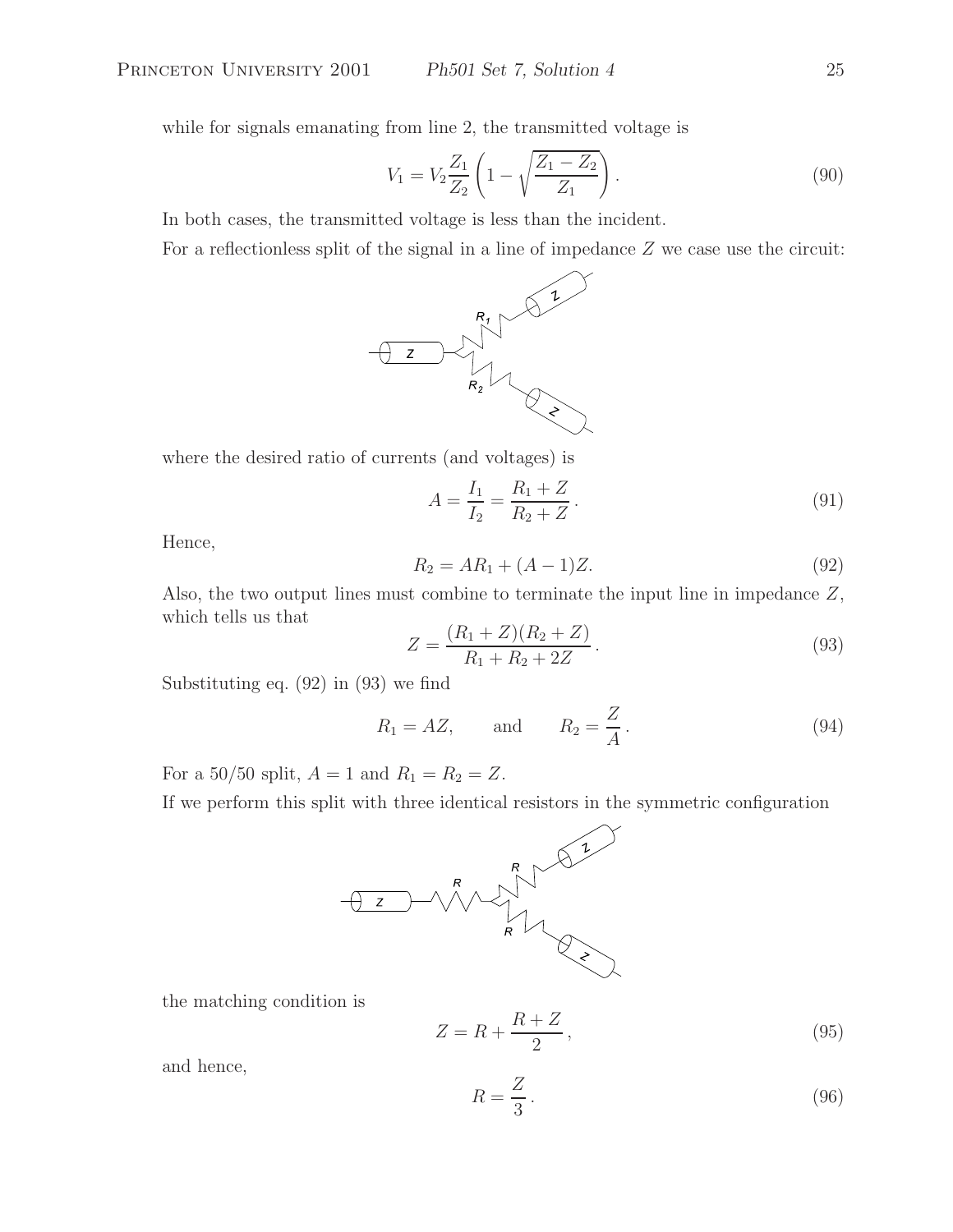while for signals emanating from line 2, the transmitted voltage is

$$V_1 = V_2 \frac{Z_1}{Z_2} \left( 1 - \sqrt{\frac{Z_1 - Z_2}{Z_1}} \right). \tag{90}$$

In both cases, the transmitted voltage is less than the incident.

For a reflectionless split of the signal in a line of impedance $Z$ we case use the circuit:

where the desired ratio of currents (and voltages) is

$$A = \frac{I_1}{I_2} = \frac{R_1 + Z}{R_2 + Z}. \tag{91}$$

Hence,

$$R_2 = AR_1 + (A - 1)Z. \tag{92}$$

Also, the two output lines must combine to terminate the input line in impedance $Z$, which tells us that

$$Z = \frac{(R_1 + Z)(R_2 + Z)}{R_1 + R_2 + 2Z}. \tag{93}$$

Substituting eq. (92) in (93) we find

$$R_1 = AZ, \qquad \text{and} \qquad R_2 = \frac{Z}{A}. \tag{94}$$

For a 50/50 split, $A = 1$ and $R_1 = R_2 = Z$.

If we perform this split with three identical resistors in the symmetric configuration

the matching condition is

$$Z = R + \frac{R + Z}{2}, \tag{95}$$

and hence,

$$R = \frac{Z}{3}. \tag{96}$$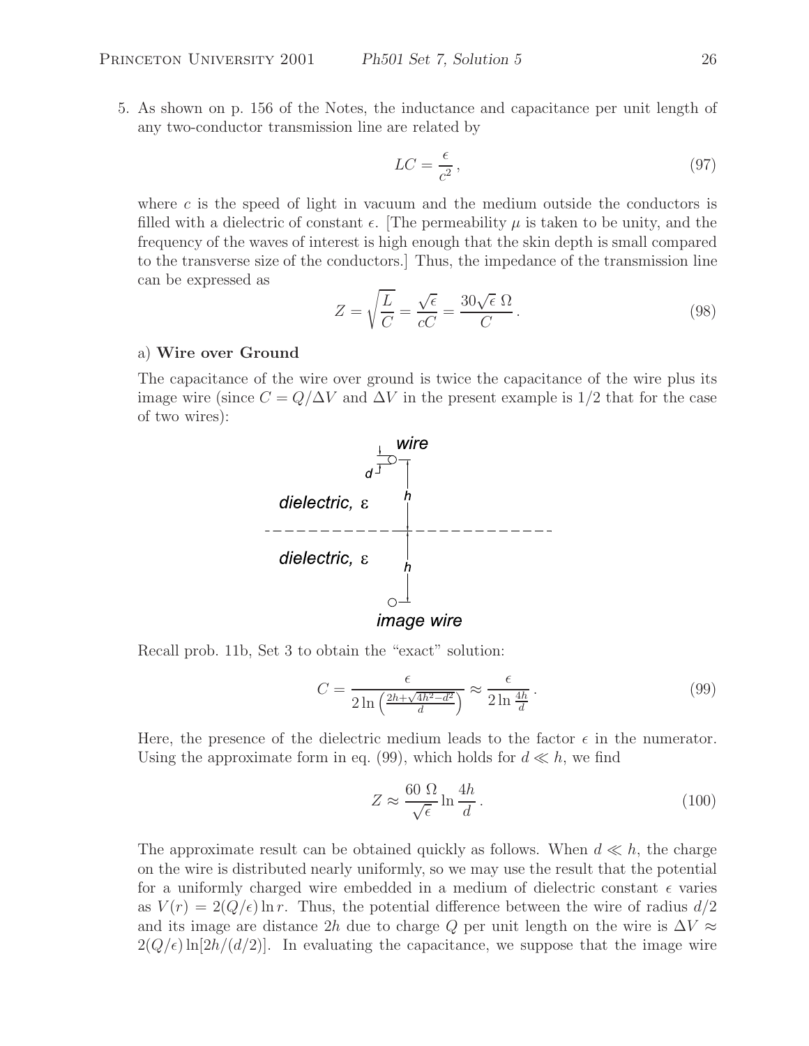5. As shown on p. 156 of the Notes, the inductance and capacitance per unit length of any two-conductor transmission line are related by

$$LC = \frac{\epsilon}{c^2}, \tag{97}$$

where $c$ is the speed of light in vacuum and the medium outside the conductors is filled with a dielectric of constant $\epsilon$. [The permeability $\mu$ is taken to be unity, and the frequency of the waves of interest is high enough that the skin depth is small compared to the transverse size of the conductors.] Thus, the impedance of the transmission line can be expressed as

$$Z = \sqrt{\frac{L}{C}} = \frac{\sqrt{\epsilon}}{cC} = \frac{30\sqrt{\epsilon}\ \Omega}{C}. \tag{98}$$

a) **Wire over Ground**

The capacitance of the wire over ground is twice the capacitance of the wire plus its image wire (since $C = Q/\Delta V$ and $\Delta V$ in the present example is 1/2 that for the case of two wires):

Recall prob. 11b, Set 3 to obtain the "exact" solution:

$$C = \frac{\epsilon}{2\ln\left(\frac{2h+\sqrt{4h^2-d^2}}{d}\right)} \approx \frac{\epsilon}{2\ln\frac{4h}{d}}. \tag{99}$$

Here, the presence of the dielectric medium leads to the factor $\epsilon$ in the numerator. Using the approximate form in eq. (99), which holds for $d \ll h$, we find

$$Z \approx \frac{60\ \Omega}{\sqrt{\epsilon}} \ln\frac{4h}{d}. \tag{100}$$

The approximate result can be obtained quickly as follows. When $d \ll h$, the charge on the wire is distributed nearly uniformly, so we may use the result that the potential for a uniformly charged wire embedded in a medium of dielectric constant $\epsilon$ varies as $V(r) = 2(Q/\epsilon)\ln r$. Thus, the potential difference between the wire of radius $d/2$ and its image are distance $2h$ due to charge $Q$ per unit length on the wire is $\Delta V \approx 2(Q/\epsilon)\ln[2h/(d/2)]$. In evaluating the capacitance, we suppose that the image wire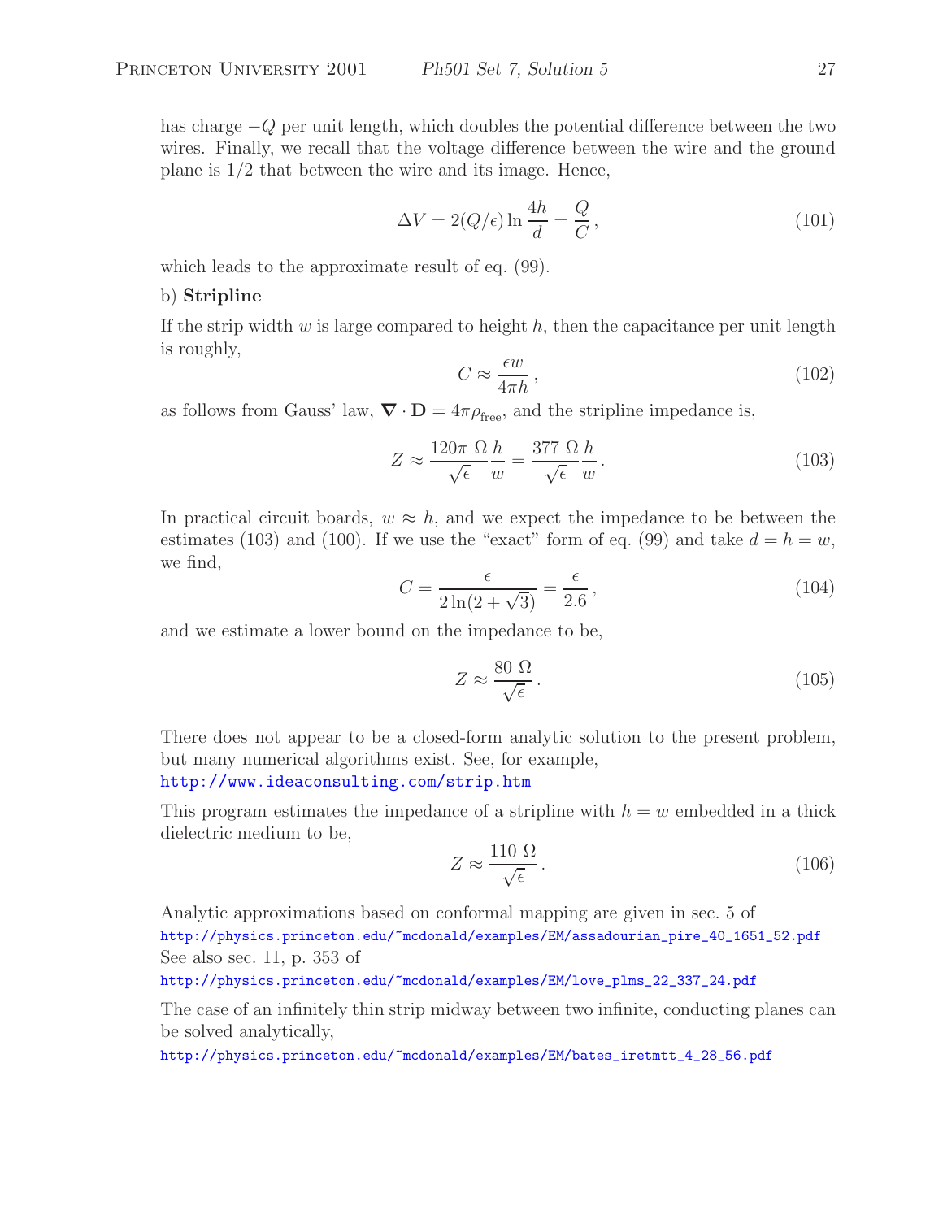has charge $-Q$ per unit length, which doubles the potential difference between the two wires. Finally, we recall that the voltage difference between the wire and the ground plane is 1/2 that between the wire and its image. Hence,

$$\Delta V = 2(Q/\epsilon) \ln \frac{4h}{d} = \frac{Q}{C}, \tag{101}$$

which leads to the approximate result of eq. (99).

b) **Stripline**

If the strip width $w$ is large compared to height $h$, then the capacitance per unit length is roughly,

$$C \approx \frac{\epsilon w}{4\pi h}, \tag{102}$$

as follows from Gauss' law, $\nabla \cdot \mathbf{D} = 4\pi\rho_{\rm free}$, and the stripline impedance is,

$$Z \approx \frac{120\pi\ \Omega}{\sqrt{\epsilon}} \frac{h}{w} = \frac{377\ \Omega}{\sqrt{\epsilon}} \frac{h}{w}. \tag{103}$$

In practical circuit boards, $w \approx h$, and we expect the impedance to be between the estimates (103) and (100). If we use the "exact" form of eq. (99) and take $d = h = w$, we find,

$$C = \frac{\epsilon}{2\ln(2 + \sqrt{3})} = \frac{\epsilon}{2.6}, \tag{104}$$

and we estimate a lower bound on the impedance to be,

$$Z \approx \frac{80\ \Omega}{\sqrt{\epsilon}}. \tag{105}$$

There does not appear to be a closed-form analytic solution to the present problem, but many numerical algorithms exist. See, for example,
http://www.ideaconsulting.com/strip.htm

This program estimates the impedance of a stripline with $h = w$ embedded in a thick dielectric medium to be,

$$Z \approx \frac{110\ \Omega}{\sqrt{\epsilon}}. \tag{106}$$

Analytic approximations based on conformal mapping are given in sec. 5 of
http://physics.princeton.edu/~mcdonald/examples/EM/assadourian_pire_40_1651_52.pdf
See also sec. 11, p. 353 of
http://physics.princeton.edu/~mcdonald/examples/EM/love_plms_22_337_24.pdf

The case of an infinitely thin strip midway between two infinite, conducting planes can be solved analytically,
http://physics.princeton.edu/~mcdonald/examples/EM/bates_iretmtt_4_28_56.pdf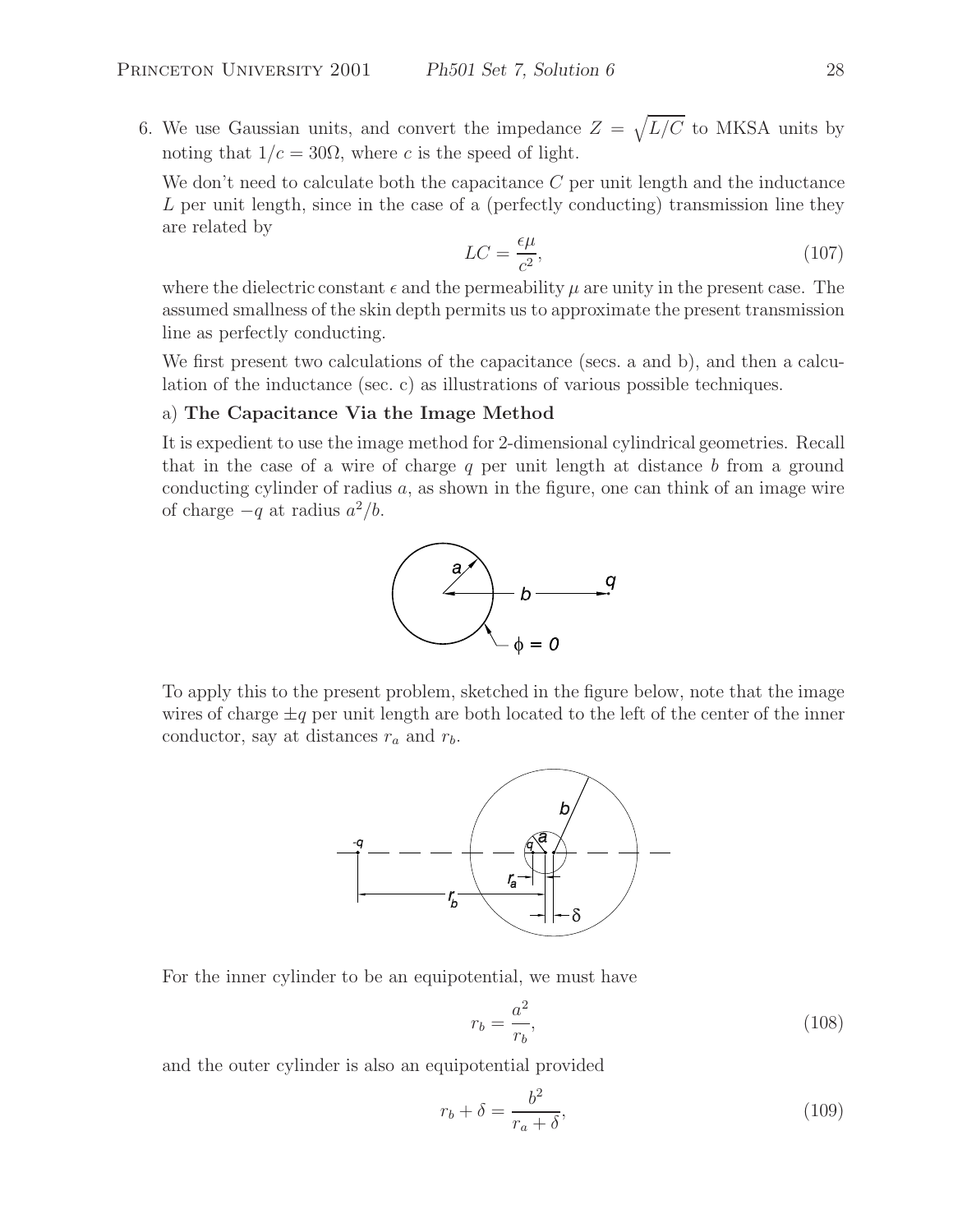6. We use Gaussian units, and convert the impedance $Z = \sqrt{L/C}$ to MKSA units by noting that $1/c = 30\Omega$, where $c$ is the speed of light.

   We don't need to calculate both the capacitance $C$ per unit length and the inductance $L$ per unit length, since in the case of a (perfectly conducting) transmission line they are related by

$$LC = \frac{\epsilon\mu}{c^2}, \tag{107}$$

   where the dielectric constant $\epsilon$ and the permeability $\mu$ are unity in the present case. The assumed smallness of the skin depth permits us to approximate the present transmission line as perfectly conducting.

   We first present two calculations of the capacitance (secs. a and b), and then a calculation of the inductance (sec. c) as illustrations of various possible techniques.

   a) **The Capacitance Via the Image Method**

   It is expedient to use the image method for 2-dimensional cylindrical geometries. Recall that in the case of a wire of charge $q$ per unit length at distance $b$ from a ground conducting cylinder of radius $a$, as shown in the figure, one can think of an image wire of charge $-q$ at radius $a^2/b$.

   To apply this to the present problem, sketched in the figure below, note that the image wires of charge $\pm q$ per unit length are both located to the left of the center of the inner conductor, say at distances $r_a$ and $r_b$.

   For the inner cylinder to be an equipotential, we must have

$$r_b = \frac{a^2}{r_b}, \tag{108}$$

   and the outer cylinder is also an equipotential provided

$$r_b + \delta = \frac{b^2}{r_a + \delta}, \tag{109}$$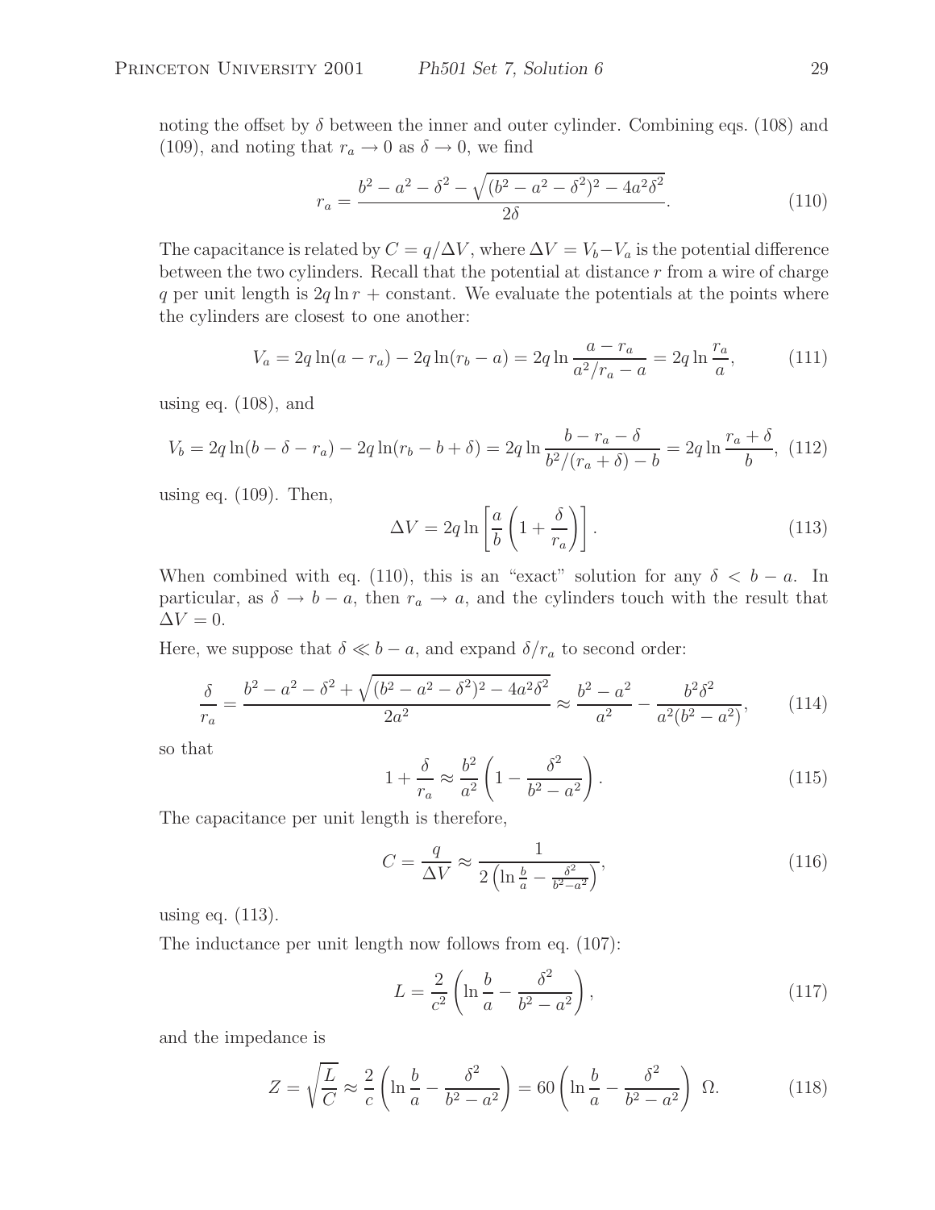noting the offset by $\delta$ between the inner and outer cylinder. Combining eqs. (108) and (109), and noting that $r_a \to 0$ as $\delta \to 0$, we find

$$r_a = \frac{b^2 - a^2 - \delta^2 - \sqrt{(b^2 - a^2 - \delta^2)^2 - 4a^2\delta^2}}{2\delta}. \tag{110}$$

The capacitance is related by $C = q/\Delta V$, where $\Delta V = V_b - V_a$ is the potential difference between the two cylinders. Recall that the potential at distance $r$ from a wire of charge $q$ per unit length is $2q \ln r$ + constant. We evaluate the potentials at the points where the cylinders are closest to one another:

$$V_a = 2q\ln(a - r_a) - 2q\ln(r_b - a) = 2q\ln\frac{a - r_a}{a^2/r_a - a} = 2q\ln\frac{r_a}{a}, \tag{111}$$

using eq. (108), and

$$V_b = 2q\ln(b - \delta - r_a) - 2q\ln(r_b - b + \delta) = 2q\ln\frac{b - r_a - \delta}{b^2/(r_a + \delta) - b} = 2q\ln\frac{r_a + \delta}{b}, \tag{112}$$

using eq. (109). Then,

$$\Delta V = 2q\ln\left[\frac{a}{b}\left(1 + \frac{\delta}{r_a}\right)\right]. \tag{113}$$

When combined with eq. (110), this is an "exact" solution for any $\delta < b - a$. In particular, as $\delta \to b - a$, then $r_a \to a$, and the cylinders touch with the result that $\Delta V = 0$.

Here, we suppose that $\delta \ll b - a$, and expand $\delta/r_a$ to second order:

$$\frac{\delta}{r_a} = \frac{b^2 - a^2 - \delta^2 + \sqrt{(b^2 - a^2 - \delta^2)^2 - 4a^2\delta^2}}{2a^2} \approx \frac{b^2 - a^2}{a^2} - \frac{b^2\delta^2}{a^2(b^2 - a^2)}, \tag{114}$$

so that

$$1 + \frac{\delta}{r_a} \approx \frac{b^2}{a^2}\left(1 - \frac{\delta^2}{b^2 - a^2}\right). \tag{115}$$

The capacitance per unit length is therefore,

$$C = \frac{q}{\Delta V} \approx \frac{1}{2\left(\ln\frac{b}{a} - \frac{\delta^2}{b^2 - a^2}\right)}, \tag{116}$$

using eq. (113).

The inductance per unit length now follows from eq. (107):

$$L = \frac{2}{c^2}\left(\ln\frac{b}{a} - \frac{\delta^2}{b^2 - a^2}\right), \tag{117}$$

and the impedance is

$$Z = \sqrt{\frac{L}{C}} \approx \frac{2}{c}\left(\ln\frac{b}{a} - \frac{\delta^2}{b^2 - a^2}\right) = 60\left(\ln\frac{b}{a} - \frac{\delta^2}{b^2 - a^2}\right)\ \Omega. \tag{118}$$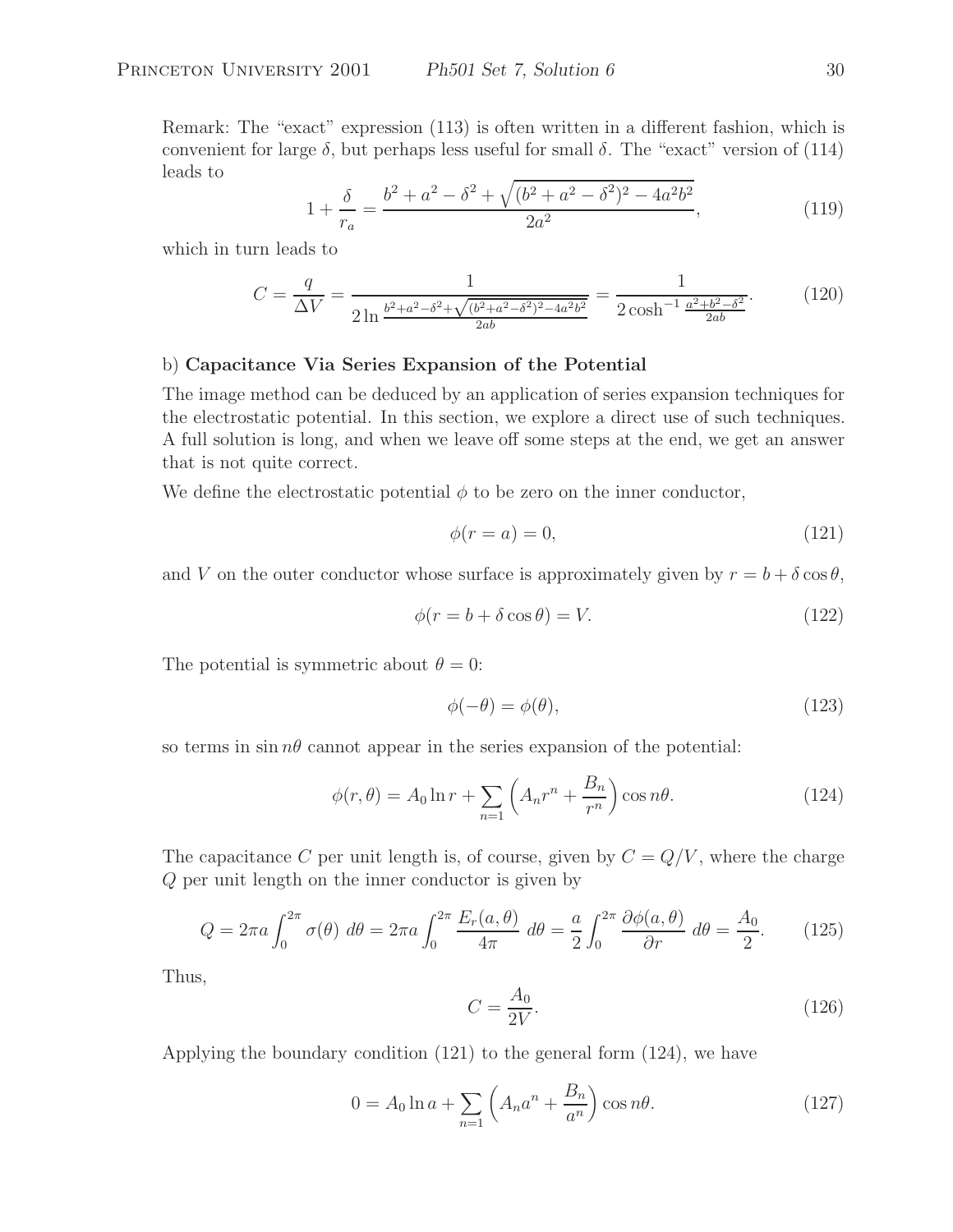Remark: The "exact" expression (113) is often written in a different fashion, which is convenient for large $\delta$, but perhaps less useful for small $\delta$. The "exact" version of (114) leads to

$$1 + \frac{\delta}{r_a} = \frac{b^2 + a^2 - \delta^2 + \sqrt{(b^2 + a^2 - \delta^2)^2 - 4a^2b^2}}{2a^2}, \tag{119}$$

which in turn leads to

$$C = \frac{q}{\Delta V} = \frac{1}{2 \ln \frac{b^2+a^2-\delta^2+\sqrt{(b^2+a^2-\delta^2)^2-4a^2b^2}}{2ab}} = \frac{1}{2 \cosh^{-1} \frac{a^2+b^2-\delta^2}{2ab}}. \tag{120}$$

b) **Capacitance Via Series Expansion of the Potential**

The image method can be deduced by an application of series expansion techniques for the electrostatic potential. In this section, we explore a direct use of such techniques. A full solution is long, and when we leave off some steps at the end, we get an answer that is not quite correct.

We define the electrostatic potential $\phi$ to be zero on the inner conductor,

$$\phi(r = a) = 0, \tag{121}$$

and $V$ on the outer conductor whose surface is approximately given by $r = b + \delta \cos \theta$,

$$\phi(r = b + \delta \cos \theta) = V. \tag{122}$$

The potential is symmetric about $\theta = 0$:

$$\phi(-\theta) = \phi(\theta), \tag{123}$$

so terms in $\sin n\theta$ cannot appear in the series expansion of the potential:

$$\phi(r, \theta) = A_0 \ln r + \sum_{n=1} \left( A_n r^n + \frac{B_n}{r^n} \right) \cos n\theta. \tag{124}$$

The capacitance $C$ per unit length is, of course, given by $C = Q/V$, where the charge $Q$ per unit length on the inner conductor is given by

$$Q = 2\pi a \int_0^{2\pi} \sigma(\theta)\ d\theta = 2\pi a \int_0^{2\pi} \frac{E_r(a, \theta)}{4\pi}\ d\theta = \frac{a}{2} \int_0^{2\pi} \frac{\partial \phi(a, \theta)}{\partial r}\ d\theta = \frac{A_0}{2}. \tag{125}$$

Thus,

$$C = \frac{A_0}{2V}. \tag{126}$$

Applying the boundary condition (121) to the general form (124), we have

$$0 = A_0 \ln a + \sum_{n=1} \left( A_n a^n + \frac{B_n}{a^n} \right) \cos n\theta. \tag{127}$$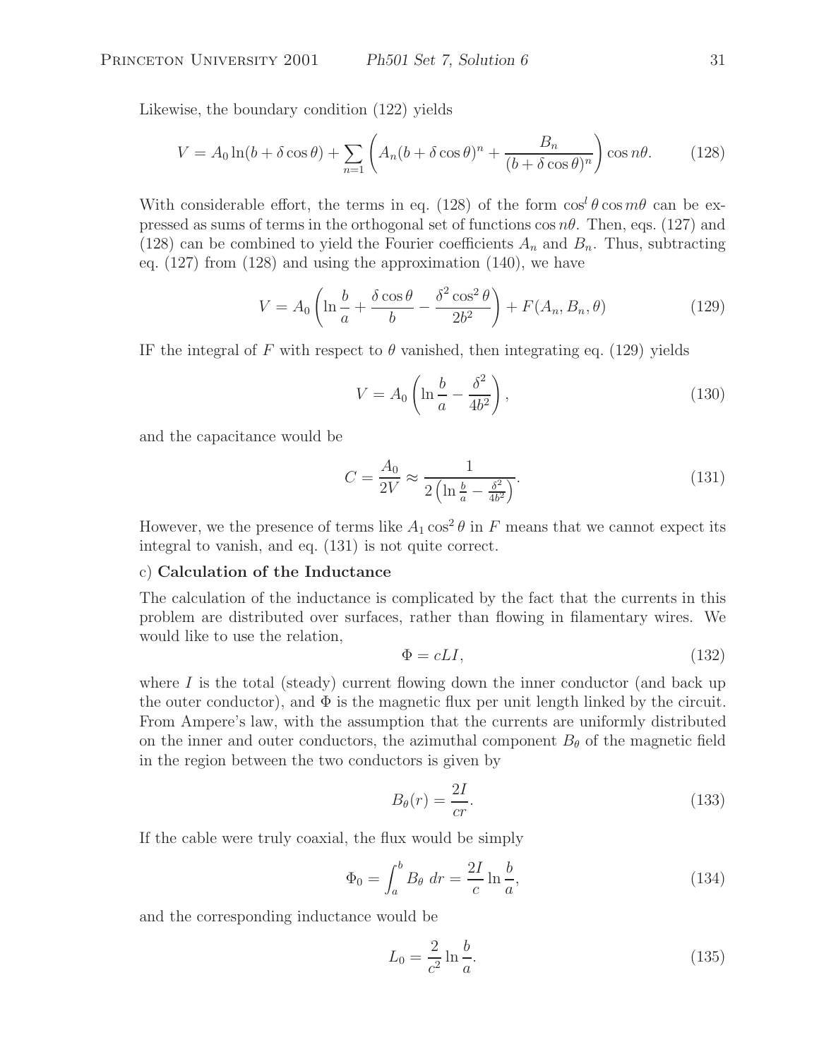Likewise, the boundary condition (122) yields

$$V = A_0 \ln(b + \delta \cos\theta) + \sum_{n=1} \left( A_n (b + \delta \cos\theta)^n + \frac{B_n}{(b + \delta \cos\theta)^n} \right) \cos n\theta. \tag{128}$$

With considerable effort, the terms in eq. (128) of the form $\cos^l \theta \cos m\theta$ can be expressed as sums of terms in the orthogonal set of functions $\cos n\theta$. Then, eqs. (127) and (128) can be combined to yield the Fourier coefficients $A_n$ and $B_n$. Thus, subtracting eq. (127) from (128) and using the approximation (140), we have

$$V = A_0 \left( \ln \frac{b}{a} + \frac{\delta \cos\theta}{b} - \frac{\delta^2 \cos^2\theta}{2b^2} \right) + F(A_n, B_n, \theta) \tag{129}$$

IF the integral of $F$ with respect to $\theta$ vanished, then integrating eq. (129) yields

$$V = A_0 \left( \ln \frac{b}{a} - \frac{\delta^2}{4b^2} \right), \tag{130}$$

and the capacitance would be

$$C = \frac{A_0}{2V} \approx \frac{1}{2\left( \ln \frac{b}{a} - \frac{\delta^2}{4b^2} \right)}. \tag{131}$$

However, we the presence of terms like $A_1 \cos^2\theta$ in $F$ means that we cannot expect its integral to vanish, and eq. (131) is not quite correct.

c) **Calculation of the Inductance**

The calculation of the inductance is complicated by the fact that the currents in this problem are distributed over surfaces, rather than flowing in filamentary wires. We would like to use the relation,

$$\Phi = cLI, \tag{132}$$

where $I$ is the total (steady) current flowing down the inner conductor (and back up the outer conductor), and $\Phi$ is the magnetic flux per unit length linked by the circuit. From Ampere's law, with the assumption that the currents are uniformly distributed on the inner and outer conductors, the azimuthal component $B_\theta$ of the magnetic field in the region between the two conductors is given by

$$B_\theta(r) = \frac{2I}{cr}. \tag{133}$$

If the cable were truly coaxial, the flux would be simply

$$\Phi_0 = \int_a^b B_\theta \, dr = \frac{2I}{c} \ln \frac{b}{a}, \tag{134}$$

and the corresponding inductance would be

$$L_0 = \frac{2}{c^2} \ln \frac{b}{a}. \tag{135}$$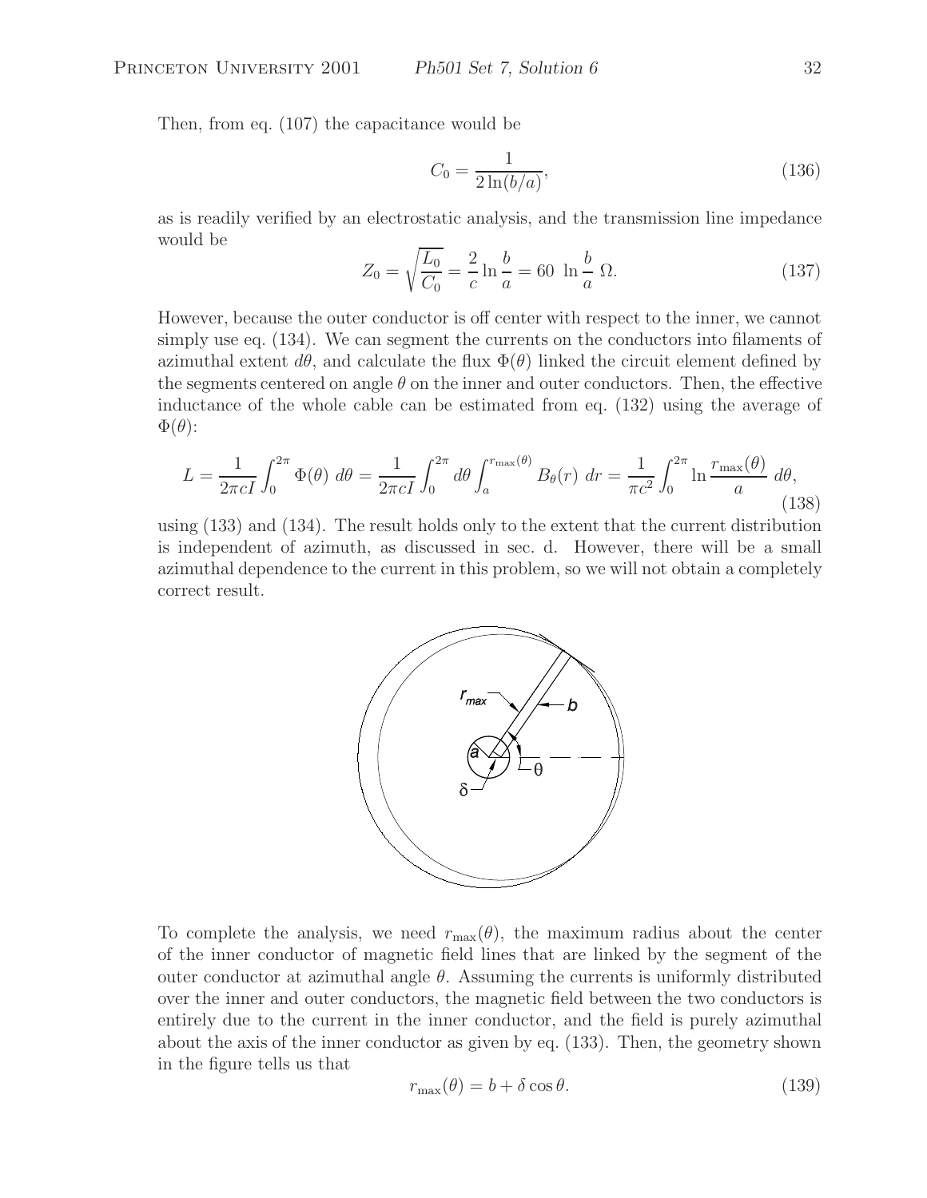Then, from eq. (107) the capacitance would be

$$C_0 = \frac{1}{2\ln(b/a)}, \tag{136}$$

as is readily verified by an electrostatic analysis, and the transmission line impedance would be

$$Z_0 = \sqrt{\frac{L_0}{C_0}} = \frac{2}{c}\ln\frac{b}{a} = 60\ \ln\frac{b}{a}\ \Omega. \tag{137}$$

However, because the outer conductor is off center with respect to the inner, we cannot simply use eq. (134). We can segment the currents on the conductors into filaments of azimuthal extent $d\theta$, and calculate the flux $\Phi(\theta)$ linked the circuit element defined by the segments centered on angle $\theta$ on the inner and outer conductors. Then, the effective inductance of the whole cable can be estimated from eq. (132) using the average of $\Phi(\theta)$:

$$L = \frac{1}{2\pi cI}\int_0^{2\pi}\Phi(\theta)\ d\theta = \frac{1}{2\pi cI}\int_0^{2\pi}d\theta\int_a^{r_{\max}(\theta)}B_\theta(r)\ dr = \frac{1}{\pi c^2}\int_0^{2\pi}\ln\frac{r_{\max}(\theta)}{a}\ d\theta, \tag{138}$$

using (133) and (134). The result holds only to the extent that the current distribution is independent of azimuth, as discussed in sec. d. However, there will be a small azimuthal dependence to the current in this problem, so we will not obtain a completely correct result.

To complete the analysis, we need $r_{\max}(\theta)$, the maximum radius about the center of the inner conductor of magnetic field lines that are linked by the segment of the outer conductor at azimuthal angle $\theta$. Assuming the currents is uniformly distributed over the inner and outer conductors, the magnetic field between the two conductors is entirely due to the current in the inner conductor, and the field is purely azimuthal about the axis of the inner conductor as given by eq. (133). Then, the geometry shown in the figure tells us that

$$r_{\max}(\theta) = b + \delta\cos\theta. \tag{139}$$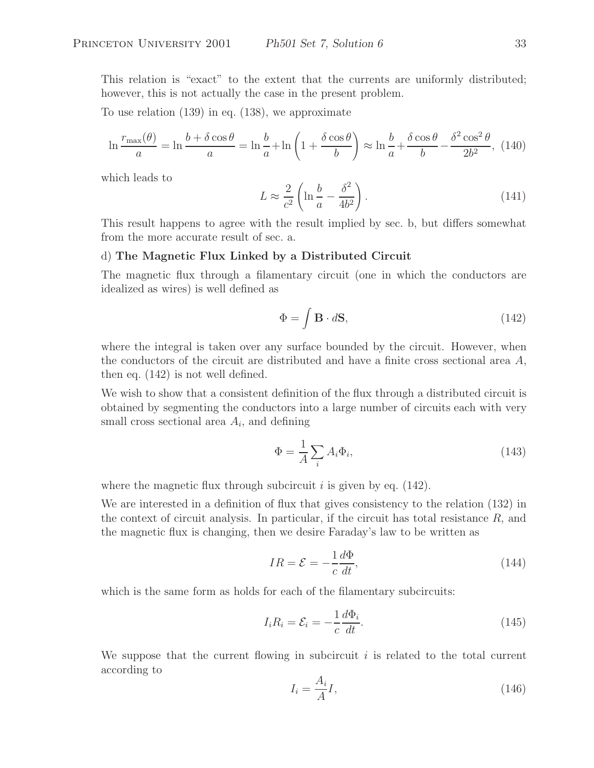This relation is "exact" to the extent that the currents are uniformly distributed; however, this is not actually the case in the present problem.

To use relation (139) in eq. (138), we approximate

$$\ln \frac{r_{\max}(\theta)}{a} = \ln \frac{b + \delta \cos\theta}{a} = \ln \frac{b}{a} + \ln\left(1 + \frac{\delta\cos\theta}{b}\right) \approx \ln\frac{b}{a} + \frac{\delta\cos\theta}{b} - \frac{\delta^2\cos^2\theta}{2b^2}, \quad (140)$$

which leads to

$$L \approx \frac{2}{c^2}\left(\ln\frac{b}{a} - \frac{\delta^2}{4b^2}\right). \quad (141)$$

This result happens to agree with the result implied by sec. b, but differs somewhat from the more accurate result of sec. a.

d) **The Magnetic Flux Linked by a Distributed Circuit**

The magnetic flux through a filamentary circuit (one in which the conductors are idealized as wires) is well defined as

$$\Phi = \int \mathbf{B} \cdot d\mathbf{S}, \quad (142)$$

where the integral is taken over any surface bounded by the circuit. However, when the conductors of the circuit are distributed and have a finite cross sectional area $A$, then eq. (142) is not well defined.

We wish to show that a consistent definition of the flux through a distributed circuit is obtained by segmenting the conductors into a large number of circuits each with very small cross sectional area $A_i$, and defining

$$\Phi = \frac{1}{A}\sum_i A_i\Phi_i, \quad (143)$$

where the magnetic flux through subcircuit $i$ is given by eq. (142).

We are interested in a definition of flux that gives consistency to the relation (132) in the context of circuit analysis. In particular, if the circuit has total resistance $R$, and the magnetic flux is changing, then we desire Faraday's law to be written as

$$IR = \mathcal{E} = -\frac{1}{c}\frac{d\Phi}{dt}, \quad (144)$$

which is the same form as holds for each of the filamentary subcircuits:

$$I_iR_i = \mathcal{E}_i = -\frac{1}{c}\frac{d\Phi_i}{dt}. \quad (145)$$

We suppose that the current flowing in subcircuit $i$ is related to the total current according to

$$I_i = \frac{A_i}{A}I, \quad (146)$$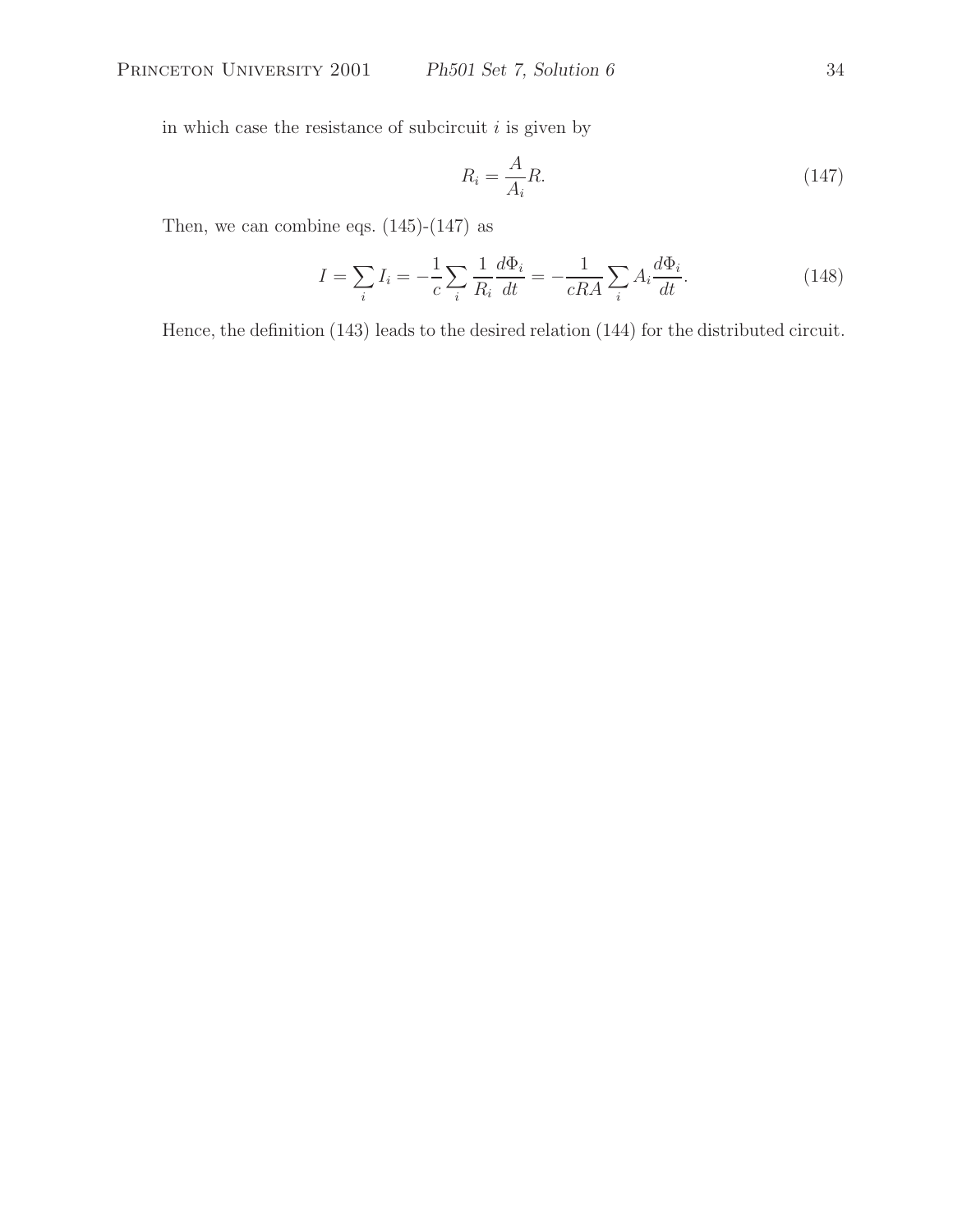in which case the resistance of subcircuit $i$ is given by

$$R_i = \frac{A}{A_i} R. \tag{147}$$

Then, we can combine eqs. (145)-(147) as

$$I = \sum_i I_i = -\frac{1}{c} \sum_i \frac{1}{R_i} \frac{d\Phi_i}{dt} = -\frac{1}{cRA} \sum_i A_i \frac{d\Phi_i}{dt}. \tag{148}$$

Hence, the definition (143) leads to the desired relation (144) for the distributed circuit.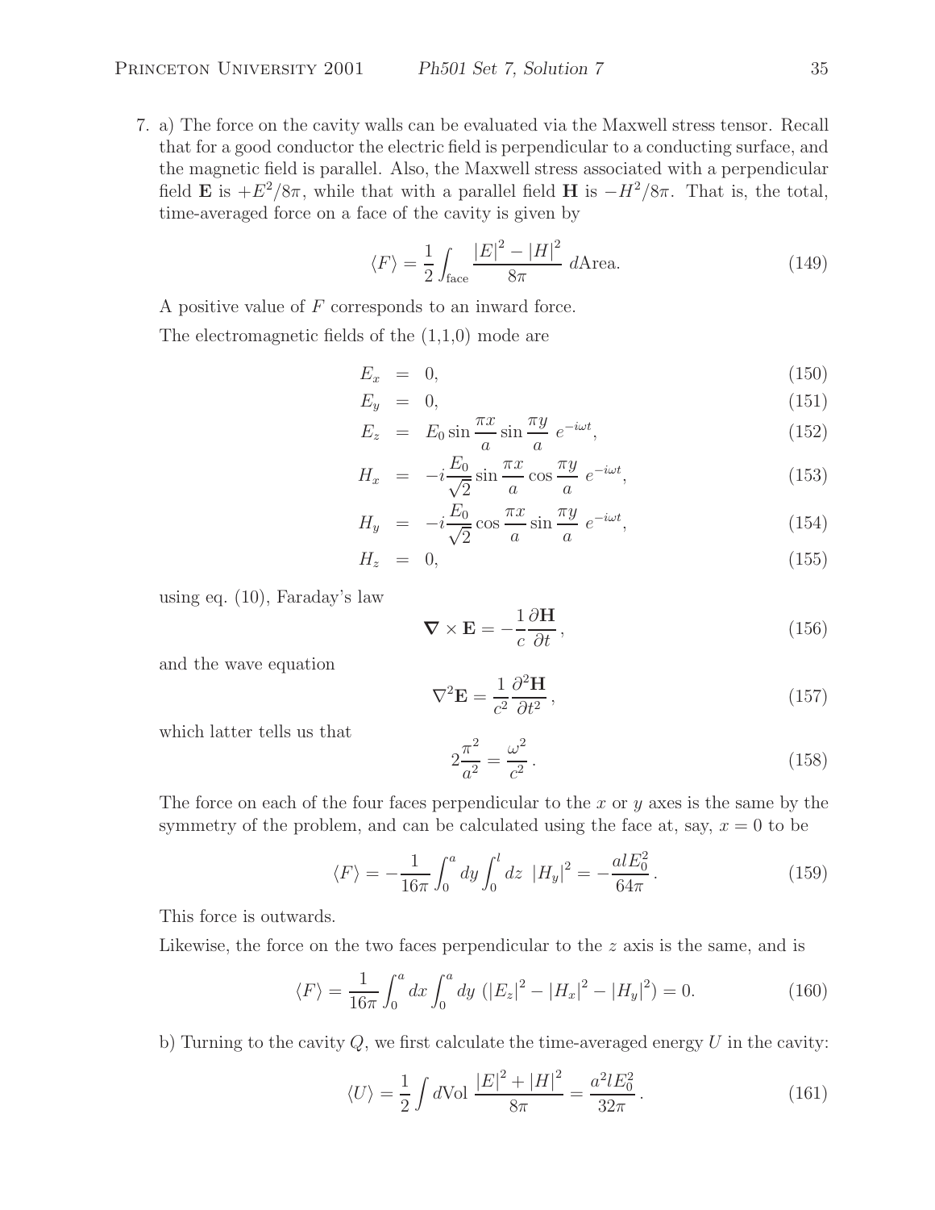7. a) The force on the cavity walls can be evaluated via the Maxwell stress tensor. Recall that for a good conductor the electric field is perpendicular to a conducting surface, and the magnetic field is parallel. Also, the Maxwell stress associated with a perpendicular field $\mathbf{E}$ is $+E^2/8\pi$, while that with a parallel field $\mathbf{H}$ is $-H^2/8\pi$. That is, the total, time-averaged force on a face of the cavity is given by

$$\langle F \rangle = \frac{1}{2} \int_{\text{face}} \frac{|E|^2 - |H|^2}{8\pi} \; d\text{Area}. \tag{149}$$

A positive value of $F$ corresponds to an inward force.

The electromagnetic fields of the (1,1,0) mode are

$$E_x = 0, \tag{150}$$

$$E_y = 0, \tag{151}$$

$$E_z = E_0 \sin \frac{\pi x}{a} \sin \frac{\pi y}{a} \; e^{-i\omega t}, \tag{152}$$

$$H_x = -i \frac{E_0}{\sqrt{2}} \sin \frac{\pi x}{a} \cos \frac{\pi y}{a} \; e^{-i\omega t}, \tag{153}$$

$$H_y = -i \frac{E_0}{\sqrt{2}} \cos \frac{\pi x}{a} \sin \frac{\pi y}{a} \; e^{-i\omega t}, \tag{154}$$

$$H_z = 0, \tag{155}$$

using eq. (10), Faraday's law

$$\boldsymbol{\nabla} \times \mathbf{E} = -\frac{1}{c} \frac{\partial \mathbf{H}}{\partial t}, \tag{156}$$

and the wave equation

$$\nabla^2 \mathbf{E} = \frac{1}{c^2} \frac{\partial^2 \mathbf{H}}{\partial t^2}, \tag{157}$$

which latter tells us that

$$2 \frac{\pi^2}{a^2} = \frac{\omega^2}{c^2}. \tag{158}$$

The force on each of the four faces perpendicular to the $x$ or $y$ axes is the same by the symmetry of the problem, and can be calculated using the face at, say, $x = 0$ to be

$$\langle F \rangle = -\frac{1}{16\pi} \int_0^a dy \int_0^l dz \; |H_y|^2 = -\frac{a l E_0^2}{64\pi}. \tag{159}$$

This force is outwards.

Likewise, the force on the two faces perpendicular to the $z$ axis is the same, and is

$$\langle F \rangle = \frac{1}{16\pi} \int_0^a dx \int_0^a dy \; (|E_z|^2 - |H_x|^2 - |H_y|^2) = 0. \tag{160}$$

b) Turning to the cavity $Q$, we first calculate the time-averaged energy $U$ in the cavity:

$$\langle U \rangle = \frac{1}{2} \int d\text{Vol} \; \frac{|E|^2 + |H|^2}{8\pi} = \frac{a^2 l E_0^2}{32\pi}. \tag{161}$$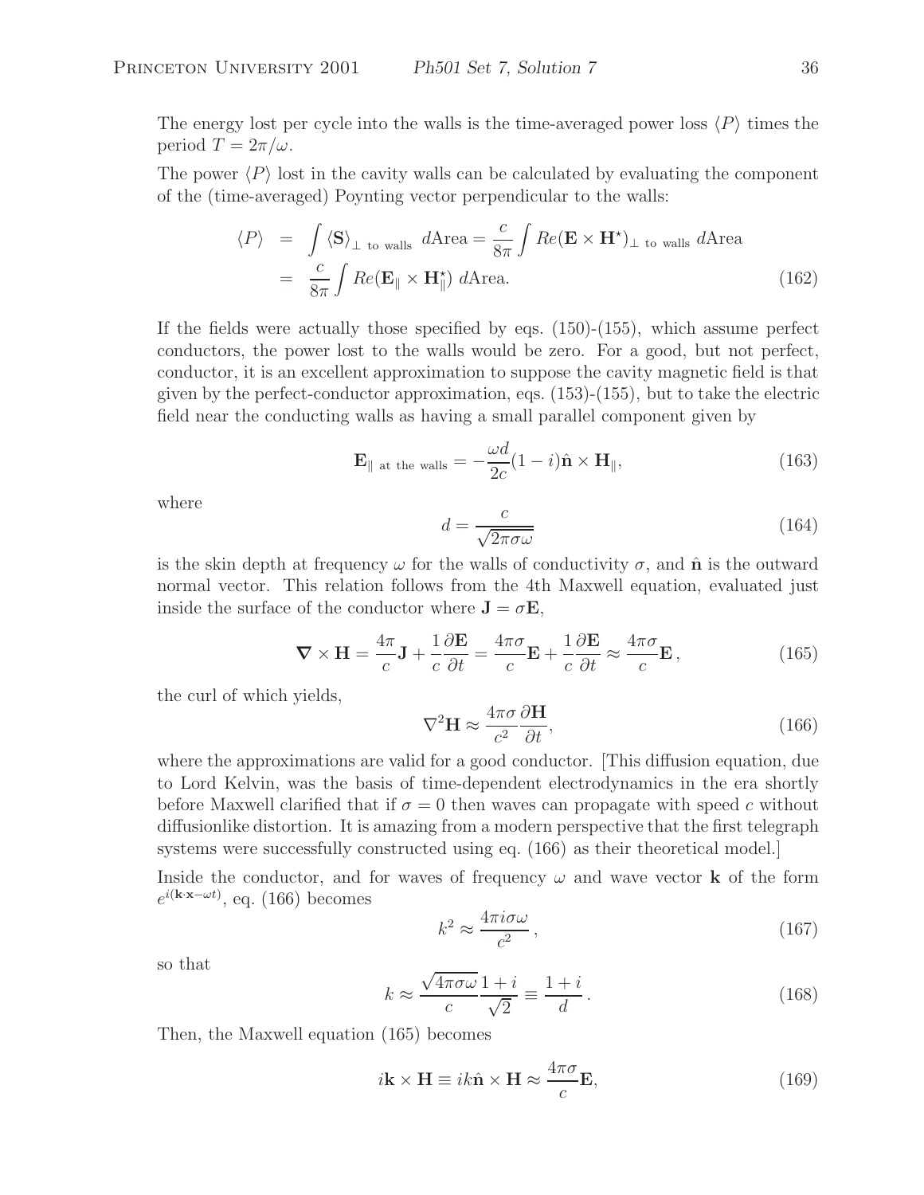The energy lost per cycle into the walls is the time-averaged power loss $\langle P \rangle$ times the period $T = 2\pi/\omega$.

The power $\langle P \rangle$ lost in the cavity walls can be calculated by evaluating the component of the (time-averaged) Poynting vector perpendicular to the walls:

$$\begin{aligned}
\langle P \rangle &= \int \langle \mathbf{S} \rangle_{\perp \text{ to walls}} \; d\text{Area} = \frac{c}{8\pi} \int Re(\mathbf{E} \times \mathbf{H}^\star)_{\perp \text{ to walls}} \; d\text{Area} \\
&= \frac{c}{8\pi} \int Re(\mathbf{E}_\parallel \times \mathbf{H}_\parallel^\star) \; d\text{Area}. \qquad (162)
\end{aligned}$$

If the fields were actually those specified by eqs. (150)-(155), which assume perfect conductors, the power lost to the walls would be zero. For a good, but not perfect, conductor, it is an excellent approximation to suppose the cavity magnetic field is that given by the perfect-conductor approximation, eqs. (153)-(155), but to take the electric field near the conducting walls as having a small parallel component given by

$$\mathbf{E}_{\parallel \text{ at the walls}} = -\frac{\omega d}{2c}(1 - i)\hat{\mathbf{n}} \times \mathbf{H}_\parallel, \qquad (163)$$

where

$$d = \frac{c}{\sqrt{2\pi\sigma\omega}} \qquad (164)$$

is the skin depth at frequency $\omega$ for the walls of conductivity $\sigma$, and $\hat{\mathbf{n}}$ is the outward normal vector. This relation follows from the 4th Maxwell equation, evaluated just inside the surface of the conductor where $\mathbf{J} = \sigma\mathbf{E}$,

$$\boldsymbol{\nabla} \times \mathbf{H} = \frac{4\pi}{c}\mathbf{J} + \frac{1}{c}\frac{\partial \mathbf{E}}{\partial t} = \frac{4\pi\sigma}{c}\mathbf{E} + \frac{1}{c}\frac{\partial \mathbf{E}}{\partial t} \approx \frac{4\pi\sigma}{c}\mathbf{E}\,, \qquad (165)$$

the curl of which yields,

$$\nabla^2 \mathbf{H} \approx \frac{4\pi\sigma}{c^2}\frac{\partial \mathbf{H}}{\partial t}, \qquad (166)$$

where the approximations are valid for a good conductor. [This diffusion equation, due to Lord Kelvin, was the basis of time-dependent electrodynamics in the era shortly before Maxwell clarified that if $\sigma = 0$ then waves can propagate with speed $c$ without diffusionlike distortion. It is amazing from a modern perspective that the first telegraph systems were successfully constructed using eq. (166) as their theoretical model.]

Inside the conductor, and for waves of frequency $\omega$ and wave vector $\mathbf{k}$ of the form $e^{i(\mathbf{k}\cdot\mathbf{x} - \omega t)}$, eq. (166) becomes

$$k^2 \approx \frac{4\pi i \sigma\omega}{c^2}\,, \qquad (167)$$

so that

$$k \approx \frac{\sqrt{4\pi\sigma\omega}}{c}\frac{1 + i}{\sqrt{2}} \equiv \frac{1 + i}{d}\,. \qquad (168)$$

Then, the Maxwell equation (165) becomes

$$i\mathbf{k} \times \mathbf{H} \equiv ik\hat{\mathbf{n}} \times \mathbf{H} \approx \frac{4\pi\sigma}{c}\mathbf{E}, \qquad (169)$$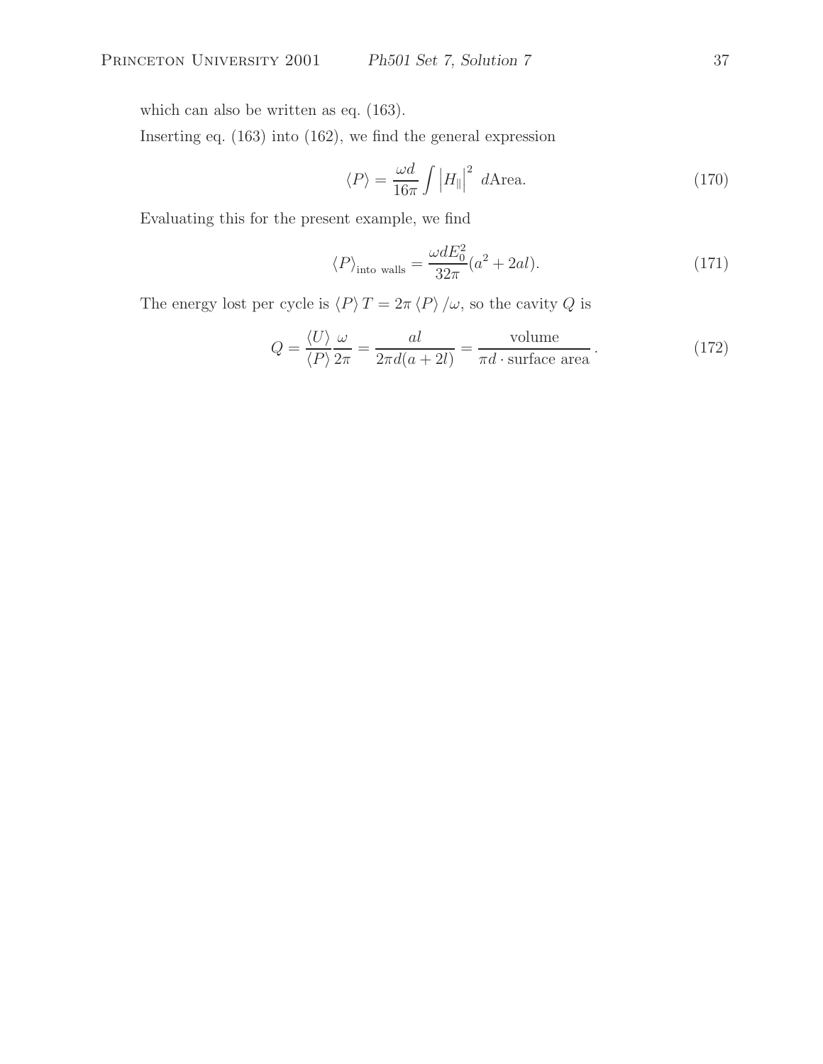which can also be written as eq. (163).

Inserting eq. (163) into (162), we find the general expression

$$\langle P \rangle = \frac{\omega d}{16\pi} \int \left| H_{\parallel} \right|^2 \, d\text{Area}. \tag{170}$$

Evaluating this for the present example, we find

$$\langle P \rangle_{\text{into walls}} = \frac{\omega d E_0^2}{32\pi}(a^2 + 2al). \tag{171}$$

The energy lost per cycle is $\langle P \rangle T = 2\pi \langle P \rangle / \omega$, so the cavity $Q$ is

$$Q = \frac{\langle U \rangle}{\langle P \rangle} \frac{\omega}{2\pi} = \frac{al}{2\pi d(a + 2l)} = \frac{\text{volume}}{\pi d \cdot \text{surface area}}. \tag{172}$$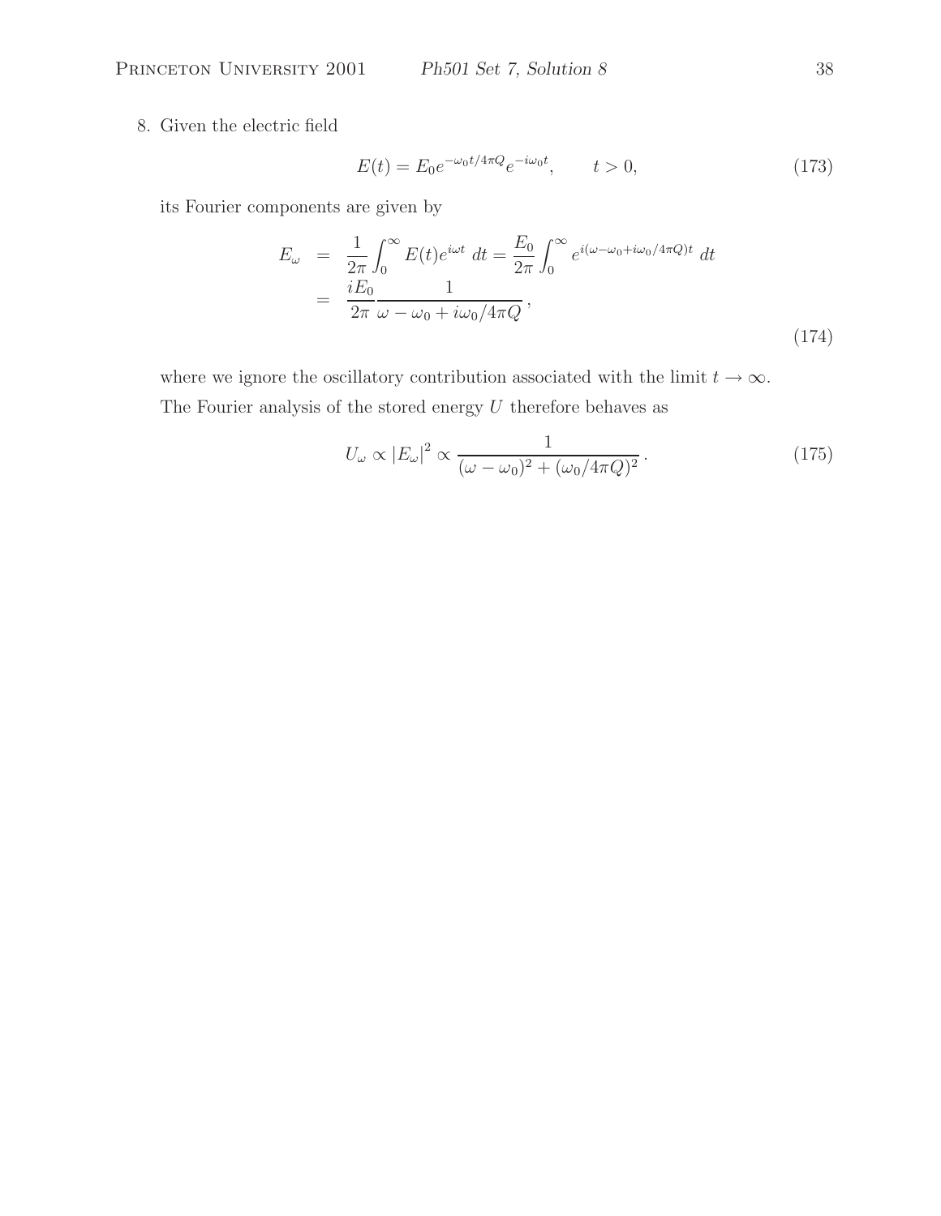8. Given the electric field

$$E(t) = E_0 e^{-\omega_0 t/4\pi Q} e^{-i\omega_0 t}, \qquad t > 0, \tag{173}$$

its Fourier components are given by

$$\begin{aligned} E_\omega &= \frac{1}{2\pi}\int_0^\infty E(t) e^{i\omega t}\, dt = \frac{E_0}{2\pi}\int_0^\infty e^{i(\omega - \omega_0 + i\omega_0/4\pi Q)t}\, dt \\ &= \frac{iE_0}{2\pi}\frac{1}{\omega - \omega_0 + i\omega_0/4\pi Q}, \end{aligned} \tag{174}$$

where we ignore the oscillatory contribution associated with the limit $t \to \infty$.

The Fourier analysis of the stored energy $U$ therefore behaves as

$$U_\omega \propto |E_\omega|^2 \propto \frac{1}{(\omega - \omega_0)^2 + (\omega_0/4\pi Q)^2}. \tag{175}$$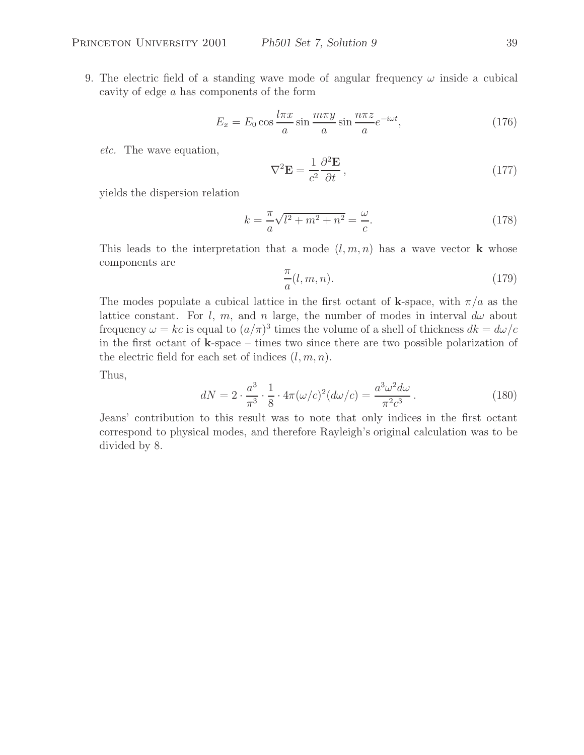9. The electric field of a standing wave mode of angular frequency $\omega$ inside a cubical cavity of edge $a$ has components of the form

$$E_x = E_0 \cos \frac{l\pi x}{a} \sin \frac{m\pi y}{a} \sin \frac{n\pi z}{a} e^{-i\omega t}, \tag{176}$$

*etc.* The wave equation,

$$\nabla^2 \mathbf{E} = \frac{1}{c^2} \frac{\partial^2 \mathbf{E}}{\partial t}, \tag{177}$$

yields the dispersion relation

$$k = \frac{\pi}{a}\sqrt{l^2 + m^2 + n^2} = \frac{\omega}{c}. \tag{178}$$

This leads to the interpretation that a mode $(l, m, n)$ has a wave vector $\mathbf{k}$ whose components are

$$\frac{\pi}{a}(l, m, n). \tag{179}$$

The modes populate a cubical lattice in the first octant of $\mathbf{k}$-space, with $\pi/a$ as the lattice constant. For $l$, $m$, and $n$ large, the number of modes in interval $d\omega$ about frequency $\omega = kc$ is equal to $(a/\pi)^3$ times the volume of a shell of thickness $dk = d\omega/c$ in the first octant of $\mathbf{k}$-space – times two since there are two possible polarization of the electric field for each set of indices $(l, m, n)$.

Thus,

$$dN = 2 \cdot \frac{a^3}{\pi^3} \cdot \frac{1}{8} \cdot 4\pi(\omega/c)^2(d\omega/c) = \frac{a^3\omega^2 d\omega}{\pi^2 c^3}. \tag{180}$$

Jeans' contribution to this result was to note that only indices in the first octant correspond to physical modes, and therefore Rayleigh's original calculation was to be divided by 8.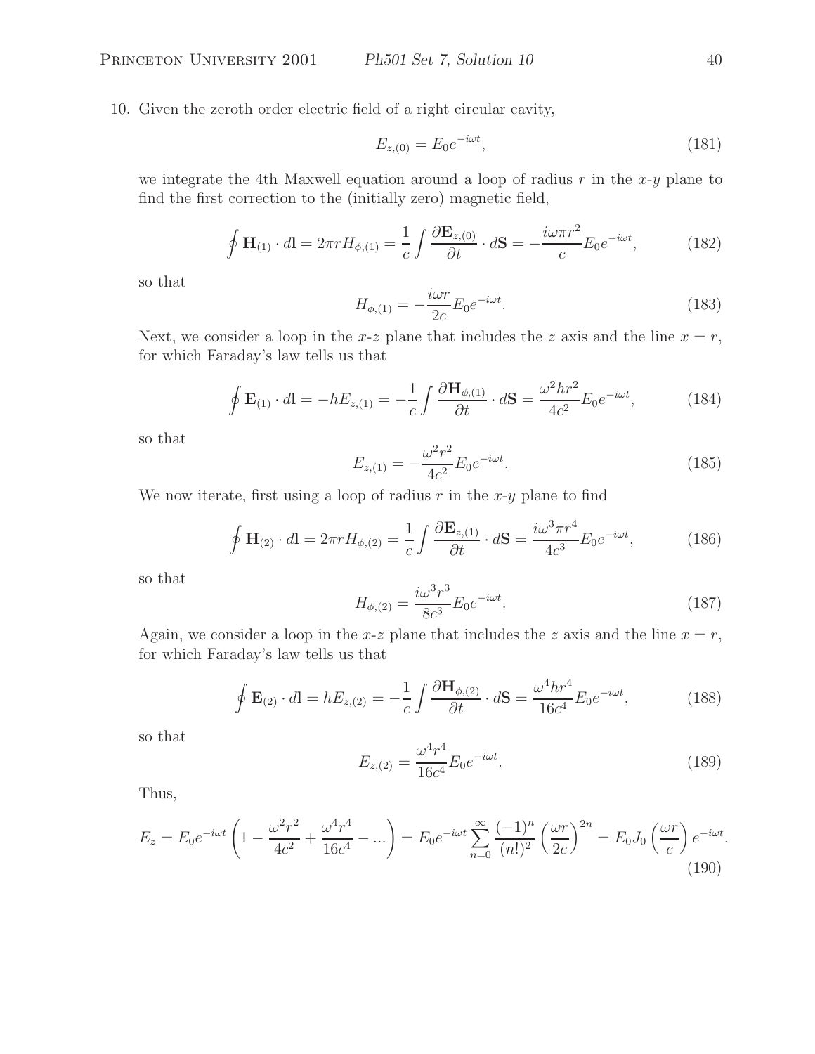10. Given the zeroth order electric field of a right circular cavity,

$$E_{z,(0)} = E_0 e^{-i\omega t}, \tag{181}$$

we integrate the 4th Maxwell equation around a loop of radius $r$ in the $x$-$y$ plane to find the first correction to the (initially zero) magnetic field,

$$\oint \mathbf{H}_{(1)} \cdot d\mathbf{l} = 2\pi r H_{\phi,(1)} = \frac{1}{c} \int \frac{\partial \mathbf{E}_{z,(0)}}{\partial t} \cdot d\mathbf{S} = -\frac{i\omega \pi r^2}{c} E_0 e^{-i\omega t}, \tag{182}$$

so that

$$H_{\phi,(1)} = -\frac{i\omega r}{2c} E_0 e^{-i\omega t}. \tag{183}$$

Next, we consider a loop in the $x$-$z$ plane that includes the $z$ axis and the line $x = r$, for which Faraday's law tells us that

$$\oint \mathbf{E}_{(1)} \cdot d\mathbf{l} = -hE_{z,(1)} = -\frac{1}{c} \int \frac{\partial \mathbf{H}_{\phi,(1)}}{\partial t} \cdot d\mathbf{S} = \frac{\omega^2 h r^2}{4c^2} E_0 e^{-i\omega t}, \tag{184}$$

so that

$$E_{z,(1)} = -\frac{\omega^2 r^2}{4c^2} E_0 e^{-i\omega t}. \tag{185}$$

We now iterate, first using a loop of radius $r$ in the $x$-$y$ plane to find

$$\oint \mathbf{H}_{(2)} \cdot d\mathbf{l} = 2\pi r H_{\phi,(2)} = \frac{1}{c} \int \frac{\partial \mathbf{E}_{z,(1)}}{\partial t} \cdot d\mathbf{S} = \frac{i\omega^3 \pi r^4}{4c^3} E_0 e^{-i\omega t}, \tag{186}$$

so that

$$H_{\phi,(2)} = \frac{i\omega^3 r^3}{8c^3} E_0 e^{-i\omega t}. \tag{187}$$

Again, we consider a loop in the $x$-$z$ plane that includes the $z$ axis and the line $x = r$, for which Faraday's law tells us that

$$\oint \mathbf{E}_{(2)} \cdot d\mathbf{l} = hE_{z,(2)} = -\frac{1}{c} \int \frac{\partial \mathbf{H}_{\phi,(2)}}{\partial t} \cdot d\mathbf{S} = \frac{\omega^4 h r^4}{16c^4} E_0 e^{-i\omega t}, \tag{188}$$

so that

$$E_{z,(2)} = \frac{\omega^4 r^4}{16c^4} E_0 e^{-i\omega t}. \tag{189}$$

Thus,

$$E_z = E_0 e^{-i\omega t} \left( 1 - \frac{\omega^2 r^2}{4c^2} + \frac{\omega^4 r^4}{16c^4} - ... \right) = E_0 e^{-i\omega t} \sum_{n=0}^{\infty} \frac{(-1)^n}{(n!)^2} \left( \frac{\omega r}{2c} \right)^{2n} = E_0 J_0 \left( \frac{\omega r}{c} \right) e^{-i\omega t}. \tag{190}$$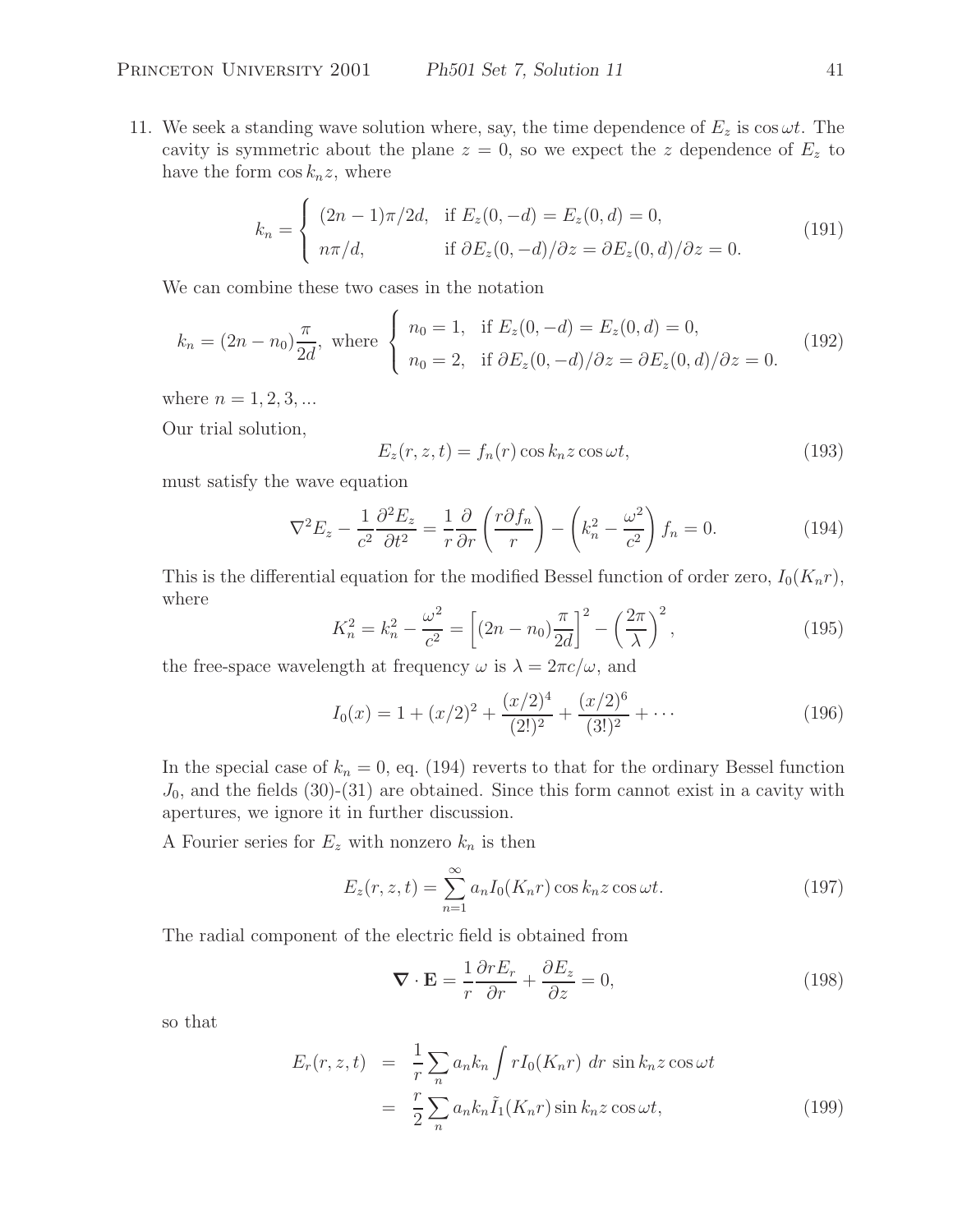11. We seek a standing wave solution where, say, the time dependence of $E_z$ is $\cos\omega t$. The cavity is symmetric about the plane $z = 0$, so we expect the $z$ dependence of $E_z$ to have the form $\cos k_n z$, where

$$k_n = \begin{cases} (2n-1)\pi/2d, & \text{if } E_z(0,-d) = E_z(0,d) = 0, \\ n\pi/d, & \text{if } \partial E_z(0,-d)/\partial z = \partial E_z(0,d)/\partial z = 0. \end{cases} \tag{191}$$

We can combine these two cases in the notation

$$k_n = (2n - n_0)\frac{\pi}{2d}, \text{ where } \begin{cases} n_0 = 1, & \text{if } E_z(0,-d) = E_z(0,d) = 0, \\ n_0 = 2, & \text{if } \partial E_z(0,-d)/\partial z = \partial E_z(0,d)/\partial z = 0. \end{cases} \tag{192}$$

where $n = 1, 2, 3, ...$

Our trial solution,

$$E_z(r,z,t) = f_n(r)\cos k_n z \cos\omega t, \tag{193}$$

must satisfy the wave equation

$$\nabla^2 E_z - \frac{1}{c^2}\frac{\partial^2 E_z}{\partial t^2} = \frac{1}{r}\frac{\partial}{\partial r}\left(\frac{r\partial f_n}{r}\right) - \left(k_n^2 - \frac{\omega^2}{c^2}\right) f_n = 0. \tag{194}$$

This is the differential equation for the modified Bessel function of order zero, $I_0(K_n r)$, where

$$K_n^2 = k_n^2 - \frac{\omega^2}{c^2} = \left[(2n - n_0)\frac{\pi}{2d}\right]^2 - \left(\frac{2\pi}{\lambda}\right)^2, \tag{195}$$

the free-space wavelength at frequency $\omega$ is $\lambda = 2\pi c/\omega$, and

$$I_0(x) = 1 + (x/2)^2 + \frac{(x/2)^4}{(2!)^2} + \frac{(x/2)^6}{(3!)^2} + \cdots \tag{196}$$

In the special case of $k_n = 0$, eq. (194) reverts to that for the ordinary Bessel function $J_0$, and the fields (30)-(31) are obtained. Since this form cannot exist in a cavity with apertures, we ignore it in further discussion.

A Fourier series for $E_z$ with nonzero $k_n$ is then

$$E_z(r,z,t) = \sum_{n=1}^{\infty} a_n I_0(K_n r)\cos k_n z \cos\omega t. \tag{197}$$

The radial component of the electric field is obtained from

$$\boldsymbol{\nabla}\cdot\mathbf{E} = \frac{1}{r}\frac{\partial r E_r}{\partial r} + \frac{\partial E_z}{\partial z} = 0, \tag{198}$$

so that

$$\begin{aligned} E_r(r,z,t) &= \frac{1}{r}\sum_n a_n k_n \int r I_0(K_n r)\ dr\ \sin k_n z\cos\omega t \\ &= \frac{r}{2}\sum_n a_n k_n \tilde{I}_1(K_n r)\sin k_n z \cos\omega t, \end{aligned} \tag{199}$$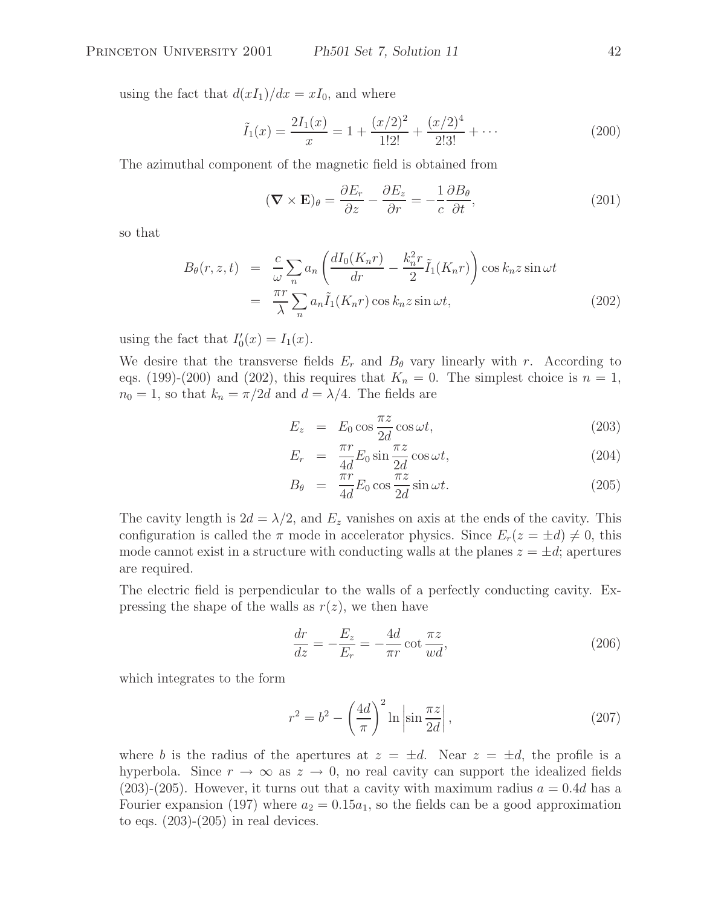using the fact that $d(xI_1)/dx = xI_0$, and where

$$\tilde{I}_1(x) = \frac{2I_1(x)}{x} = 1 + \frac{(x/2)^2}{1!2!} + \frac{(x/2)^4}{2!3!} + \cdots \tag{200}$$

The azimuthal component of the magnetic field is obtained from

$$(\boldsymbol{\nabla} \times \mathbf{E})_\theta = \frac{\partial E_r}{\partial z} - \frac{\partial E_z}{\partial r} = -\frac{1}{c}\frac{\partial B_\theta}{\partial t}, \tag{201}$$

so that

$$\begin{aligned} B_\theta(r, z, t) &= \frac{c}{\omega}\sum_n a_n \left(\frac{dI_0(K_n r)}{dr} - \frac{k_n^2 r}{2}\tilde{I}_1(K_n r)\right)\cos k_n z \sin \omega t \\ &= \frac{\pi r}{\lambda}\sum_n a_n \tilde{I}_1(K_n r)\cos k_n z \sin \omega t, \end{aligned} \tag{202}$$

using the fact that $I_0'(x) = I_1(x)$.

We desire that the transverse fields $E_r$ and $B_\theta$ vary linearly with $r$. According to eqs. (199)-(200) and (202), this requires that $K_n = 0$. The simplest choice is $n = 1$, $n_0 = 1$, so that $k_n = \pi/2d$ and $d = \lambda/4$. The fields are

$$E_z = E_0 \cos\frac{\pi z}{2d}\cos\omega t, \tag{203}$$

$$E_r = \frac{\pi r}{4d}E_0 \sin\frac{\pi z}{2d}\cos\omega t, \tag{204}$$

$$B_\theta = \frac{\pi r}{4d}E_0 \cos\frac{\pi z}{2d}\sin\omega t. \tag{205}$$

The cavity length is $2d = \lambda/2$, and $E_z$ vanishes on axis at the ends of the cavity. This configuration is called the $\pi$ mode in accelerator physics. Since $E_r(z = \pm d) \neq 0$, this mode cannot exist in a structure with conducting walls at the planes $z = \pm d$; apertures are required.

The electric field is perpendicular to the walls of a perfectly conducting cavity. Expressing the shape of the walls as $r(z)$, we then have

$$\frac{dr}{dz} = -\frac{E_z}{E_r} = -\frac{4d}{\pi r}\cot\frac{\pi z}{wd}, \tag{206}$$

which integrates to the form

$$r^2 = b^2 - \left(\frac{4d}{\pi}\right)^2 \ln\left|\sin\frac{\pi z}{2d}\right|, \tag{207}$$

where $b$ is the radius of the apertures at $z = \pm d$. Near $z = \pm d$, the profile is a hyperbola. Since $r \to \infty$ as $z \to 0$, no real cavity can support the idealized fields (203)-(205). However, it turns out that a cavity with maximum radius $a = 0.4d$ has a Fourier expansion (197) where $a_2 = 0.15a_1$, so the fields can be a good approximation to eqs. (203)-(205) in real devices.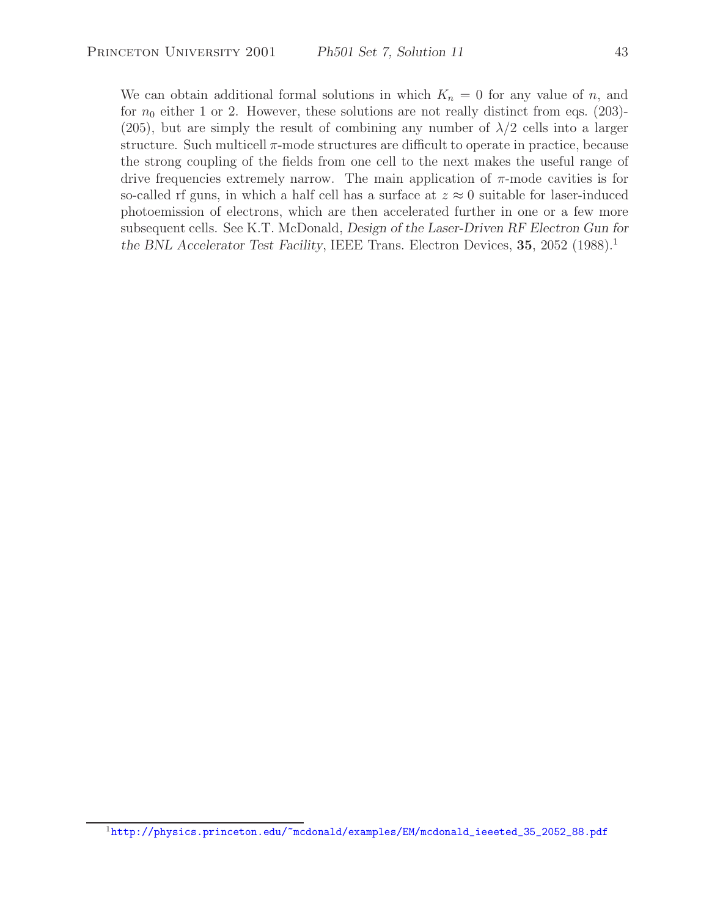We can obtain additional formal solutions in which $K_n = 0$ for any value of $n$, and for $n_0$ either 1 or 2. However, these solutions are not really distinct from eqs. (203)-(205), but are simply the result of combining any number of $\lambda/2$ cells into a larger structure. Such multicell $\pi$-mode structures are difficult to operate in practice, because the strong coupling of the fields from one cell to the next makes the useful range of drive frequencies extremely narrow. The main application of $\pi$-mode cavities is for so-called rf guns, in which a half cell has a surface at $z \approx 0$ suitable for laser-induced photoemission of electrons, which are then accelerated further in one or a few more subsequent cells. See K.T. McDonald, *Design of the Laser-Driven RF Electron Gun for the BNL Accelerator Test Facility*, IEEE Trans. Electron Devices, **35**, 2052 (1988).[1]

[1] http://physics.princeton.edu/~mcdonald/examples/EM/mcdonald_ieeeted_35_2052_88.pdf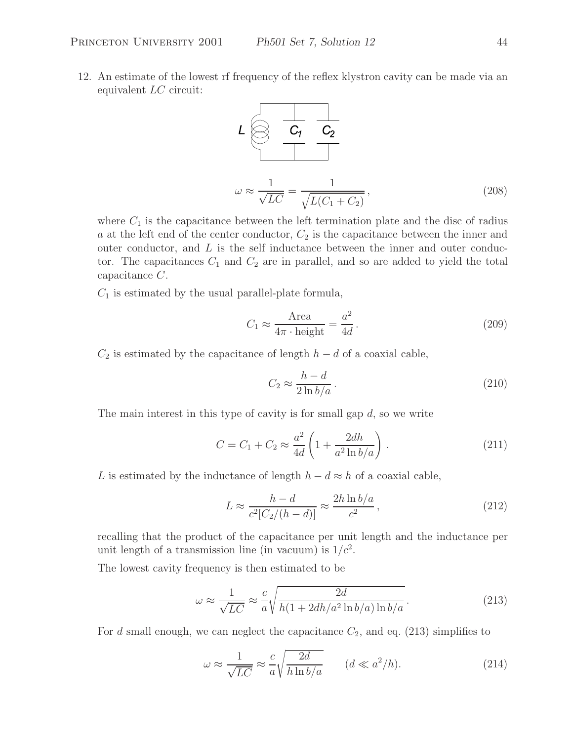12. An estimate of the lowest rf frequency of the reflex klystron cavity can be made via an equivalent $LC$ circuit:

$$\omega \approx \frac{1}{\sqrt{LC}} = \frac{1}{\sqrt{L(C_1 + C_2)}}, \tag{208}$$

where $C_1$ is the capacitance between the left termination plate and the disc of radius $a$ at the left end of the center conductor, $C_2$ is the capacitance between the inner and outer conductor, and $L$ is the self inductance between the inner and outer conductor. The capacitances $C_1$ and $C_2$ are in parallel, and so are added to yield the total capacitance $C$.

$C_1$ is estimated by the usual parallel-plate formula,

$$C_1 \approx \frac{\text{Area}}{4\pi \cdot \text{height}} = \frac{a^2}{4d}. \tag{209}$$

$C_2$ is estimated by the capacitance of length $h - d$ of a coaxial cable,

$$C_2 \approx \frac{h - d}{2 \ln b/a}. \tag{210}$$

The main interest in this type of cavity is for small gap $d$, so we write

$$C = C_1 + C_2 \approx \frac{a^2}{4d}\left(1 + \frac{2dh}{a^2 \ln b/a}\right). \tag{211}$$

$L$ is estimated by the inductance of length $h - d \approx h$ of a coaxial cable,

$$L \approx \frac{h - d}{c^2[C_2/(h - d)]} \approx \frac{2h \ln b/a}{c^2}, \tag{212}$$

recalling that the product of the capacitance per unit length and the inductance per unit length of a transmission line (in vacuum) is $1/c^2$.

The lowest cavity frequency is then estimated to be

$$\omega \approx \frac{1}{\sqrt{LC}} \approx \frac{c}{a}\sqrt{\frac{2d}{h(1 + 2dh/a^2 \ln b/a) \ln b/a}}. \tag{213}$$

For $d$ small enough, we can neglect the capacitance $C_2$, and eq. (213) simplifies to

$$\omega \approx \frac{1}{\sqrt{LC}} \approx \frac{c}{a}\sqrt{\frac{2d}{h \ln b/a}} \qquad (d \ll a^2/h). \tag{214}$$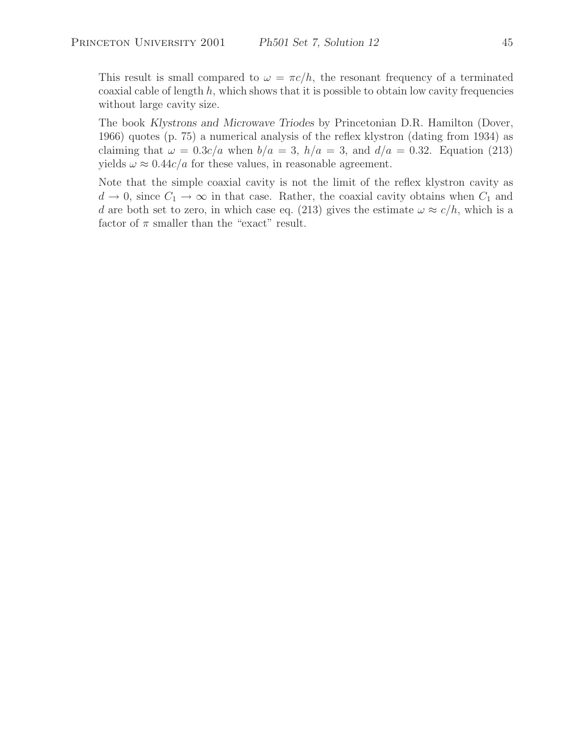This result is small compared to $\omega = \pi c/h$, the resonant frequency of a terminated coaxial cable of length $h$, which shows that it is possible to obtain low cavity frequencies without large cavity size.

The book *Klystrons and Microwave Triodes* by Princetonian D.R. Hamilton (Dover, 1966) quotes (p. 75) a numerical analysis of the reflex klystron (dating from 1934) as claiming that $\omega = 0.3c/a$ when $b/a = 3$, $h/a = 3$, and $d/a = 0.32$. Equation (213) yields $\omega \approx 0.44c/a$ for these values, in reasonable agreement.

Note that the simple coaxial cavity is not the limit of the reflex klystron cavity as $d \to 0$, since $C_1 \to \infty$ in that case. Rather, the coaxial cavity obtains when $C_1$ and $d$ are both set to zero, in which case eq. (213) gives the estimate $\omega \approx c/h$, which is a factor of $\pi$ smaller than the "exact" result.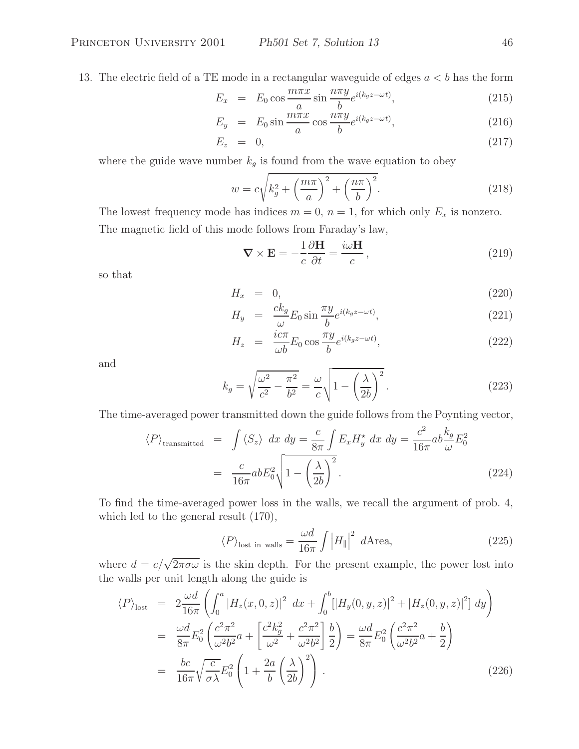13. The electric field of a TE mode in a rectangular waveguide of edges $a < b$ has the form

$$E_x = E_0 \cos\frac{m\pi x}{a}\sin\frac{n\pi y}{b}e^{i(k_g z - \omega t)}, \tag{215}$$

$$E_y = E_0 \sin\frac{m\pi x}{a}\cos\frac{n\pi y}{b}e^{i(k_g z - \omega t)}, \tag{216}$$

$$E_z = 0, \tag{217}$$

where the guide wave number $k_g$ is found from the wave equation to obey

$$w = c\sqrt{k_g^2 + \left(\frac{m\pi}{a}\right)^2 + \left(\frac{n\pi}{b}\right)^2}. \tag{218}$$

The lowest frequency mode has indices $m = 0$, $n = 1$, for which only $E_x$ is nonzero.

The magnetic field of this mode follows from Faraday's law,

$$\boldsymbol{\nabla} \times \mathbf{E} = -\frac{1}{c}\frac{\partial \mathbf{H}}{\partial t} = \frac{i\omega \mathbf{H}}{c}, \tag{219}$$

so that

$$H_x = 0, \tag{220}$$

$$H_y = \frac{ck_g}{\omega}E_0 \sin\frac{\pi y}{b}e^{i(k_g z - \omega t)}, \tag{221}$$

$$H_z = \frac{ic\pi}{\omega b}E_0 \cos\frac{\pi y}{b}e^{i(k_g z - \omega t)}, \tag{222}$$

and

$$k_g = \sqrt{\frac{\omega^2}{c^2} - \frac{\pi^2}{b^2}} = \frac{\omega}{c}\sqrt{1 - \left(\frac{\lambda}{2b}\right)^2}. \tag{223}$$

The time-averaged power transmitted down the guide follows from the Poynting vector,

$$\begin{aligned}
\langle P\rangle_{\text{transmitted}} &= \int \langle S_z\rangle \; dx\; dy = \frac{c}{8\pi}\int E_x H_y^\star \; dx\; dy = \frac{c^2}{16\pi}ab\frac{k_g}{\omega}E_0^2 \\
&= \frac{c}{16\pi}abE_0^2\sqrt{1 - \left(\frac{\lambda}{2b}\right)^2}.
\end{aligned} \tag{224}$$

To find the time-averaged power loss in the walls, we recall the argument of prob. 4, which led to the general result (170),

$$\langle P\rangle_{\text{lost in walls}} = \frac{\omega d}{16\pi}\int \left|H_\parallel\right|^2 \; d\text{Area}, \tag{225}$$

where $d = c/\sqrt{2\pi\sigma\omega}$ is the skin depth. For the present example, the power lost into the walls per unit length along the guide is

$$\begin{aligned}
\langle P\rangle_{\text{lost}} &= 2\frac{\omega d}{16\pi}\left(\int_0^a \left|H_z(x, 0, z)\right|^2 \; dx + \int_0^b [\left|H_y(0, y, z)\right|^2 + \left|H_z(0, y, z)\right|^2] \; dy\right) \\
&= \frac{\omega d}{8\pi}E_0^2\left(\frac{c^2\pi^2}{\omega^2 b^2}a + \left[\frac{c^2k_g^2}{\omega^2} + \frac{c^2\pi^2}{\omega^2 b^2}\right]\frac{b}{2}\right) = \frac{\omega d}{8\pi}E_0^2\left(\frac{c^2\pi^2}{\omega^2 b^2}a + \frac{b}{2}\right) \\
&= \frac{bc}{16\pi}\sqrt{\frac{c}{\sigma\lambda}}E_0^2\left(1 + \frac{2a}{b}\left(\frac{\lambda}{2b}\right)^2\right).
\end{aligned} \tag{226}$$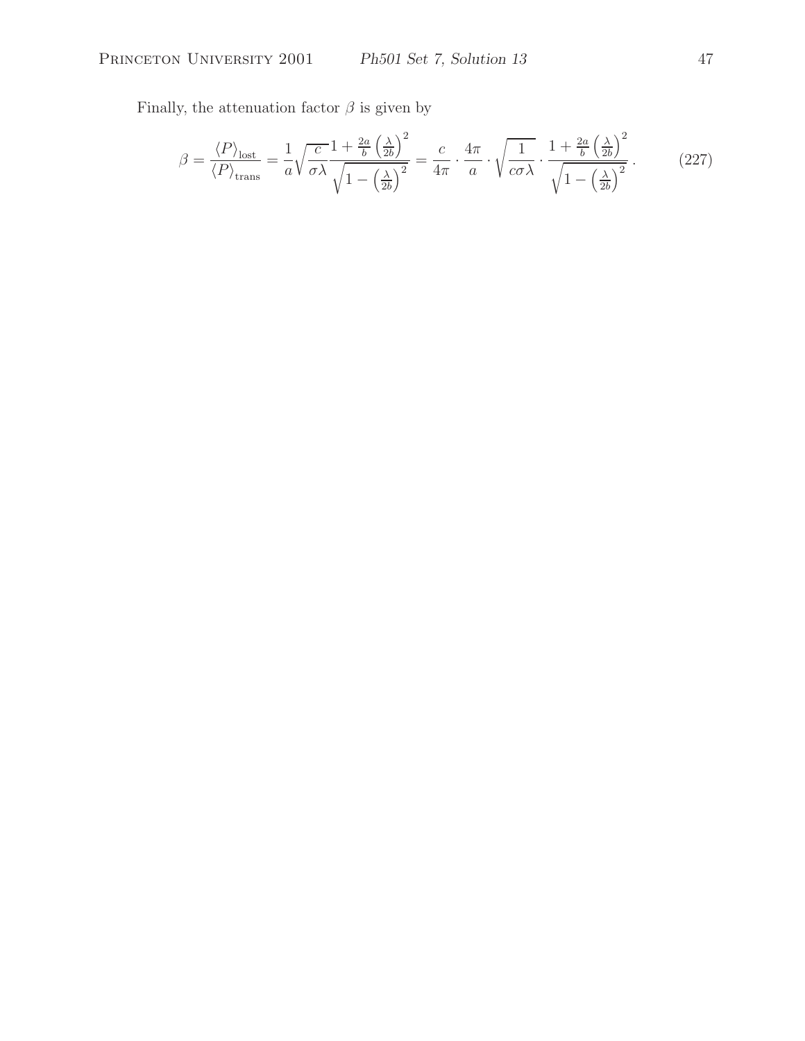Finally, the attenuation factor $\beta$ is given by

$$\beta = \frac{\langle P \rangle_{\text{lost}}}{\langle P \rangle_{\text{trans}}} = \frac{1}{a}\sqrt{\frac{c}{\sigma\lambda}}\frac{1 + \frac{2a}{b}\left(\frac{\lambda}{2b}\right)^2}{\sqrt{1 - \left(\frac{\lambda}{2b}\right)^2}} = \frac{c}{4\pi} \cdot \frac{4\pi}{a} \cdot \sqrt{\frac{1}{c\sigma\lambda}} \cdot \frac{1 + \frac{2a}{b}\left(\frac{\lambda}{2b}\right)^2}{\sqrt{1 - \left(\frac{\lambda}{2b}\right)^2}}. \tag{227}$$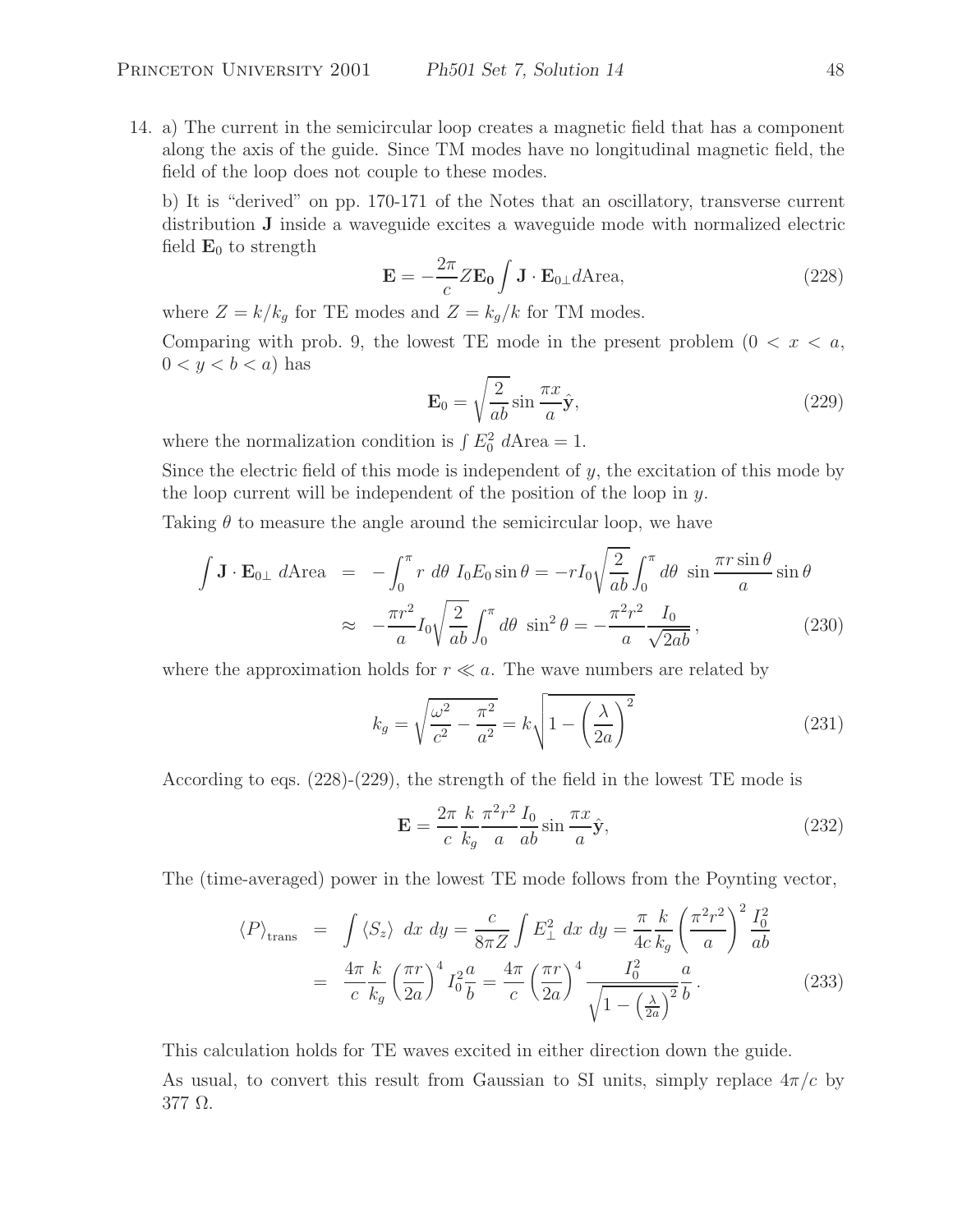14. a) The current in the semicircular loop creates a magnetic field that has a component along the axis of the guide. Since TM modes have no longitudinal magnetic field, the field of the loop does not couple to these modes.

b) It is "derived" on pp. 170-171 of the Notes that an oscillatory, transverse current distribution $\mathbf{J}$ inside a waveguide excites a waveguide mode with normalized electric field $\mathbf{E}_0$ to strength

$$\mathbf{E} = -\frac{2\pi}{c} Z \mathbf{E_0} \int \mathbf{J} \cdot \mathbf{E}_{0\perp} d\text{Area}, \tag{228}$$

where $Z = k/k_g$ for TE modes and $Z = k_g/k$ for TM modes.

Comparing with prob. 9, the lowest TE mode in the present problem ($0 < x < a$, $0 < y < b < a$) has

$$\mathbf{E}_0 = \sqrt{\frac{2}{ab}} \sin \frac{\pi x}{a} \hat{\mathbf{y}}, \tag{229}$$

where the normalization condition is $\int E_0^2 \; d\text{Area} = 1$.

Since the electric field of this mode is independent of $y$, the excitation of this mode by the loop current will be independent of the position of the loop in $y$.

Taking $\theta$ to measure the angle around the semicircular loop, we have

$$\begin{aligned}
\int \mathbf{J} \cdot \mathbf{E}_{0\perp} \; d\text{Area} &= -\int_0^\pi r \; d\theta \; I_0 E_0 \sin \theta = -r I_0 \sqrt{\frac{2}{ab}} \int_0^\pi d\theta \; \sin \frac{\pi r \sin \theta}{a} \sin \theta \\
&\approx -\frac{\pi r^2}{a} I_0 \sqrt{\frac{2}{ab}} \int_0^\pi d\theta \; \sin^2 \theta = -\frac{\pi^2 r^2}{a} \frac{I_0}{\sqrt{2ab}} \, ,
\end{aligned} \tag{230}$$

where the approximation holds for $r \ll a$. The wave numbers are related by

$$k_g = \sqrt{\frac{\omega^2}{c^2} - \frac{\pi^2}{a^2}} = k \sqrt{1 - \left(\frac{\lambda}{2a}\right)^2} \tag{231}$$

According to eqs. (228)-(229), the strength of the field in the lowest TE mode is

$$\mathbf{E} = \frac{2\pi}{c} \frac{k}{k_g} \frac{\pi^2 r^2}{a} \frac{I_0}{ab} \sin \frac{\pi x}{a} \hat{\mathbf{y}}, \tag{232}$$

The (time-averaged) power in the lowest TE mode follows from the Poynting vector,

$$\begin{aligned}
\langle P \rangle_{\text{trans}} &= \int \langle S_z \rangle \; dx \; dy = \frac{c}{8\pi Z} \int E_\perp^2 \; dx \; dy = \frac{\pi}{4c} \frac{k}{k_g} \left( \frac{\pi^2 r^2}{a} \right)^2 \frac{I_0^2}{ab} \\
&= \frac{4\pi}{c} \frac{k}{k_g} \left( \frac{\pi r}{2a} \right)^4 I_0^2 \frac{a}{b} = \frac{4\pi}{c} \left( \frac{\pi r}{2a} \right)^4 \frac{I_0^2}{\sqrt{1 - \left(\frac{\lambda}{2a}\right)^2}} \frac{a}{b} \, .
\end{aligned} \tag{233}$$

This calculation holds for TE waves excited in either direction down the guide.

As usual, to convert this result from Gaussian to SI units, simply replace $4\pi/c$ by 377 Ω.